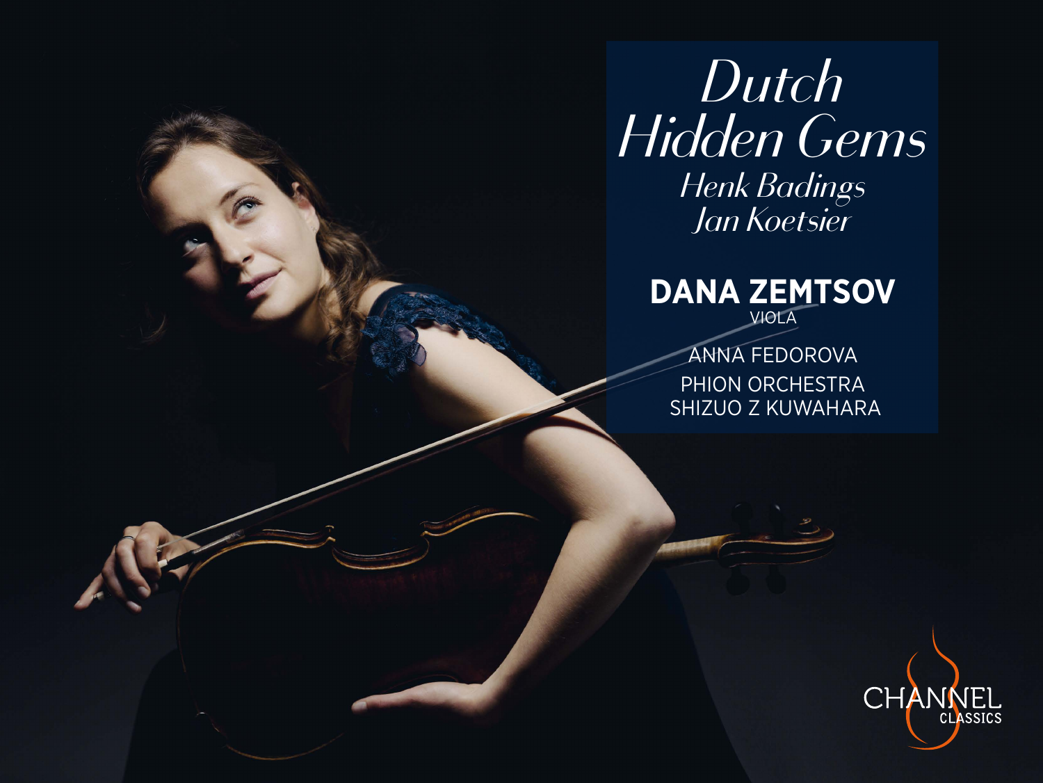# *Dutch Hidden Gems*

*Henk Badings*
*Jan Koetsier*

**DANA ZEMTSOV**
VIOLA

ANNA FEDOROVA
PHION ORCHESTRA
SHIZUO Z KUWAHARA

CHANNEL CLASSICS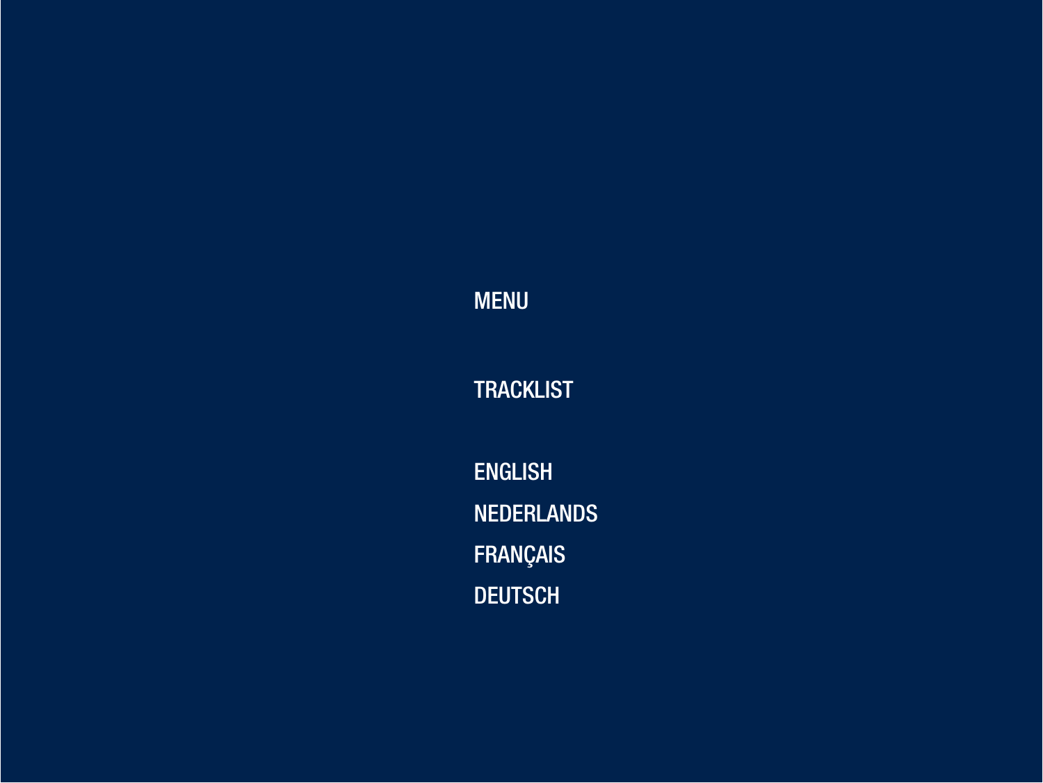MENU

TRACKLIST

ENGLISH

NEDERLANDS

FRANÇAIS

DEUTSCH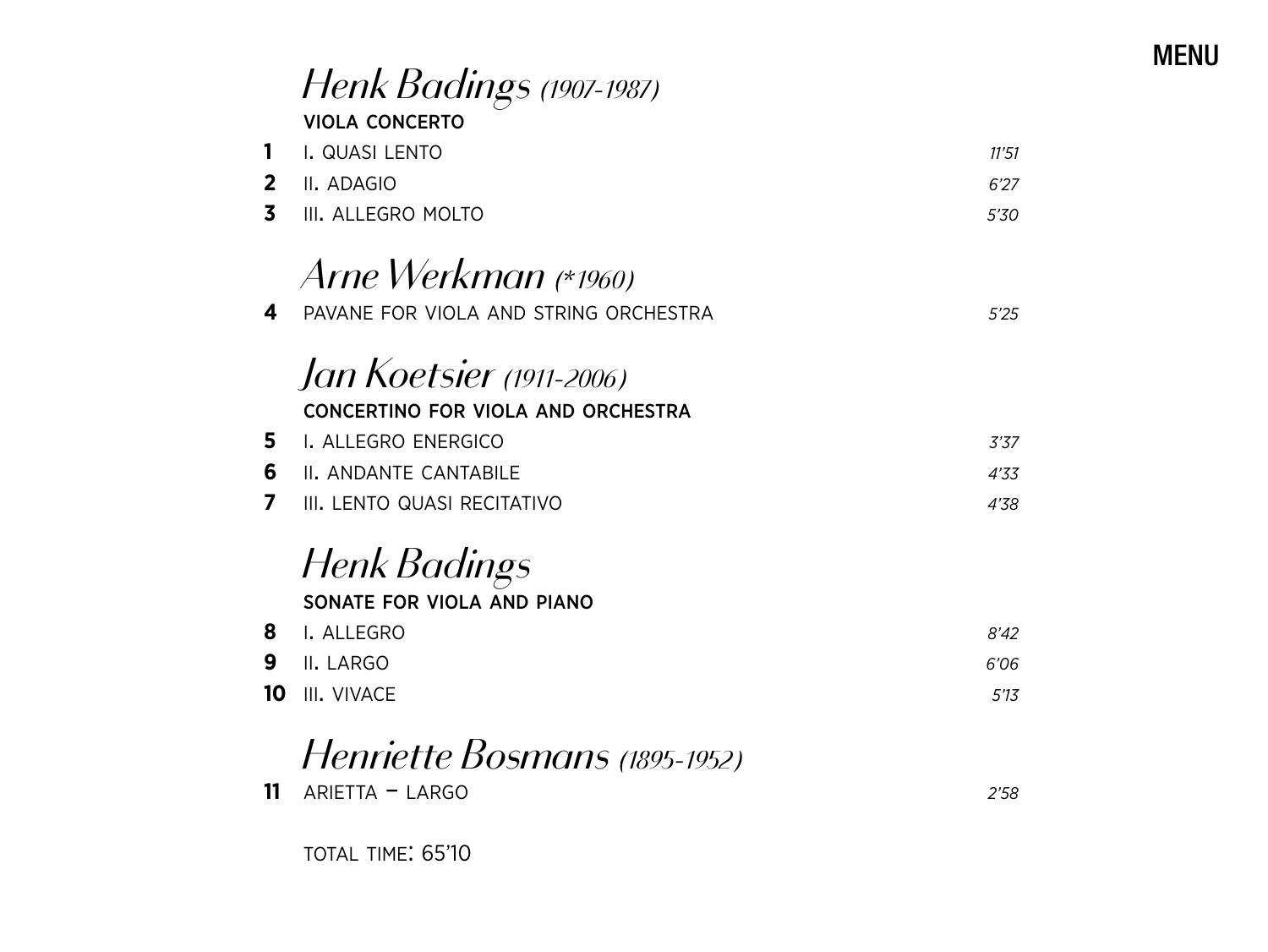## *Henk Badings (1907-1987)*

**VIOLA CONCERTO**

| | | |
|---|---|---|
| **1** | I. QUASI LENTO | *11'51* |
| **2** | II. ADAGIO | *6'27* |
| **3** | III. ALLEGRO MOLTO | *5'30* |

## *Arne Werkman (*1960)*

| | | |
|---|---|---|
| **4** | PAVANE FOR VIOLA AND STRING ORCHESTRA | *5'25* |

## *Jan Koetsier (1911-2006)*

**CONCERTINO FOR VIOLA AND ORCHESTRA**

| | | |
|---|---|---|
| **5** | I. ALLEGRO ENERGICO | *3'37* |
| **6** | II. ANDANTE CANTABILE | *4'33* |
| **7** | III. LENTO QUASI RECITATIVO | *4'38* |

## *Henk Badings*

**SONATE FOR VIOLA AND PIANO**

| | | |
|---|---|---|
| **8** | I. ALLEGRO | *8'42* |
| **9** | II. LARGO | *6'06* |
| **10** | III. VIVACE | *5'13* |

## *Henriette Bosmans (1895-1952)*

| | | |
|---|---|---|
| **11** | ARIETTA – LARGO | *2'58* |

TOTAL TIME: 65'10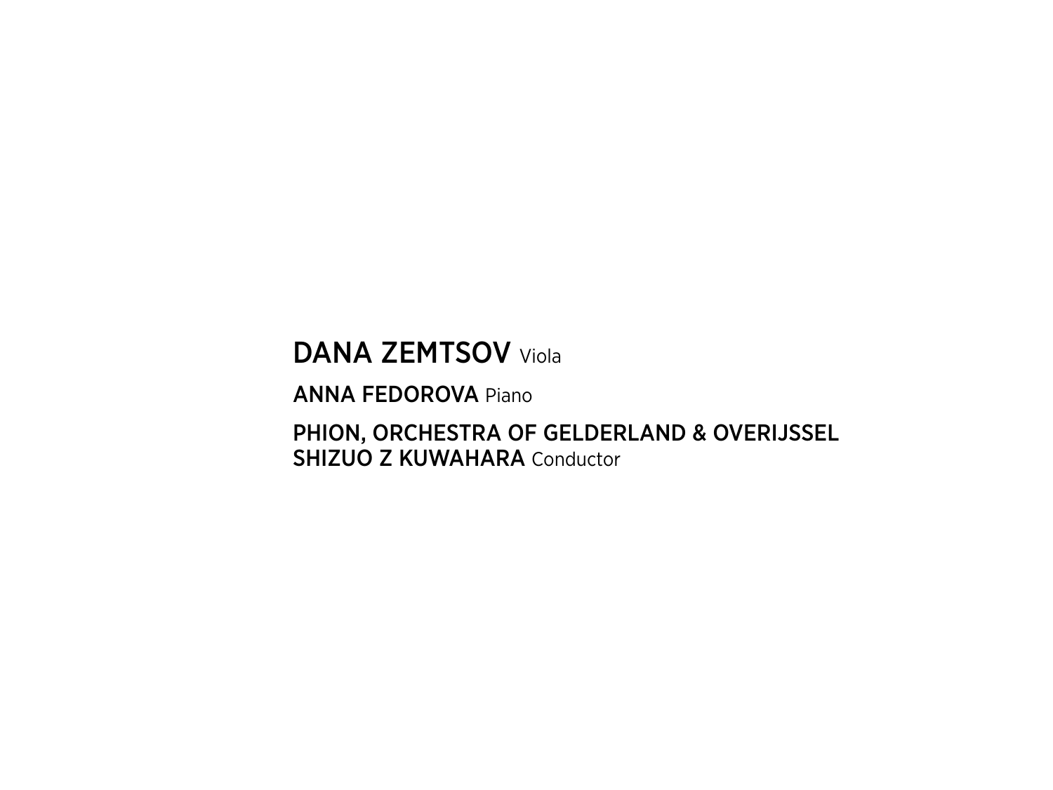**DANA ZEMTSOV** Viola

**ANNA FEDOROVA** Piano

**PHION, ORCHESTRA OF GELDERLAND & OVERIJSSEL**
**SHIZUO Z KUWAHARA** Conductor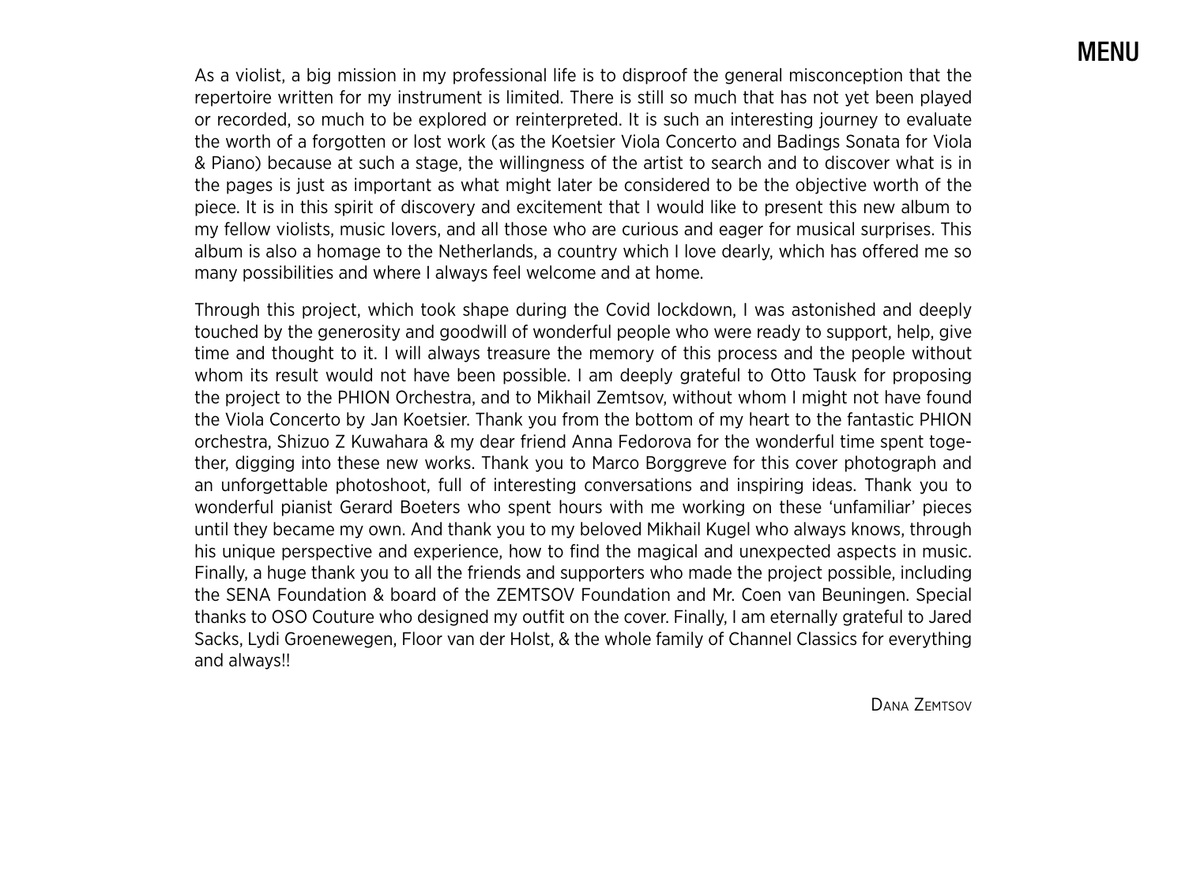As a violist, a big mission in my professional life is to disproof the general misconception that the repertoire written for my instrument is limited. There is still so much that has not yet been played or recorded, so much to be explored or reinterpreted. It is such an interesting journey to evaluate the worth of a forgotten or lost work (as the Koetsier Viola Concerto and Badings Sonata for Viola & Piano) because at such a stage, the willingness of the artist to search and to discover what is in the pages is just as important as what might later be considered to be the objective worth of the piece. It is in this spirit of discovery and excitement that I would like to present this new album to my fellow violists, music lovers, and all those who are curious and eager for musical surprises. This album is also a homage to the Netherlands, a country which I love dearly, which has offered me so many possibilities and where I always feel welcome and at home.

Through this project, which took shape during the Covid lockdown, I was astonished and deeply touched by the generosity and goodwill of wonderful people who were ready to support, help, give time and thought to it. I will always treasure the memory of this process and the people without whom its result would not have been possible. I am deeply grateful to Otto Tausk for proposing the project to the PHION Orchestra, and to Mikhail Zemtsov, without whom I might not have found the Viola Concerto by Jan Koetsier. Thank you from the bottom of my heart to the fantastic PHION orchestra, Shizuo Z Kuwahara & my dear friend Anna Fedorova for the wonderful time spent together, digging into these new works. Thank you to Marco Borggreve for this cover photograph and an unforgettable photoshoot, full of interesting conversations and inspiring ideas. Thank you to wonderful pianist Gerard Boeters who spent hours with me working on these 'unfamiliar' pieces until they became my own. And thank you to my beloved Mikhail Kugel who always knows, through his unique perspective and experience, how to find the magical and unexpected aspects in music. Finally, a huge thank you to all the friends and supporters who made the project possible, including the SENA Foundation & board of the ZEMTSOV Foundation and Mr. Coen van Beuningen. Special thanks to OSO Couture who designed my outfit on the cover. Finally, I am eternally grateful to Jared Sacks, Lydi Groenewegen, Floor van der Holst, & the whole family of Channel Classics for everything and always!!

Dana Zemtsov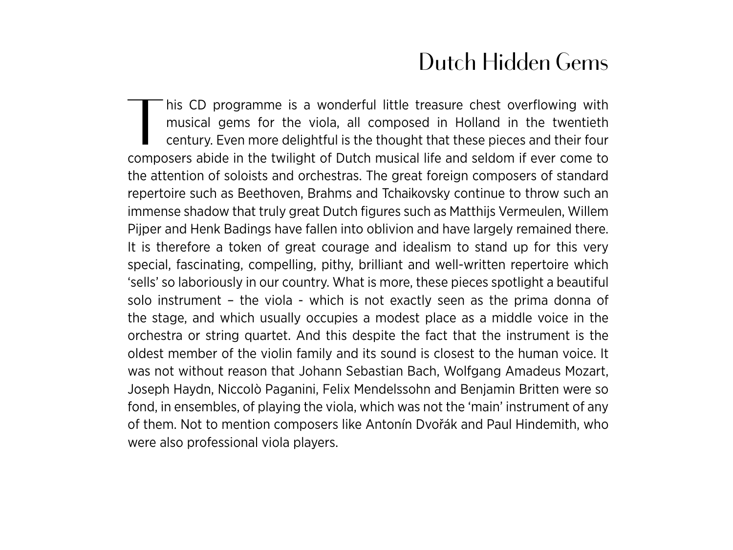# Dutch Hidden Gems

This CD programme is a wonderful little treasure chest overflowing with musical gems for the viola, all composed in Holland in the twentieth century. Even more delightful is the thought that these pieces and their four composers abide in the twilight of Dutch musical life and seldom if ever come to the attention of soloists and orchestras. The great foreign composers of standard repertoire such as Beethoven, Brahms and Tchaikovsky continue to throw such an immense shadow that truly great Dutch figures such as Matthijs Vermeulen, Willem Pijper and Henk Badings have fallen into oblivion and have largely remained there. It is therefore a token of great courage and idealism to stand up for this very special, fascinating, compelling, pithy, brilliant and well-written repertoire which 'sells' so laboriously in our country. What is more, these pieces spotlight a beautiful solo instrument – the viola - which is not exactly seen as the prima donna of the stage, and which usually occupies a modest place as a middle voice in the orchestra or string quartet. And this despite the fact that the instrument is the oldest member of the violin family and its sound is closest to the human voice. It was not without reason that Johann Sebastian Bach, Wolfgang Amadeus Mozart, Joseph Haydn, Niccolò Paganini, Felix Mendelssohn and Benjamin Britten were so fond, in ensembles, of playing the viola, which was not the 'main' instrument of any of them. Not to mention composers like Antonín Dvořák and Paul Hindemith, who were also professional viola players.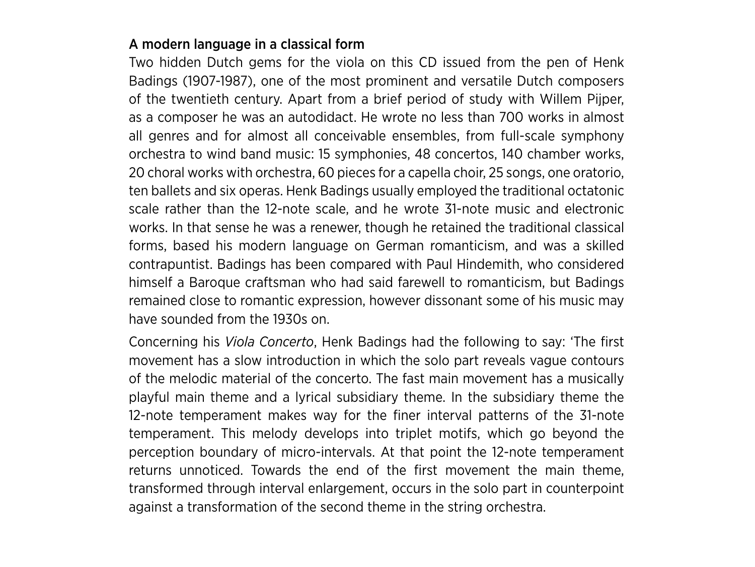## A modern language in a classical form

Two hidden Dutch gems for the viola on this CD issued from the pen of Henk Badings (1907-1987), one of the most prominent and versatile Dutch composers of the twentieth century. Apart from a brief period of study with Willem Pijper, as a composer he was an autodidact. He wrote no less than 700 works in almost all genres and for almost all conceivable ensembles, from full-scale symphony orchestra to wind band music: 15 symphonies, 48 concertos, 140 chamber works, 20 choral works with orchestra, 60 pieces for a capella choir, 25 songs, one oratorio, ten ballets and six operas. Henk Badings usually employed the traditional octatonic scale rather than the 12-note scale, and he wrote 31-note music and electronic works. In that sense he was a renewer, though he retained the traditional classical forms, based his modern language on German romanticism, and was a skilled contrapuntist. Badings has been compared with Paul Hindemith, who considered himself a Baroque craftsman who had said farewell to romanticism, but Badings remained close to romantic expression, however dissonant some of his music may have sounded from the 1930s on.

Concerning his *Viola Concerto*, Henk Badings had the following to say: 'The first movement has a slow introduction in which the solo part reveals vague contours of the melodic material of the concerto. The fast main movement has a musically playful main theme and a lyrical subsidiary theme. In the subsidiary theme the 12-note temperament makes way for the finer interval patterns of the 31-note temperament. This melody develops into triplet motifs, which go beyond the perception boundary of micro-intervals. At that point the 12-note temperament returns unnoticed. Towards the end of the first movement the main theme, transformed through interval enlargement, occurs in the solo part in counterpoint against a transformation of the second theme in the string orchestra.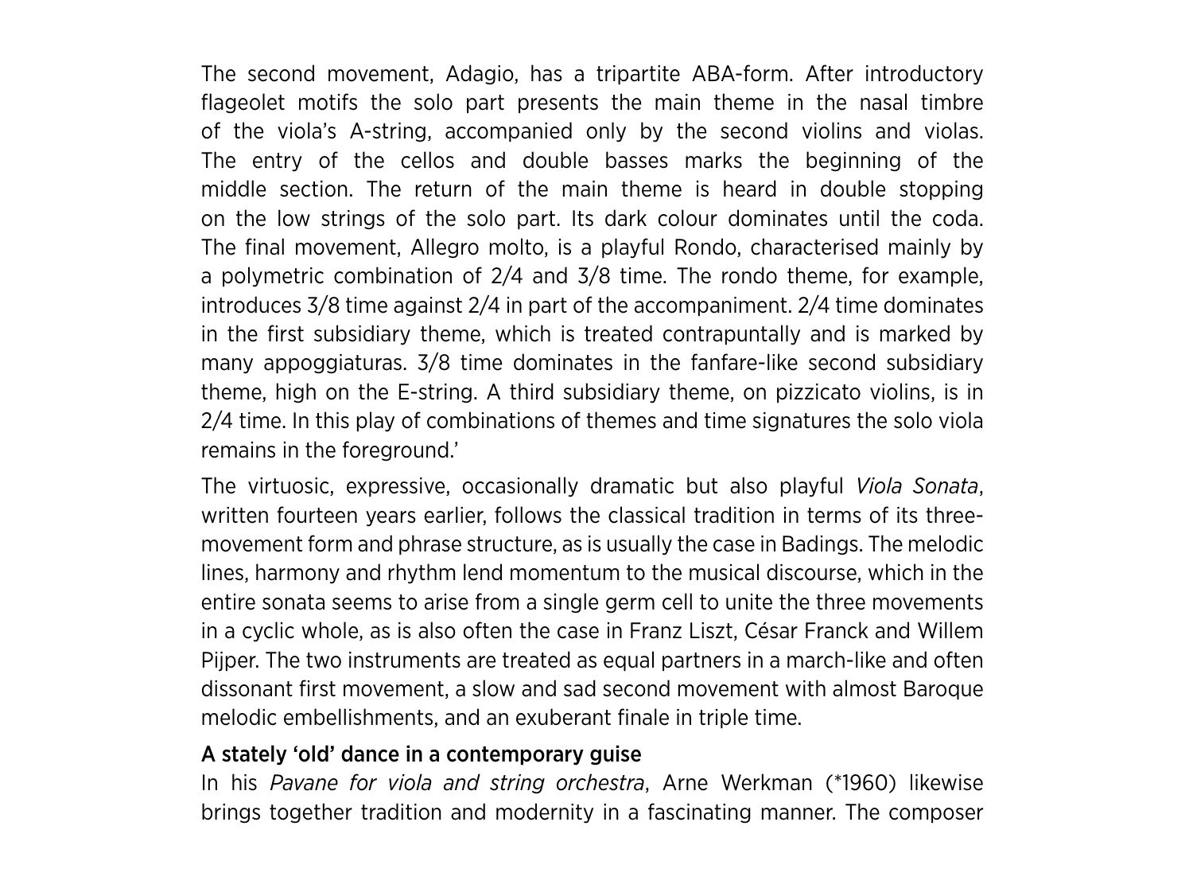The second movement, Adagio, has a tripartite ABA-form. After introductory flageolet motifs the solo part presents the main theme in the nasal timbre of the viola's A-string, accompanied only by the second violins and violas. The entry of the cellos and double basses marks the beginning of the middle section. The return of the main theme is heard in double stopping on the low strings of the solo part. Its dark colour dominates until the coda. The final movement, Allegro molto, is a playful Rondo, characterised mainly by a polymetric combination of 2/4 and 3/8 time. The rondo theme, for example, introduces 3/8 time against 2/4 in part of the accompaniment. 2/4 time dominates in the first subsidiary theme, which is treated contrapuntally and is marked by many appoggiaturas. 3/8 time dominates in the fanfare-like second subsidiary theme, high on the E-string. A third subsidiary theme, on pizzicato violins, is in 2/4 time. In this play of combinations of themes and time signatures the solo viola remains in the foreground.'

The virtuosic, expressive, occasionally dramatic but also playful *Viola Sonata*, written fourteen years earlier, follows the classical tradition in terms of its three-movement form and phrase structure, as is usually the case in Badings. The melodic lines, harmony and rhythm lend momentum to the musical discourse, which in the entire sonata seems to arise from a single germ cell to unite the three movements in a cyclic whole, as is also often the case in Franz Liszt, César Franck and Willem Pijper. The two instruments are treated as equal partners in a march-like and often dissonant first movement, a slow and sad second movement with almost Baroque melodic embellishments, and an exuberant finale in triple time.

### A stately 'old' dance in a contemporary guise

In his *Pavane for viola and string orchestra*, Arne Werkman (*1960) likewise brings together tradition and modernity in a fascinating manner. The composer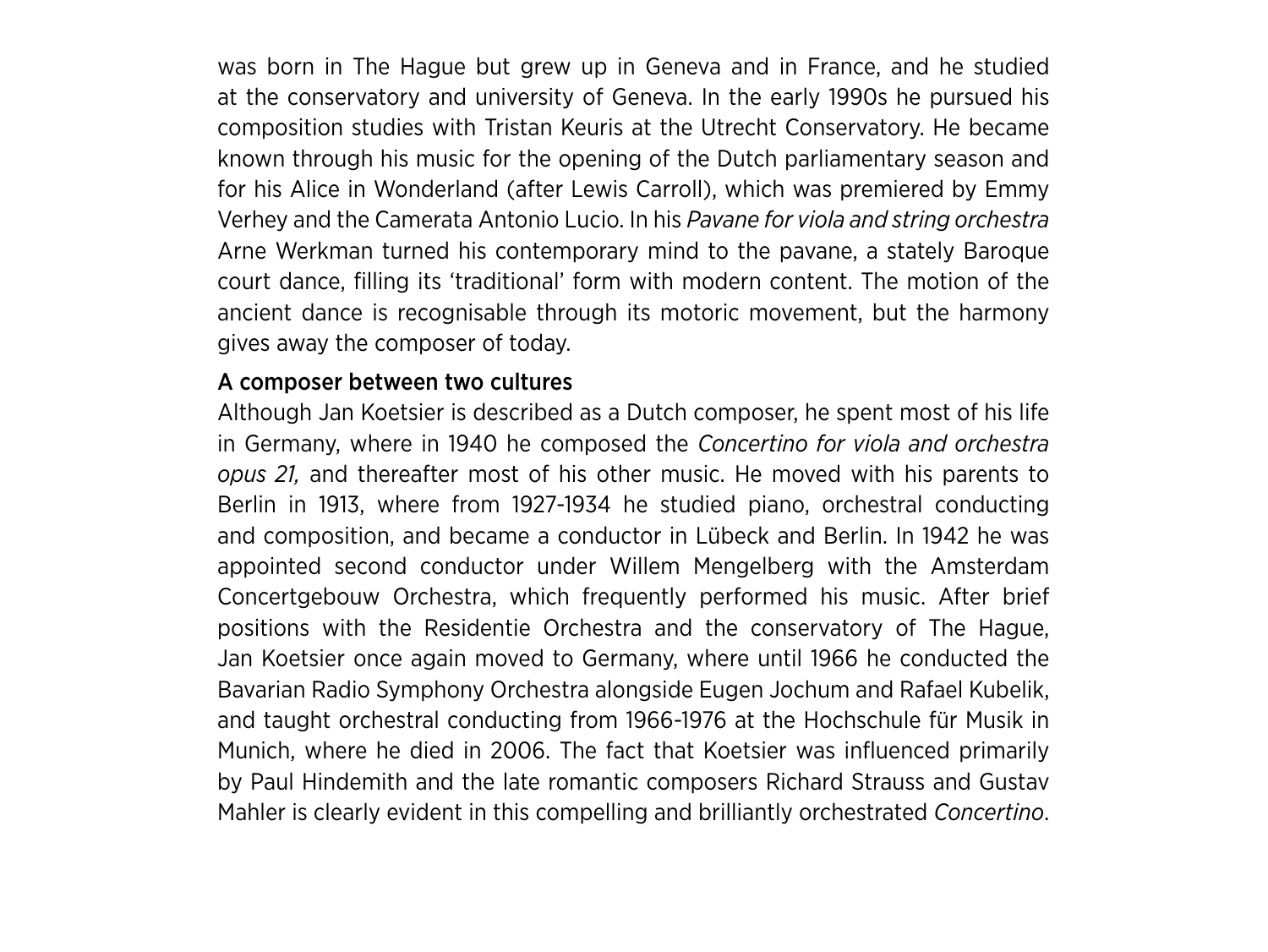was born in The Hague but grew up in Geneva and in France, and he studied at the conservatory and university of Geneva. In the early 1990s he pursued his composition studies with Tristan Keuris at the Utrecht Conservatory. He became known through his music for the opening of the Dutch parliamentary season and for his Alice in Wonderland (after Lewis Carroll), which was premiered by Emmy Verhey and the Camerata Antonio Lucio. In his *Pavane for viola and string orchestra* Arne Werkman turned his contemporary mind to the pavane, a stately Baroque court dance, filling its 'traditional' form with modern content. The motion of the ancient dance is recognisable through its motoric movement, but the harmony gives away the composer of today.

### A composer between two cultures

Although Jan Koetsier is described as a Dutch composer, he spent most of his life in Germany, where in 1940 he composed the *Concertino for viola and orchestra opus 21,* and thereafter most of his other music. He moved with his parents to Berlin in 1913, where from 1927-1934 he studied piano, orchestral conducting and composition, and became a conductor in Lübeck and Berlin. In 1942 he was appointed second conductor under Willem Mengelberg with the Amsterdam Concertgebouw Orchestra, which frequently performed his music. After brief positions with the Residentie Orchestra and the conservatory of The Hague, Jan Koetsier once again moved to Germany, where until 1966 he conducted the Bavarian Radio Symphony Orchestra alongside Eugen Jochum and Rafael Kubelik, and taught orchestral conducting from 1966-1976 at the Hochschule für Musik in Munich, where he died in 2006. The fact that Koetsier was influenced primarily by Paul Hindemith and the late romantic composers Richard Strauss and Gustav Mahler is clearly evident in this compelling and brilliantly orchestrated *Concertino*.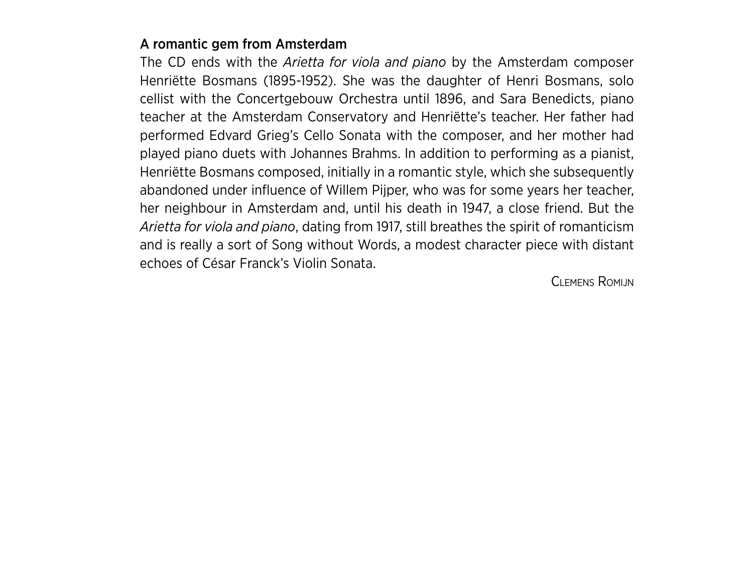## A romantic gem from Amsterdam

The CD ends with the *Arietta for viola and piano* by the Amsterdam composer Henriëtte Bosmans (1895-1952). She was the daughter of Henri Bosmans, solo cellist with the Concertgebouw Orchestra until 1896, and Sara Benedicts, piano teacher at the Amsterdam Conservatory and Henriëtte's teacher. Her father had performed Edvard Grieg's Cello Sonata with the composer, and her mother had played piano duets with Johannes Brahms. In addition to performing as a pianist, Henriëtte Bosmans composed, initially in a romantic style, which she subsequently abandoned under influence of Willem Pijper, who was for some years her teacher, her neighbour in Amsterdam and, until his death in 1947, a close friend. But the *Arietta for viola and piano*, dating from 1917, still breathes the spirit of romanticism and is really a sort of Song without Words, a modest character piece with distant echoes of César Franck's Violin Sonata.

Clemens Romijn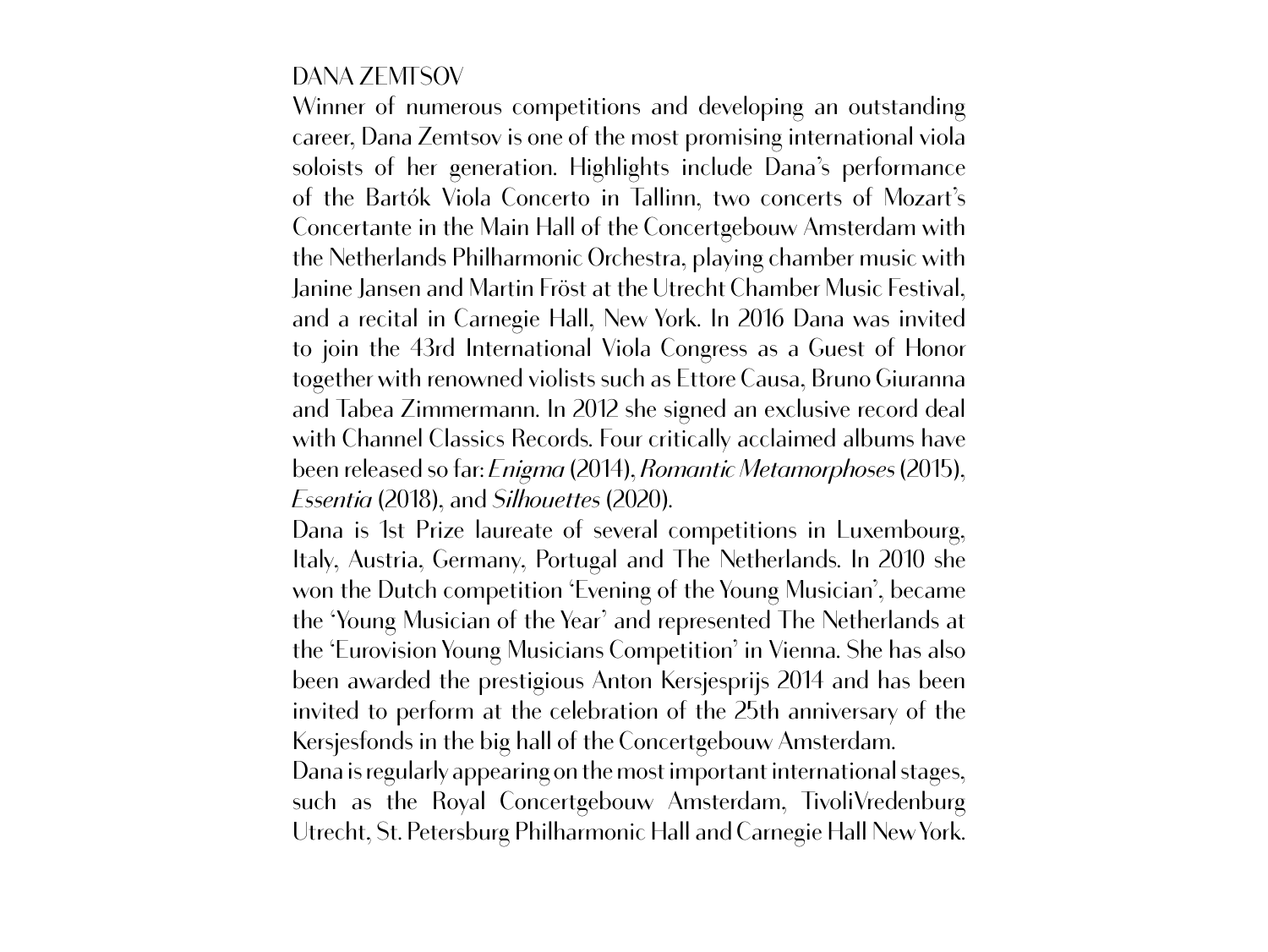## DANA ZEMTSOV

Winner of numerous competitions and developing an outstanding career, Dana Zemtsov is one of the most promising international viola soloists of her generation. Highlights include Dana's performance of the Bartók Viola Concerto in Tallinn, two concerts of Mozart's Concertante in the Main Hall of the Concertgebouw Amsterdam with the Netherlands Philharmonic Orchestra, playing chamber music with Janine Jansen and Martin Fröst at the Utrecht Chamber Music Festival, and a recital in Carnegie Hall, New York. In 2016 Dana was invited to join the 43rd International Viola Congress as a Guest of Honor together with renowned violists such as Ettore Causa, Bruno Giuranna and Tabea Zimmermann. In 2012 she signed an exclusive record deal with Channel Classics Records. Four critically acclaimed albums have been released so far: *Enigma* (2014), *Romantic Metamorphoses* (2015), *Essentia* (2018), and *Silhouettes* (2020).

Dana is 1st Prize laureate of several competitions in Luxembourg, Italy, Austria, Germany, Portugal and The Netherlands. In 2010 she won the Dutch competition 'Evening of the Young Musician', became the 'Young Musician of the Year' and represented The Netherlands at the 'Eurovision Young Musicians Competition' in Vienna. She has also been awarded the prestigious Anton Kersjesprijs 2014 and has been invited to perform at the celebration of the 25th anniversary of the Kersjesfonds in the big hall of the Concertgebouw Amsterdam.

Dana is regularly appearing on the most important international stages, such as the Royal Concertgebouw Amsterdam, TivoliVredenburg Utrecht, St. Petersburg Philharmonic Hall and Carnegie Hall New York.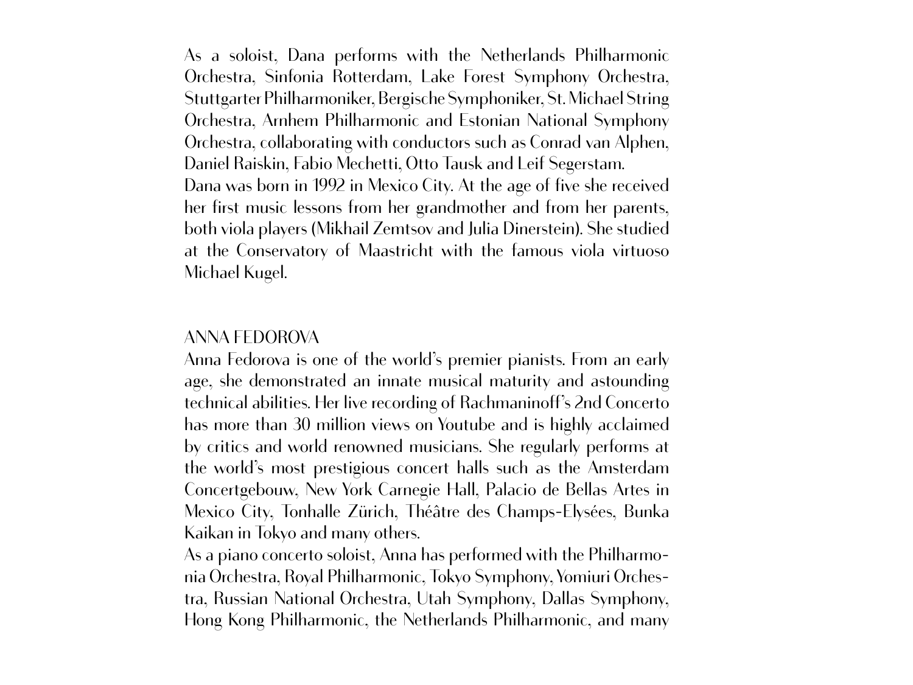As a soloist, Dana performs with the Netherlands Philharmonic Orchestra, Sinfonia Rotterdam, Lake Forest Symphony Orchestra, Stuttgarter Philharmoniker, Bergische Symphoniker, St. Michael String Orchestra, Arnhem Philharmonic and Estonian National Symphony Orchestra, collaborating with conductors such as Conrad van Alphen, Daniel Raiskin, Fabio Mechetti, Otto Tausk and Leif Segerstam.
Dana was born in 1992 in Mexico City. At the age of five she received her first music lessons from her grandmother and from her parents, both viola players (Mikhail Zemtsov and Julia Dinerstein). She studied at the Conservatory of Maastricht with the famous viola virtuoso Michael Kugel.

## ANNA FEDOROVA

Anna Fedorova is one of the world's premier pianists. From an early age, she demonstrated an innate musical maturity and astounding technical abilities. Her live recording of Rachmaninoff's 2nd Concerto has more than 30 million views on Youtube and is highly acclaimed by critics and world renowned musicians. She regularly performs at the world's most prestigious concert halls such as the Amsterdam Concertgebouw, New York Carnegie Hall, Palacio de Bellas Artes in Mexico City, Tonhalle Zürich, Théâtre des Champs-Elysées, Bunka Kaikan in Tokyo and many others.
As a piano concerto soloist, Anna has performed with the Philharmonia Orchestra, Royal Philharmonic, Tokyo Symphony, Yomiuri Orchestra, Russian National Orchestra, Utah Symphony, Dallas Symphony, Hong Kong Philharmonic, the Netherlands Philharmonic, and many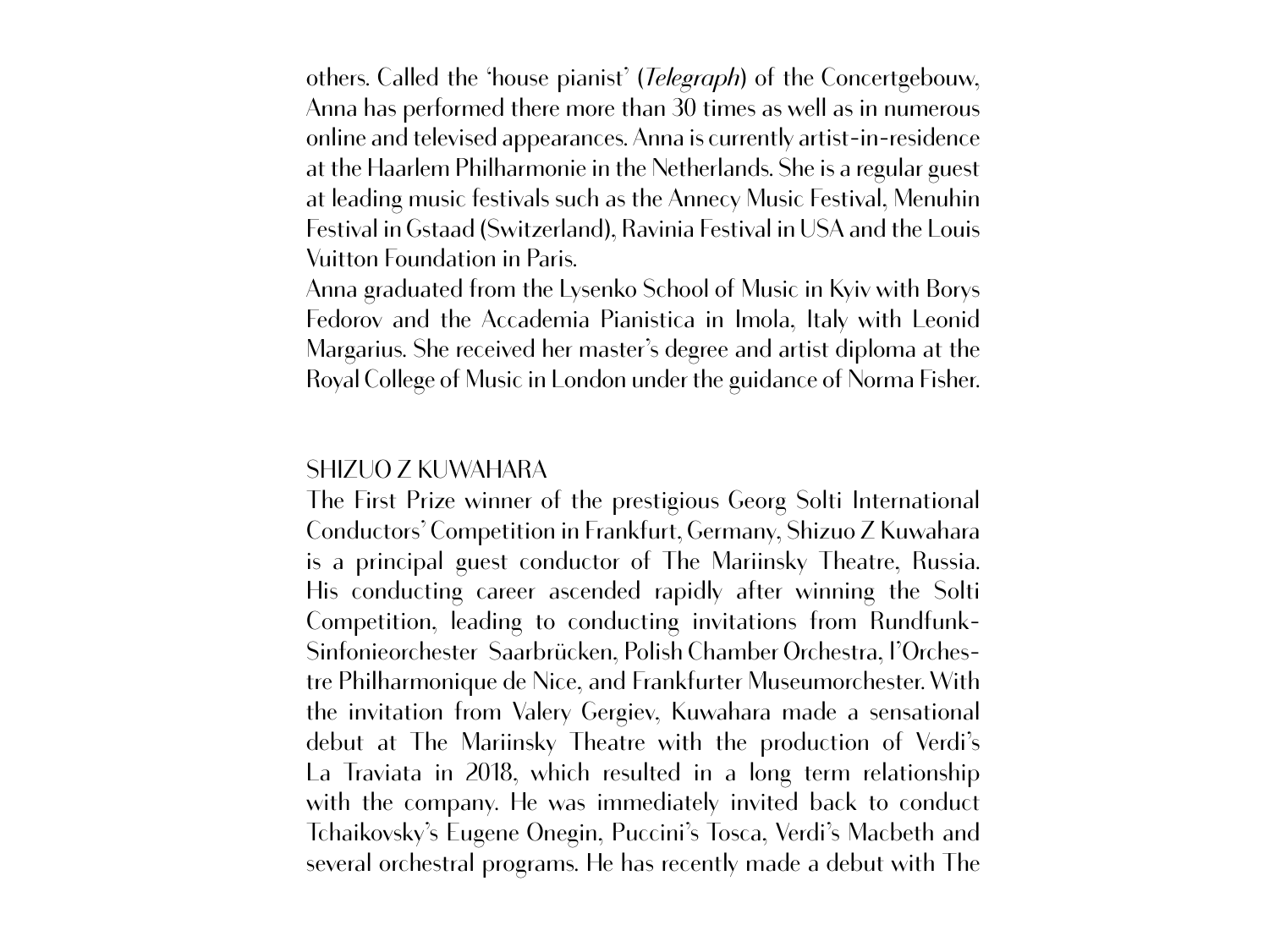others. Called the 'house pianist' (*Telegraph*) of the Concertgebouw, Anna has performed there more than 30 times as well as in numerous online and televised appearances. Anna is currently artist-in-residence at the Haarlem Philharmonie in the Netherlands. She is a regular guest at leading music festivals such as the Annecy Music Festival, Menuhin Festival in Gstaad (Switzerland), Ravinia Festival in USA and the Louis Vuitton Foundation in Paris.

Anna graduated from the Lysenko School of Music in Kyiv with Borys Fedorov and the Accademia Pianistica in Imola, Italy with Leonid Margarius. She received her master's degree and artist diploma at the Royal College of Music in London under the guidance of Norma Fisher.

## SHIZUO Z KUWAHARA

The First Prize winner of the prestigious Georg Solti International Conductors' Competition in Frankfurt, Germany, Shizuo Z Kuwahara is a principal guest conductor of The Mariinsky Theatre, Russia. His conducting career ascended rapidly after winning the Solti Competition, leading to conducting invitations from Rundfunk-Sinfonieorchester Saarbrücken, Polish Chamber Orchestra, l'Orchestre Philharmonique de Nice, and Frankfurter Museumorchester. With the invitation from Valery Gergiev, Kuwahara made a sensational debut at The Mariinsky Theatre with the production of Verdi's La Traviata in 2018, which resulted in a long term relationship with the company. He was immediately invited back to conduct Tchaikovsky's Eugene Onegin, Puccini's Tosca, Verdi's Macbeth and several orchestral programs. He has recently made a debut with The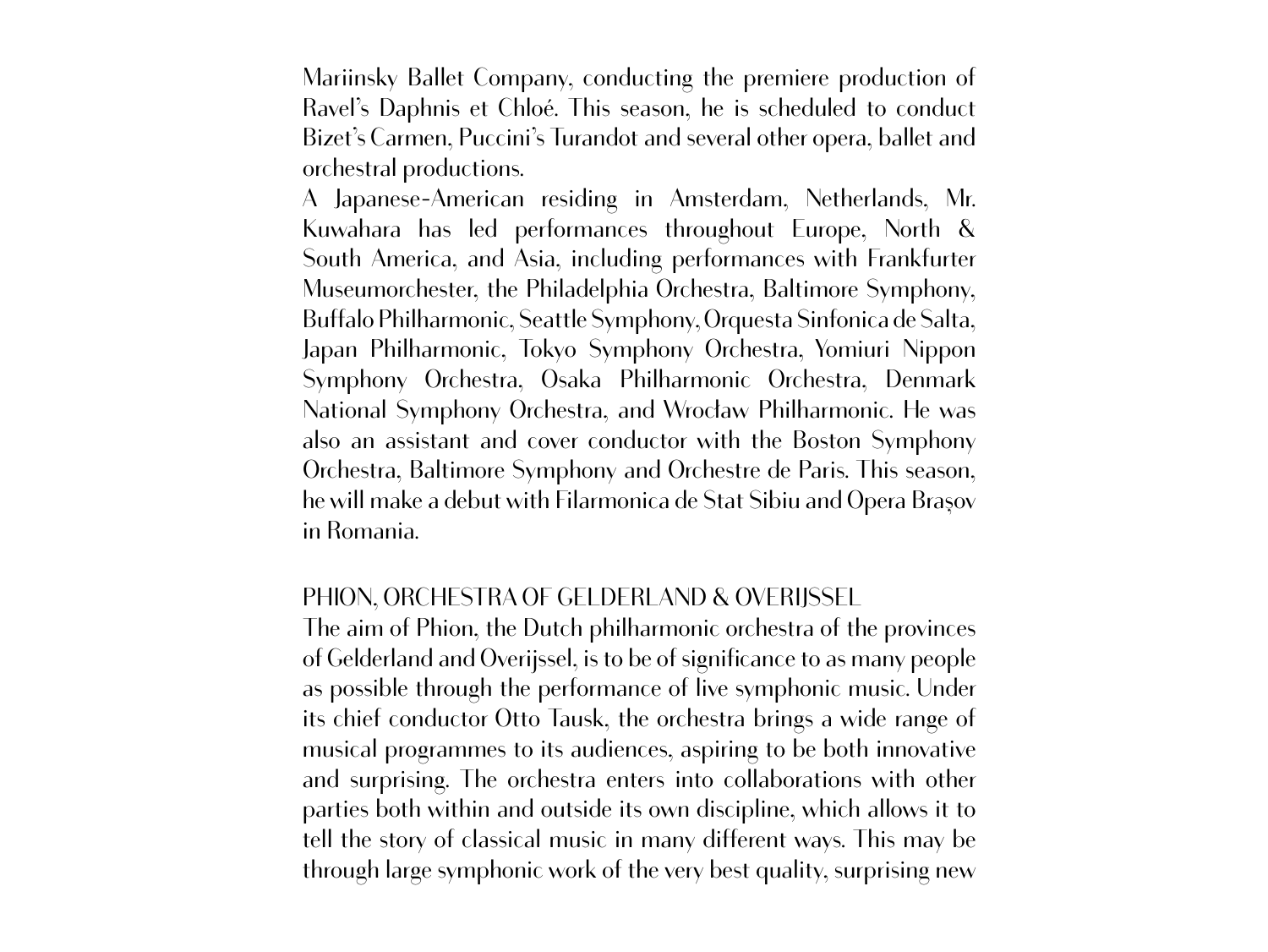Mariinsky Ballet Company, conducting the premiere production of Ravel's Daphnis et Chloé. This season, he is scheduled to conduct Bizet's Carmen, Puccini's Turandot and several other opera, ballet and orchestral productions.

A Japanese-American residing in Amsterdam, Netherlands, Mr. Kuwahara has led performances throughout Europe, North & South America, and Asia, including performances with Frankfurter Museumorchester, the Philadelphia Orchestra, Baltimore Symphony, Buffalo Philharmonic, Seattle Symphony, Orquesta Sinfonica de Salta, Japan Philharmonic, Tokyo Symphony Orchestra, Yomiuri Nippon Symphony Orchestra, Osaka Philharmonic Orchestra, Denmark National Symphony Orchestra, and Wrocław Philharmonic. He was also an assistant and cover conductor with the Boston Symphony Orchestra, Baltimore Symphony and Orchestre de Paris. This season, he will make a debut with Filarmonica de Stat Sibiu and Opera Brașov in Romania.

## PHION, ORCHESTRA OF GELDERLAND & OVERIJSSEL

The aim of Phion, the Dutch philharmonic orchestra of the provinces of Gelderland and Overijssel, is to be of significance to as many people as possible through the performance of live symphonic music. Under its chief conductor Otto Tausk, the orchestra brings a wide range of musical programmes to its audiences, aspiring to be both innovative and surprising. The orchestra enters into collaborations with other parties both within and outside its own discipline, which allows it to tell the story of classical music in many different ways. This may be through large symphonic work of the very best quality, surprising new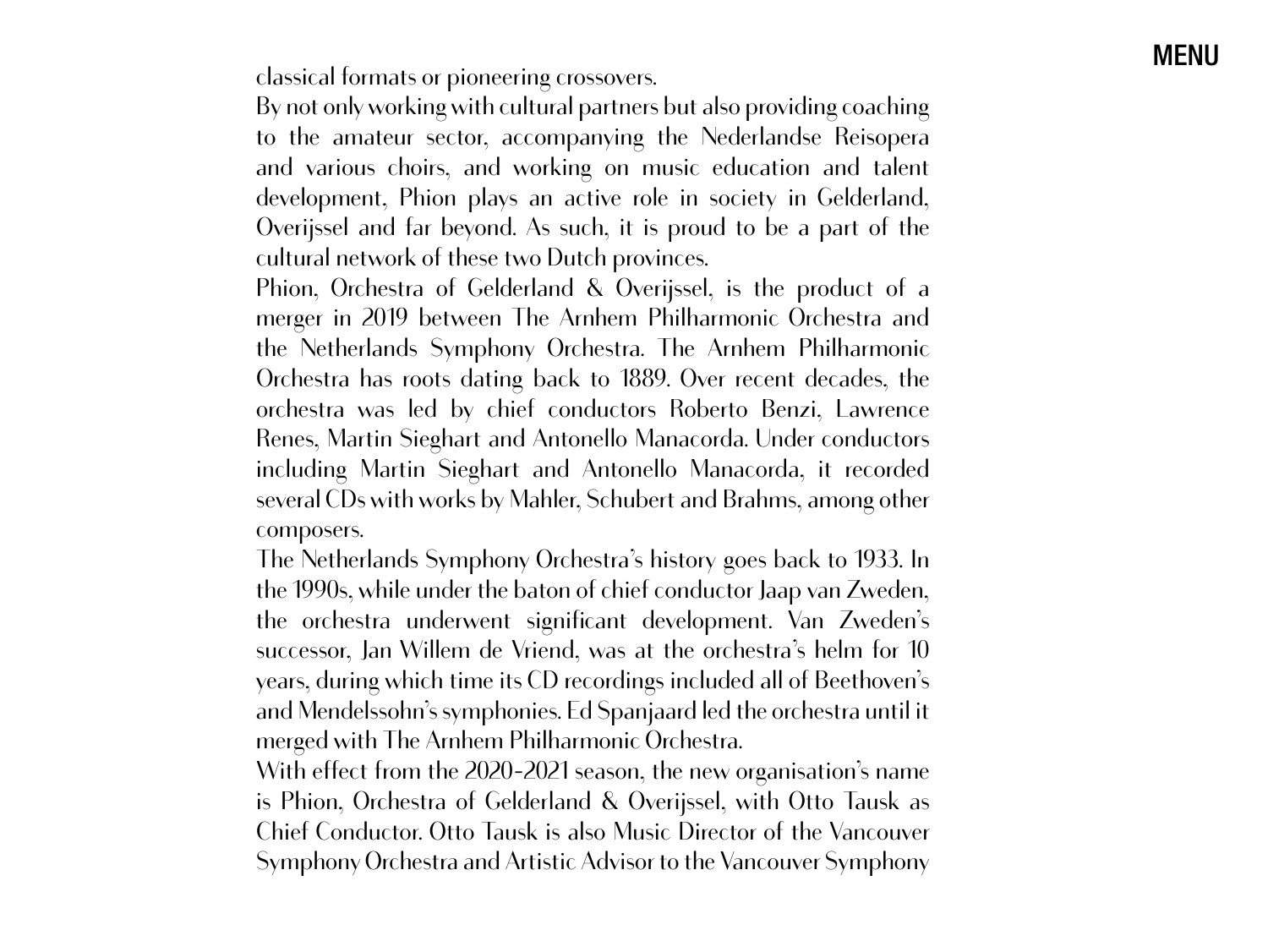classical formats or pioneering crossovers.

By not only working with cultural partners but also providing coaching to the amateur sector, accompanying the Nederlandse Reisopera and various choirs, and working on music education and talent development, Phion plays an active role in society in Gelderland, Overijssel and far beyond. As such, it is proud to be a part of the cultural network of these two Dutch provinces.

Phion, Orchestra of Gelderland & Overijssel, is the product of a merger in 2019 between The Arnhem Philharmonic Orchestra and the Netherlands Symphony Orchestra. The Arnhem Philharmonic Orchestra has roots dating back to 1889. Over recent decades, the orchestra was led by chief conductors Roberto Benzi, Lawrence Renes, Martin Sieghart and Antonello Manacorda. Under conductors including Martin Sieghart and Antonello Manacorda, it recorded several CDs with works by Mahler, Schubert and Brahms, among other composers.

The Netherlands Symphony Orchestra's history goes back to 1933. In the 1990s, while under the baton of chief conductor Jaap van Zweden, the orchestra underwent significant development. Van Zweden's successor, Jan Willem de Vriend, was at the orchestra's helm for 10 years, during which time its CD recordings included all of Beethoven's and Mendelssohn's symphonies. Ed Spanjaard led the orchestra until it merged with The Arnhem Philharmonic Orchestra.

With effect from the 2020-2021 season, the new organisation's name is Phion, Orchestra of Gelderland & Overijssel, with Otto Tausk as Chief Conductor. Otto Tausk is also Music Director of the Vancouver Symphony Orchestra and Artistic Advisor to the Vancouver Symphony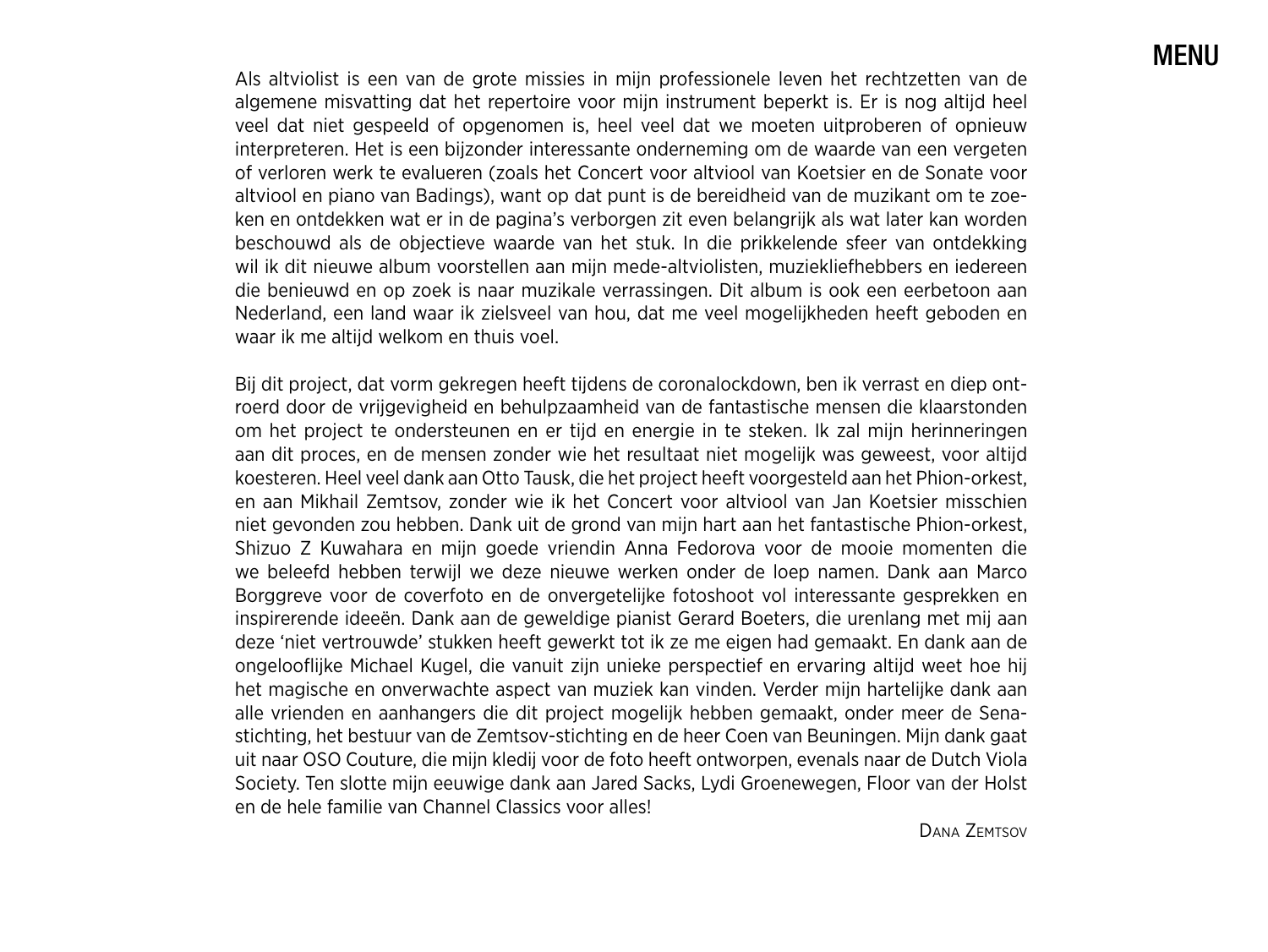Als altviolist is een van de grote missies in mijn professionele leven het rechtzetten van de algemene misvatting dat het repertoire voor mijn instrument beperkt is. Er is nog altijd heel veel dat niet gespeeld of opgenomen is, heel veel dat we moeten uitproberen of opnieuw interpreteren. Het is een bijzonder interessante onderneming om de waarde van een vergeten of verloren werk te evalueren (zoals het Concert voor altviool van Koetsier en de Sonate voor altviool en piano van Badings), want op dat punt is de bereidheid van de muzikant om te zoeken en ontdekken wat er in de pagina's verborgen zit even belangrijk als wat later kan worden beschouwd als de objectieve waarde van het stuk. In die prikkelende sfeer van ontdekking wil ik dit nieuwe album voorstellen aan mijn mede-altviolisten, muziekliefhebbers en iedereen die benieuwd en op zoek is naar muzikale verrassingen. Dit album is ook een eerbetoon aan Nederland, een land waar ik zielsveel van hou, dat me veel mogelijkheden heeft geboden en waar ik me altijd welkom en thuis voel.

Bij dit project, dat vorm gekregen heeft tijdens de coronalockdown, ben ik verrast en diep ontroerd door de vrijgevigheid en behulpzaamheid van de fantastische mensen die klaarstonden om het project te ondersteunen en er tijd en energie in te steken. Ik zal mijn herinneringen aan dit proces, en de mensen zonder wie het resultaat niet mogelijk was geweest, voor altijd koesteren. Heel veel dank aan Otto Tausk, die het project heeft voorgesteld aan het Phion-orkest, en aan Mikhail Zemtsov, zonder wie ik het Concert voor altviool van Jan Koetsier misschien niet gevonden zou hebben. Dank uit de grond van mijn hart aan het fantastische Phion-orkest, Shizuo Z Kuwahara en mijn goede vriendin Anna Fedorova voor de mooie momenten die we beleefd hebben terwijl we deze nieuwe werken onder de loep namen. Dank aan Marco Borggreve voor de coverfoto en de onvergetelijke fotoshoot vol interessante gesprekken en inspirerende ideeën. Dank aan de geweldige pianist Gerard Boeters, die urenlang met mij aan deze 'niet vertrouwde' stukken heeft gewerkt tot ik ze me eigen had gemaakt. En dank aan de ongelooflijke Michael Kugel, die vanuit zijn unieke perspectief en ervaring altijd weet hoe hij het magische en onverwachte aspect van muziek kan vinden. Verder mijn hartelijke dank aan alle vrienden en aanhangers die dit project mogelijk hebben gemaakt, onder meer de Sena-stichting, het bestuur van de Zemtsov-stichting en de heer Coen van Beuningen. Mijn dank gaat uit naar OSO Couture, die mijn kledij voor de foto heeft ontworpen, evenals naar de Dutch Viola Society. Ten slotte mijn eeuwige dank aan Jared Sacks, Lydi Groenewegen, Floor van der Holst en de hele familie van Channel Classics voor alles!

Dana Zemtsov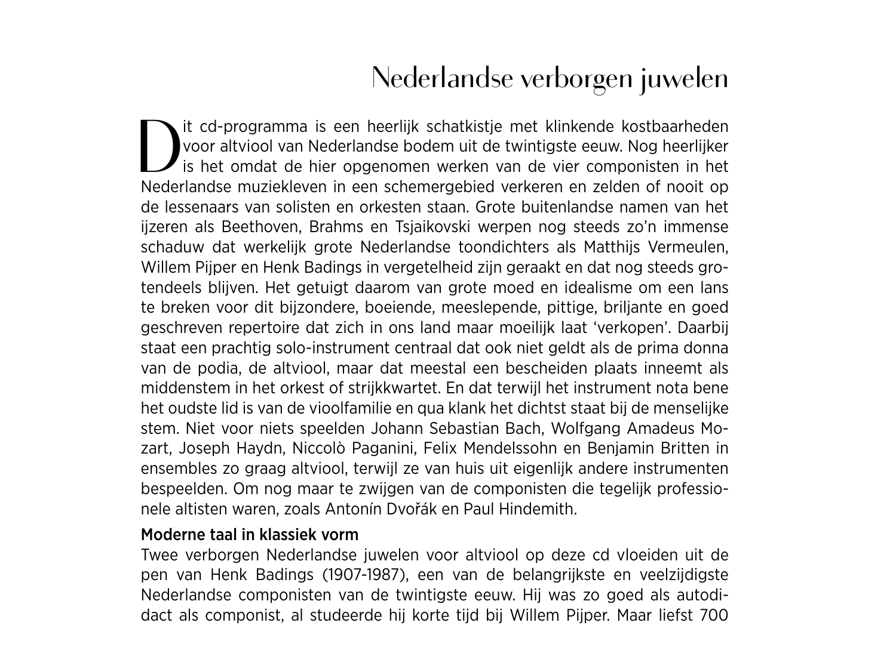# Nederlandse verborgen juwelen

Dit cd-programma is een heerlijk schatkistje met klinkende kostbaarheden voor altviool van Nederlandse bodem uit de twintigste eeuw. Nog heerlijker is het omdat de hier opgenomen werken van de vier componisten in het Nederlandse muziekleven in een schemergebied verkeren en zelden of nooit op de lessenaars van solisten en orkesten staan. Grote buitenlandse namen van het ijzeren als Beethoven, Brahms en Tsjaikovski werpen nog steeds zo'n immense schaduw dat werkelijk grote Nederlandse toondichters als Matthijs Vermeulen, Willem Pijper en Henk Badings in vergetelheid zijn geraakt en dat nog steeds grotendeels blijven. Het getuigt daarom van grote moed en idealisme om een lans te breken voor dit bijzondere, boeiende, meeslepende, pittige, briljante en goed geschreven repertoire dat zich in ons land maar moeilijk laat 'verkopen'. Daarbij staat een prachtig solo-instrument centraal dat ook niet geldt als de prima donna van de podia, de altviool, maar dat meestal een bescheiden plaats inneemt als middenstem in het orkest of strijkkwartet. En dat terwijl het instrument nota bene het oudste lid is van de vioolfamilie en qua klank het dichtst staat bij de menselijke stem. Niet voor niets speelden Johann Sebastian Bach, Wolfgang Amadeus Mozart, Joseph Haydn, Niccolò Paganini, Felix Mendelssohn en Benjamin Britten in ensembles zo graag altviool, terwijl ze van huis uit eigenlijk andere instrumenten bespeelden. Om nog maar te zwijgen van de componisten die tegelijk professionele altisten waren, zoals Antonín Dvořák en Paul Hindemith.

**Moderne taal in klassiek vorm**

Twee verborgen Nederlandse juwelen voor altviool op deze cd vloeiden uit de pen van Henk Badings (1907-1987), een van de belangrijkste en veelzijdigste Nederlandse componisten van de twintigste eeuw. Hij was zo goed als autodidact als componist, al studeerde hij korte tijd bij Willem Pijper. Maar liefst 700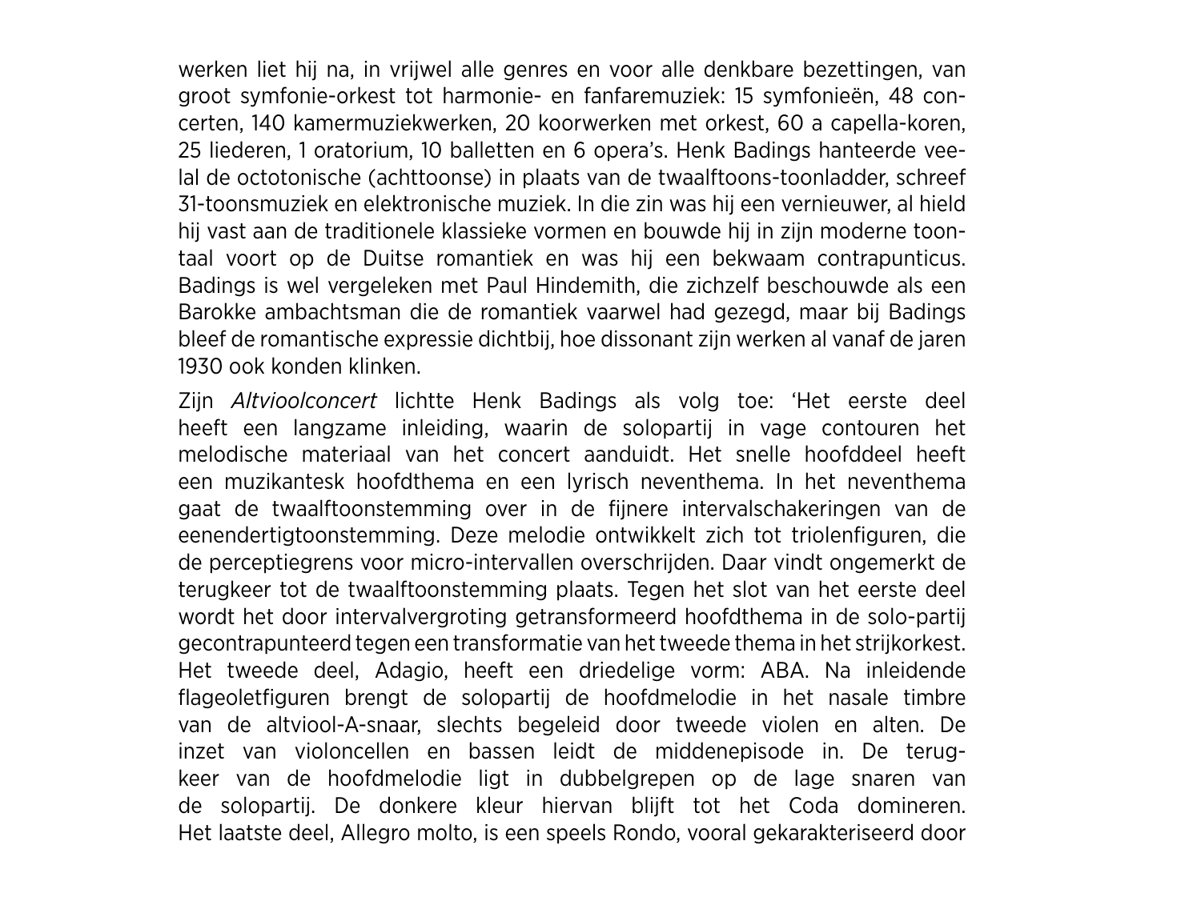werken liet hij na, in vrijwel alle genres en voor alle denkbare bezettingen, van groot symfonie-orkest tot harmonie- en fanfaremuziek: 15 symfonieën, 48 concerten, 140 kamermuziekwerken, 20 koorwerken met orkest, 60 a capella-koren, 25 liederen, 1 oratorium, 10 balletten en 6 opera's. Henk Badings hanteerde veelal de octotonische (achttoonse) in plaats van de twaalftoons-toonladder, schreef 31-toonsmuziek en elektronische muziek. In die zin was hij een vernieuwer, al hield hij vast aan de traditionele klassieke vormen en bouwde hij in zijn moderne toontaal voort op de Duitse romantiek en was hij een bekwaam contrapunticus. Badings is wel vergeleken met Paul Hindemith, die zichzelf beschouwde als een Barokke ambachtsman die de romantiek vaarwel had gezegd, maar bij Badings bleef de romantische expressie dichtbij, hoe dissonant zijn werken al vanaf de jaren 1930 ook konden klinken.

Zijn *Altvioolconcert* lichtte Henk Badings als volg toe: 'Het eerste deel heeft een langzame inleiding, waarin de solopartij in vage contouren het melodische materiaal van het concert aanduidt. Het snelle hoofddeel heeft een muzikantesk hoofdthema en een lyrisch neventhema. In het neventhema gaat de twaalftoonstemming over in de fijnere intervalschakeringen van de eenendertigtoonstemming. Deze melodie ontwikkelt zich tot triolenfiguren, die de perceptiegrens voor micro-intervallen overschrijden. Daar vindt ongemerkt de terugkeer tot de twaalftoonstemming plaats. Tegen het slot van het eerste deel wordt het door intervalvergroting getransformeerd hoofdthema in de solo-partij gecontrapunteerd tegen een transformatie van het tweede thema in het strijkorkest. Het tweede deel, Adagio, heeft een driedelige vorm: ABA. Na inleidende flageoletfiguren brengt de solopartij de hoofdmelodie in het nasale timbre van de altviool-A-snaar, slechts begeleid door tweede violen en alten. De inzet van violoncellen en bassen leidt de middenepisode in. De terugkeer van de hoofdmelodie ligt in dubbelgrepen op de lage snaren van de solopartij. De donkere kleur hiervan blijft tot het Coda domineren. Het laatste deel, Allegro molto, is een speels Rondo, vooral gekarakteriseerd door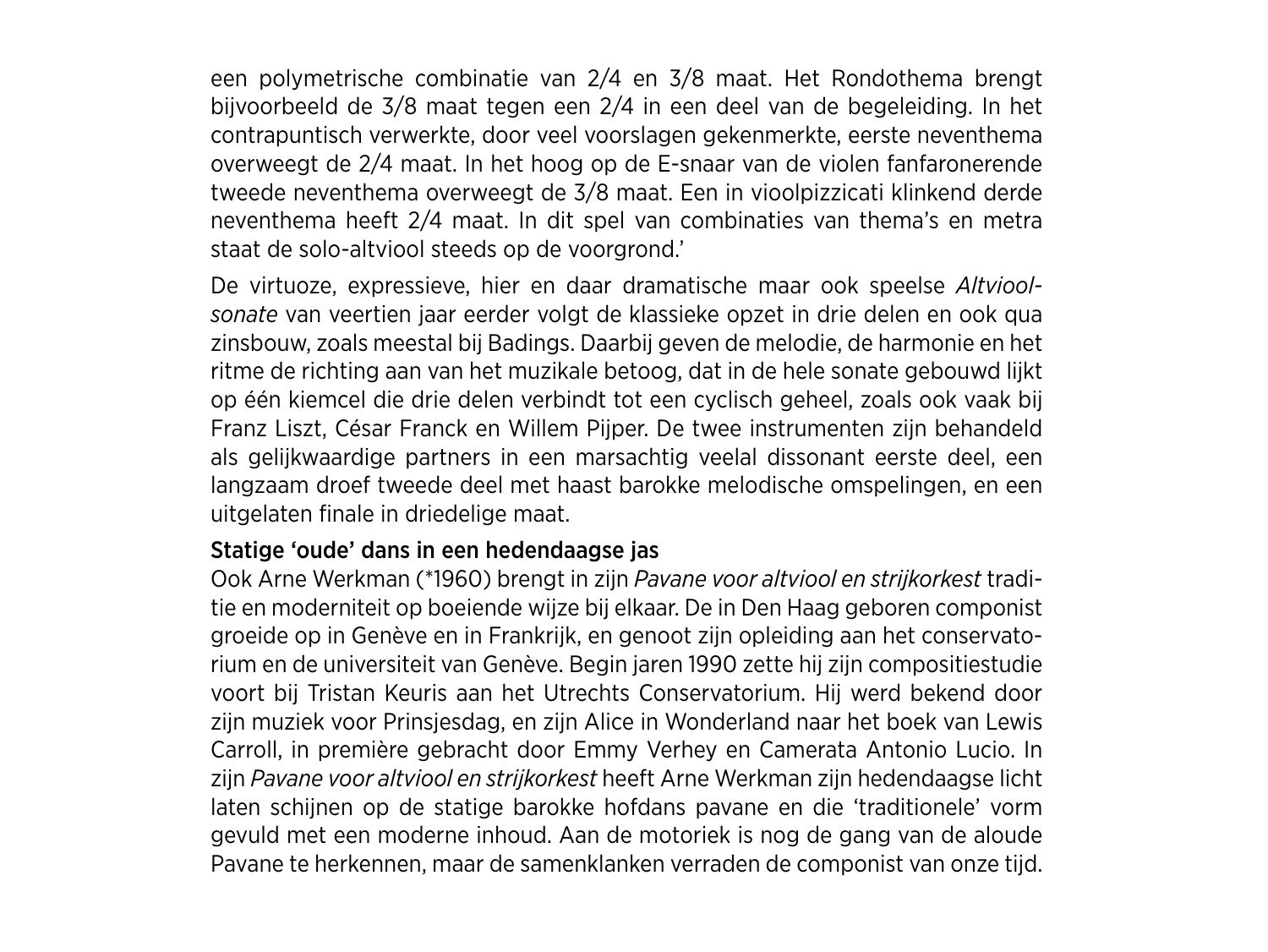een polymetrische combinatie van 2/4 en 3/8 maat. Het Rondothema brengt bijvoorbeeld de 3/8 maat tegen een 2/4 in een deel van de begeleiding. In het contrapuntisch verwerkte, door veel voorslagen gekenmerkte, eerste neventhema overweegt de 2/4 maat. In het hoog op de E-snaar van de violen fanfaronerende tweede neventhema overweegt de 3/8 maat. Een in vioolpizzicati klinkend derde neventhema heeft 2/4 maat. In dit spel van combinaties van thema's en metra staat de solo-altviool steeds op de voorgrond.'

De virtuoze, expressieve, hier en daar dramatische maar ook speelse *Altvioolsonate* van veertien jaar eerder volgt de klassieke opzet in drie delen en ook qua zinsbouw, zoals meestal bij Badings. Daarbij geven de melodie, de harmonie en het ritme de richting aan van het muzikale betoog, dat in de hele sonate gebouwd lijkt op één kiemcel die drie delen verbindt tot een cyclisch geheel, zoals ook vaak bij Franz Liszt, César Franck en Willem Pijper. De twee instrumenten zijn behandeld als gelijkwaardige partners in een marsachtig veelal dissonant eerste deel, een langzaam droef tweede deel met haast barokke melodische omspelingen, en een uitgelaten finale in driedelige maat.

**Statige 'oude' dans in een hedendaagse jas**

Ook Arne Werkman (*1960) brengt in zijn *Pavane voor altviool en strijkorkest* traditie en moderniteit op boeiende wijze bij elkaar. De in Den Haag geboren componist groeide op in Genève en in Frankrijk, en genoot zijn opleiding aan het conservatorium en de universiteit van Genève. Begin jaren 1990 zette hij zijn compositiestudie voort bij Tristan Keuris aan het Utrechts Conservatorium. Hij werd bekend door zijn muziek voor Prinsjesdag, en zijn Alice in Wonderland naar het boek van Lewis Carroll, in première gebracht door Emmy Verhey en Camerata Antonio Lucio. In zijn *Pavane voor altviool en strijkorkest* heeft Arne Werkman zijn hedendaagse licht laten schijnen op de statige barokke hofdans pavane en die 'traditionele' vorm gevuld met een moderne inhoud. Aan de motoriek is nog de gang van de aloude Pavane te herkennen, maar de samenklanken verraden de componist van onze tijd.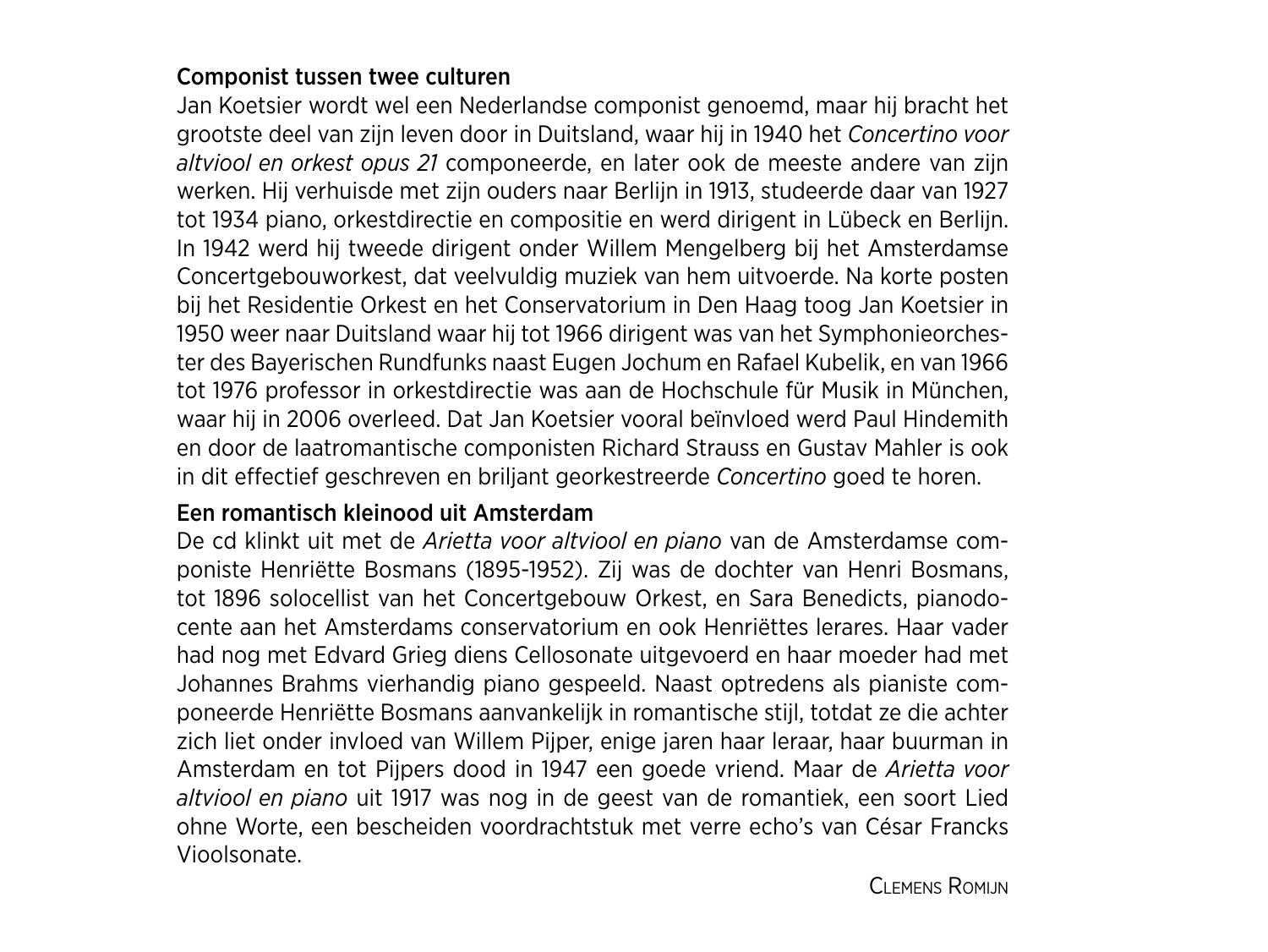### Componist tussen twee culturen

Jan Koetsier wordt wel een Nederlandse componist genoemd, maar hij bracht het grootste deel van zijn leven door in Duitsland, waar hij in 1940 het *Concertino voor altviool en orkest opus 21* componeerde, en later ook de meeste andere van zijn werken. Hij verhuisde met zijn ouders naar Berlijn in 1913, studeerde daar van 1927 tot 1934 piano, orkestdirectie en compositie en werd dirigent in Lübeck en Berlijn. In 1942 werd hij tweede dirigent onder Willem Mengelberg bij het Amsterdamse Concertgebouworkest, dat veelvuldig muziek van hem uitvoerde. Na korte posten bij het Residentie Orkest en het Conservatorium in Den Haag toog Jan Koetsier in 1950 weer naar Duitsland waar hij tot 1966 dirigent was van het Symphonieorchester des Bayerischen Rundfunks naast Eugen Jochum en Rafael Kubelik, en van 1966 tot 1976 professor in orkestdirectie was aan de Hochschule für Musik in München, waar hij in 2006 overleed. Dat Jan Koetsier vooral beïnvloed werd Paul Hindemith en door de laatromantische componisten Richard Strauss en Gustav Mahler is ook in dit effectief geschreven en briljant georkestreerde *Concertino* goed te horen.

### Een romantisch kleinood uit Amsterdam

De cd klinkt uit met de *Arietta voor altviool en piano* van de Amsterdamse componiste Henriëtte Bosmans (1895-1952). Zij was de dochter van Henri Bosmans, tot 1896 solocellist van het Concertgebouw Orkest, en Sara Benedicts, pianodocente aan het Amsterdams conservatorium en ook Henriëttes lerares. Haar vader had nog met Edvard Grieg diens Cellosonate uitgevoerd en haar moeder had met Johannes Brahms vierhandig piano gespeeld. Naast optredens als pianiste componeerde Henriëtte Bosmans aanvankelijk in romantische stijl, totdat ze die achter zich liet onder invloed van Willem Pijper, enige jaren haar leraar, haar buurman in Amsterdam en tot Pijpers dood in 1947 een goede vriend. Maar de *Arietta voor altviool en piano* uit 1917 was nog in de geest van de romantiek, een soort Lied ohne Worte, een bescheiden voordrachtstuk met verre echo's van César Francks Vioolsonate.

Clemens Romijn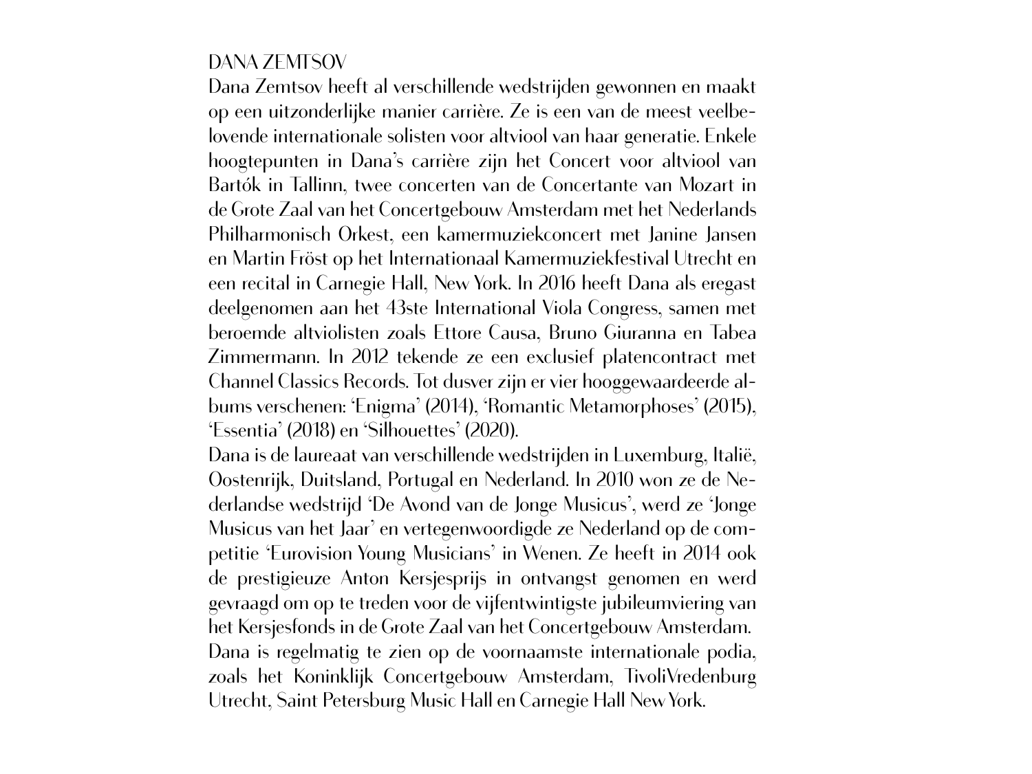## DANA ZEMTSOV

Dana Zemtsov heeft al verschillende wedstrijden gewonnen en maakt op een uitzonderlijke manier carrière. Ze is een van de meest veelbelovende internationale solisten voor altviool van haar generatie. Enkele hoogtepunten in Dana's carrière zijn het Concert voor altviool van Bartók in Tallinn, twee concerten van de Concertante van Mozart in de Grote Zaal van het Concertgebouw Amsterdam met het Nederlands Philharmonisch Orkest, een kamermuziekconcert met Janine Jansen en Martin Fröst op het Internationaal Kamermuziekfestival Utrecht en een recital in Carnegie Hall, New York. In 2016 heeft Dana als eregast deelgenomen aan het 43ste International Viola Congress, samen met beroemde altviolisten zoals Ettore Causa, Bruno Giuranna en Tabea Zimmermann. In 2012 tekende ze een exclusief platencontract met Channel Classics Records. Tot dusver zijn er vier hooggewaardeerde albums verschenen: 'Enigma' (2014), 'Romantic Metamorphoses' (2015), 'Essentia' (2018) en 'Silhouettes' (2020).

Dana is de laureaat van verschillende wedstrijden in Luxemburg, Italië, Oostenrijk, Duitsland, Portugal en Nederland. In 2010 won ze de Nederlandse wedstrijd 'De Avond van de Jonge Musicus', werd ze 'Jonge Musicus van het Jaar' en vertegenwoordigde ze Nederland op de competitie 'Eurovision Young Musicians' in Wenen. Ze heeft in 2014 ook de prestigieuze Anton Kersjesprijs in ontvangst genomen en werd gevraagd om op te treden voor de vijfentwintigste jubileumviering van het Kersjesfonds in de Grote Zaal van het Concertgebouw Amsterdam.

Dana is regelmatig te zien op de voornaamste internationale podia, zoals het Koninklijk Concertgebouw Amsterdam, TivoliVredenburg Utrecht, Saint Petersburg Music Hall en Carnegie Hall New York.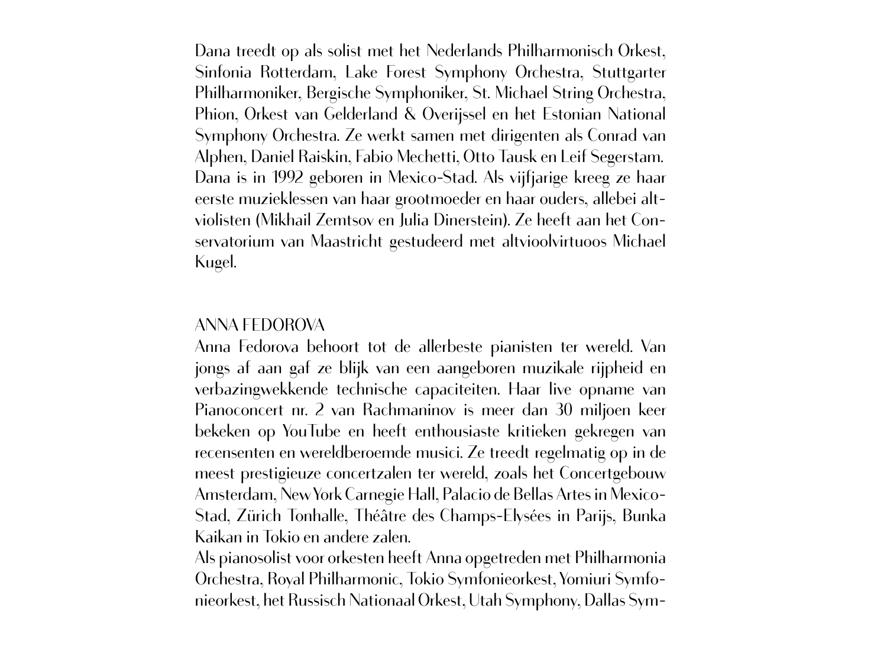Dana treedt op als solist met het Nederlands Philharmonisch Orkest, Sinfonia Rotterdam, Lake Forest Symphony Orchestra, Stuttgarter Philharmoniker, Bergische Symphoniker, St. Michael String Orchestra, Phion, Orkest van Gelderland & Overijssel en het Estonian National Symphony Orchestra. Ze werkt samen met dirigenten als Conrad van Alphen, Daniel Raiskin, Fabio Mechetti, Otto Tausk en Leif Segerstam. Dana is in 1992 geboren in Mexico-Stad. Als vijfjarige kreeg ze haar eerste muzieklessen van haar grootmoeder en haar ouders, allebei altviolisten (Mikhail Zemtsov en Julia Dinerstein). Ze heeft aan het Conservatorium van Maastricht gestudeerd met altvioolvirtuoos Michael Kugel.

## ANNA FEDOROVA

Anna Fedorova behoort tot de allerbeste pianisten ter wereld. Van jongs af aan gaf ze blijk van een aangeboren muzikale rijpheid en verbazingwekkende technische capaciteiten. Haar live opname van Pianoconcert nr. 2 van Rachmaninov is meer dan 30 miljoen keer bekeken op YouTube en heeft enthousiaste kritieken gekregen van recensenten en wereldberoemde musici. Ze treedt regelmatig op in de meest prestigieuze concertzalen ter wereld, zoals het Concertgebouw Amsterdam, New York Carnegie Hall, Palacio de Bellas Artes in Mexico-Stad, Zürich Tonhalle, Théâtre des Champs-Elysées in Parijs, Bunka Kaikan in Tokio en andere zalen.

Als pianosolist voor orkesten heeft Anna opgetreden met Philharmonia Orchestra, Royal Philharmonic, Tokio Symfonieorkest, Yomiuri Symfonieorkest, het Russisch Nationaal Orkest, Utah Symphony, Dallas Sym-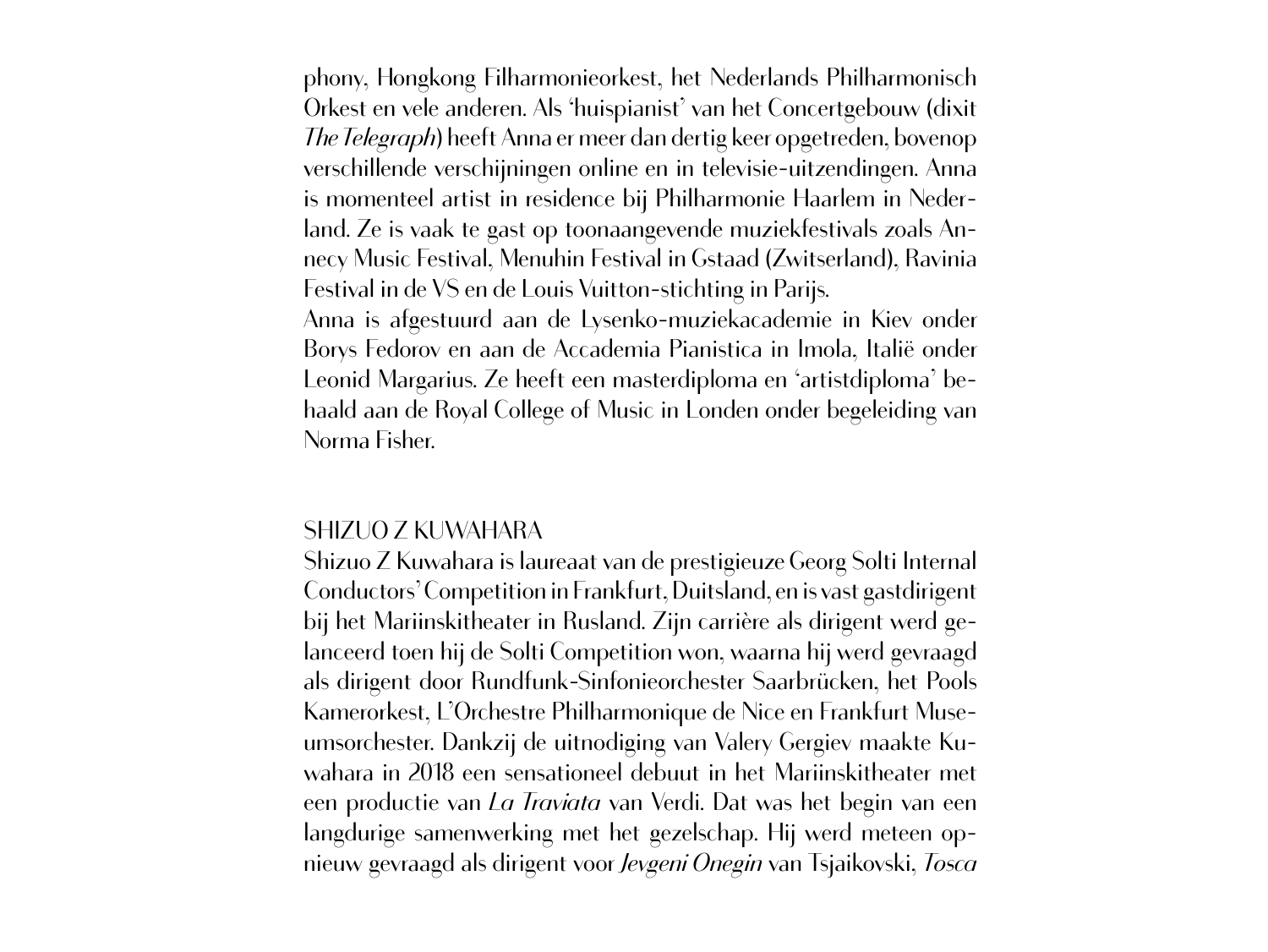phony, Hongkong Filharmonieorkest, het Nederlands Philharmonisch Orkest en vele anderen. Als 'huispianist' van het Concertgebouw (dixit *The Telegraph*) heeft Anna er meer dan dertig keer opgetreden, bovenop verschillende verschijningen online en in televisie-uitzendingen. Anna is momenteel artist in residence bij Philharmonie Haarlem in Nederland. Ze is vaak te gast op toonaangevende muziekfestivals zoals Annecy Music Festival, Menuhin Festival in Gstaad (Zwitserland), Ravinia Festival in de VS en de Louis Vuitton-stichting in Parijs.
Anna is afgestuurd aan de Lysenko-muziekacademie in Kiev onder Borys Fedorov en aan de Accademia Pianistica in Imola, Italië onder Leonid Margarius. Ze heeft een masterdiploma en 'artistdiploma' behaald aan de Royal College of Music in Londen onder begeleiding van Norma Fisher.

## SHIZUO Z KUWAHARA

Shizuo Z Kuwahara is laureaat van de prestigieuze Georg Solti Internal Conductors' Competition in Frankfurt, Duitsland, en is vast gastdirigent bij het Mariinskitheater in Rusland. Zijn carrière als dirigent werd gelanceerd toen hij de Solti Competition won, waarna hij werd gevraagd als dirigent door Rundfunk-Sinfonieorchester Saarbrücken, het Pools Kamerorkest, L'Orchestre Philharmonique de Nice en Frankfurt Museumsorchester. Dankzij de uitnodiging van Valery Gergiev maakte Kuwahara in 2018 een sensationeel debuut in het Mariinskitheater met een productie van *La Traviata* van Verdi. Dat was het begin van een langdurige samenwerking met het gezelschap. Hij werd meteen opnieuw gevraagd als dirigent voor *Jevgeni Onegin* van Tsjaikovski, *Tosca*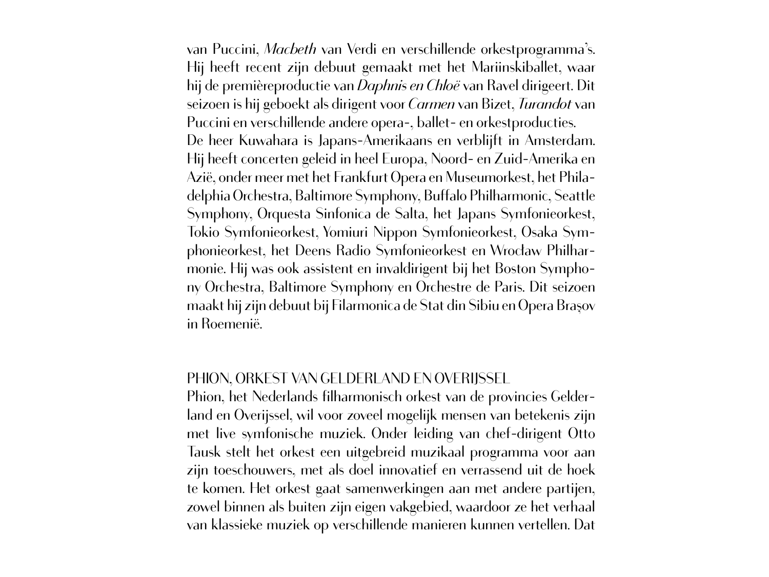van Puccini, *Macbeth* van Verdi en verschillende orkestprogramma's. Hij heeft recent zijn debuut gemaakt met het Mariinskiballet, waar hij de premièreproductie van *Daphnis en Chloë* van Ravel dirigeert. Dit seizoen is hij geboekt als dirigent voor *Carmen* van Bizet, *Turandot* van Puccini en verschillende andere opera-, ballet- en orkestproducties.
De heer Kuwahara is Japans-Amerikaans en verblijft in Amsterdam. Hij heeft concerten geleid in heel Europa, Noord- en Zuid-Amerika en Azië, onder meer met het Frankfurt Opera en Museumorkest, het Philadelphia Orchestra, Baltimore Symphony, Buffalo Philharmonic, Seattle Symphony, Orquesta Sinfonica de Salta, het Japans Symfonieorkest, Tokio Symfonieorkest, Yomiuri Nippon Symfonieorkest, Osaka Symphonieorkest, het Deens Radio Symfonieorkest en Wrocław Philharmonie. Hij was ook assistent en invaldirigent bij het Boston Symphony Orchestra, Baltimore Symphony en Orchestre de Paris. Dit seizoen maakt hij zijn debuut bij Filarmonica de Stat din Sibiu en Opera Brașov in Roemenië.

## PHION, ORKEST VAN GELDERLAND EN OVERIJSSEL

Phion, het Nederlands filharmonisch orkest van de provincies Gelderland en Overijssel, wil voor zoveel mogelijk mensen van betekenis zijn met live symfonische muziek. Onder leiding van chef-dirigent Otto Tausk stelt het orkest een uitgebreid muzikaal programma voor aan zijn toeschouwers, met als doel innovatief en verrassend uit de hoek te komen. Het orkest gaat samenwerkingen aan met andere partijen, zowel binnen als buiten zijn eigen vakgebied, waardoor ze het verhaal van klassieke muziek op verschillende manieren kunnen vertellen. Dat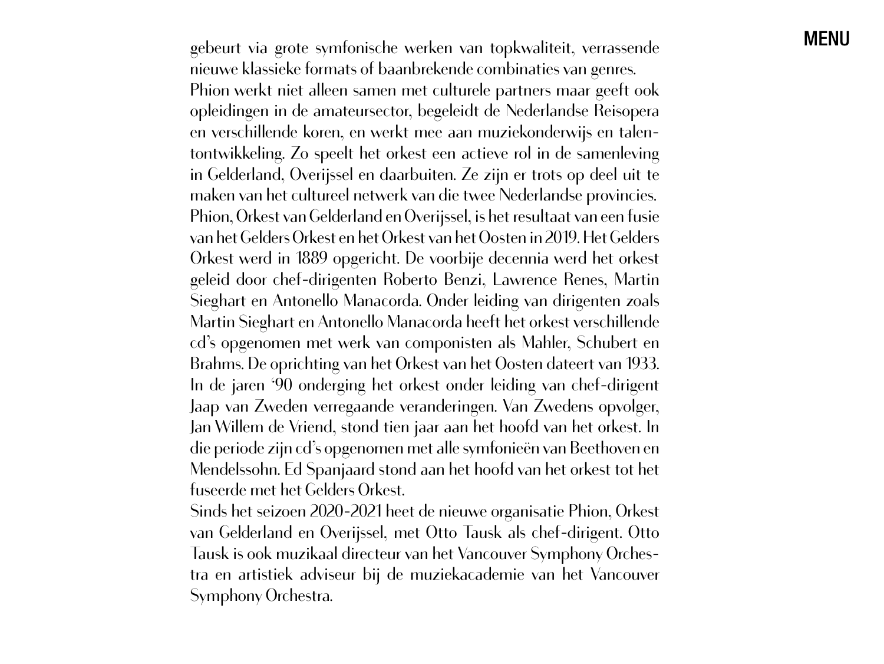gebeurt via grote symfonische werken van topkwaliteit, verrassende nieuwe klassieke formats of baanbrekende combinaties van genres.

Phion werkt niet alleen samen met culturele partners maar geeft ook opleidingen in de amateursector, begeleidt de Nederlandse Reisopera en verschillende koren, en werkt mee aan muziekonderwijs en talentontwikkeling. Zo speelt het orkest een actieve rol in de samenleving in Gelderland, Overijssel en daarbuiten. Ze zijn er trots op deel uit te maken van het cultureel netwerk van die twee Nederlandse provincies.

Phion, Orkest van Gelderland en Overijssel, is het resultaat van een fusie van het Gelders Orkest en het Orkest van het Oosten in 2019. Het Gelders Orkest werd in 1889 opgericht. De voorbije decennia werd het orkest geleid door chef-dirigenten Roberto Benzi, Lawrence Renes, Martin Sieghart en Antonello Manacorda. Onder leiding van dirigenten zoals Martin Sieghart en Antonello Manacorda heeft het orkest verschillende cd's opgenomen met werk van componisten als Mahler, Schubert en Brahms. De oprichting van het Orkest van het Oosten dateert van 1933. In de jaren '90 onderging het orkest onder leiding van chef-dirigent Jaap van Zweden verregaande veranderingen. Van Zwedens opvolger, Jan Willem de Vriend, stond tien jaar aan het hoofd van het orkest. In die periode zijn cd's opgenomen met alle symfonieën van Beethoven en Mendelssohn. Ed Spanjaard stond aan het hoofd van het orkest tot het fuseerde met het Gelders Orkest.

Sinds het seizoen 2020-2021 heet de nieuwe organisatie Phion, Orkest van Gelderland en Overijssel, met Otto Tausk als chef-dirigent. Otto Tausk is ook muzikaal directeur van het Vancouver Symphony Orchestra en artistiek adviseur bij de muziekacademie van het Vancouver Symphony Orchestra.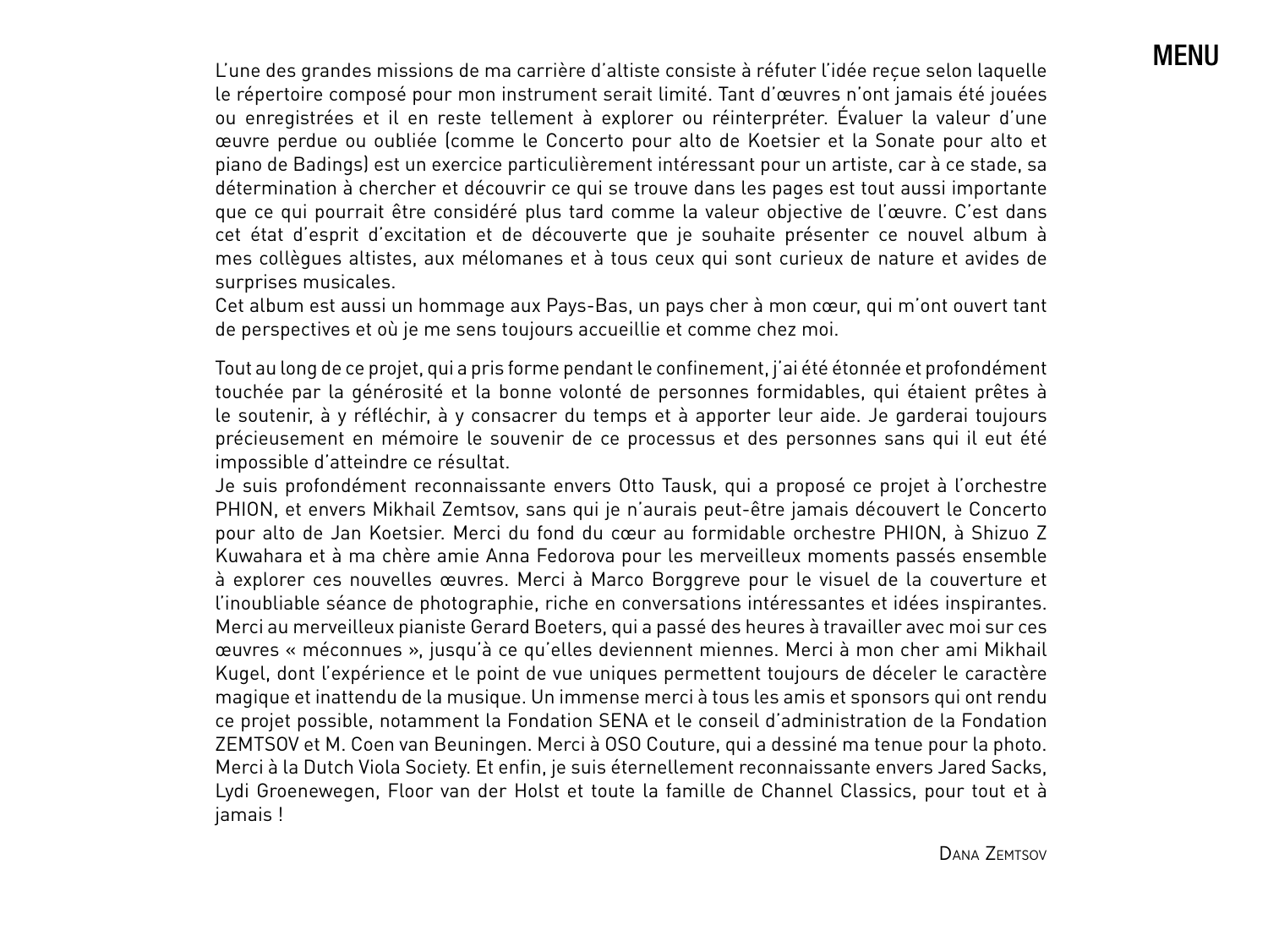L'une des grandes missions de ma carrière d'altiste consiste à réfuter l'idée reçue selon laquelle le répertoire composé pour mon instrument serait limité. Tant d'œuvres n'ont jamais été jouées ou enregistrées et il en reste tellement à explorer ou réinterpréter. Évaluer la valeur d'une œuvre perdue ou oubliée (comme le Concerto pour alto de Koetsier et la Sonate pour alto et piano de Badings) est un exercice particulièrement intéressant pour un artiste, car à ce stade, sa détermination à chercher et découvrir ce qui se trouve dans les pages est tout aussi importante que ce qui pourrait être considéré plus tard comme la valeur objective de l'œuvre. C'est dans cet état d'esprit d'excitation et de découverte que je souhaite présenter ce nouvel album à mes collègues altistes, aux mélomanes et à tous ceux qui sont curieux de nature et avides de surprises musicales.
Cet album est aussi un hommage aux Pays-Bas, un pays cher à mon cœur, qui m'ont ouvert tant de perspectives et où je me sens toujours accueillie et comme chez moi.

Tout au long de ce projet, qui a pris forme pendant le confinement, j'ai été étonnée et profondément touchée par la générosité et la bonne volonté de personnes formidables, qui étaient prêtes à le soutenir, à y réfléchir, à y consacrer du temps et à apporter leur aide. Je garderai toujours précieusement en mémoire le souvenir de ce processus et des personnes sans qui il eut été impossible d'atteindre ce résultat.
Je suis profondément reconnaissante envers Otto Tausk, qui a proposé ce projet à l'orchestre PHION, et envers Mikhail Zemtsov, sans qui je n'aurais peut-être jamais découvert le Concerto pour alto de Jan Koetsier. Merci du fond du cœur au formidable orchestre PHION, à Shizuo Z Kuwahara et à ma chère amie Anna Fedorova pour les merveilleux moments passés ensemble à explorer ces nouvelles œuvres. Merci à Marco Borggreve pour le visuel de la couverture et l'inoubliable séance de photographie, riche en conversations intéressantes et idées inspirantes. Merci au merveilleux pianiste Gerard Boeters, qui a passé des heures à travailler avec moi sur ces œuvres « méconnues », jusqu'à ce qu'elles deviennent miennes. Merci à mon cher ami Mikhail Kugel, dont l'expérience et le point de vue uniques permettent toujours de déceler le caractère magique et inattendu de la musique. Un immense merci à tous les amis et sponsors qui ont rendu ce projet possible, notamment la Fondation SENA et le conseil d'administration de la Fondation ZEMTSOV et M. Coen van Beuningen. Merci à OSO Couture, qui a dessiné ma tenue pour la photo. Merci à la Dutch Viola Society. Et enfin, je suis éternellement reconnaissante envers Jared Sacks, Lydi Groenewegen, Floor van der Holst et toute la famille de Channel Classics, pour tout et à jamais !

Dana Zemtsov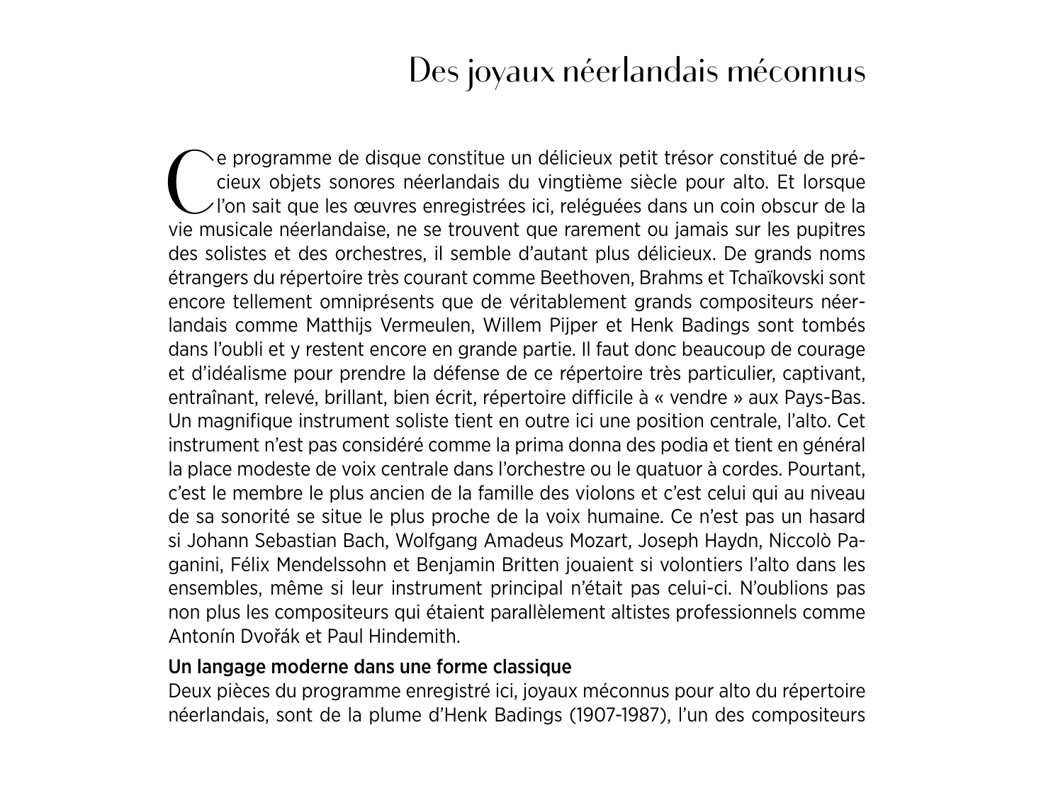# Des joyaux néerlandais méconnus

Ce programme de disque constitue un délicieux petit trésor constitué de précieux objets sonores néerlandais du vingtième siècle pour alto. Et lorsque l'on sait que les œuvres enregistrées ici, reléguées dans un coin obscur de la vie musicale néerlandaise, ne se trouvent que rarement ou jamais sur les pupitres des solistes et des orchestres, il semble d'autant plus délicieux. De grands noms étrangers du répertoire très courant comme Beethoven, Brahms et Tchaïkovski sont encore tellement omniprésents que de véritablement grands compositeurs néerlandais comme Matthijs Vermeulen, Willem Pijper et Henk Badings sont tombés dans l'oubli et y restent encore en grande partie. Il faut donc beaucoup de courage et d'idéalisme pour prendre la défense de ce répertoire très particulier, captivant, entraînant, relevé, brillant, bien écrit, répertoire difficile à « vendre » aux Pays-Bas. Un magnifique instrument soliste tient en outre ici une position centrale, l'alto. Cet instrument n'est pas considéré comme la prima donna des podia et tient en général la place modeste de voix centrale dans l'orchestre ou le quatuor à cordes. Pourtant, c'est le membre le plus ancien de la famille des violons et c'est celui qui au niveau de sa sonorité se situe le plus proche de la voix humaine. Ce n'est pas un hasard si Johann Sebastian Bach, Wolfgang Amadeus Mozart, Joseph Haydn, Niccolò Paganini, Félix Mendelssohn et Benjamin Britten jouaient si volontiers l'alto dans les ensembles, même si leur instrument principal n'était pas celui-ci. N'oublions pas non plus les compositeurs qui étaient parallèlement altistes professionnels comme Antonín Dvořák et Paul Hindemith.

**Un langage moderne dans une forme classique**

Deux pièces du programme enregistré ici, joyaux méconnus pour alto du répertoire néerlandais, sont de la plume d'Henk Badings (1907-1987), l'un des compositeurs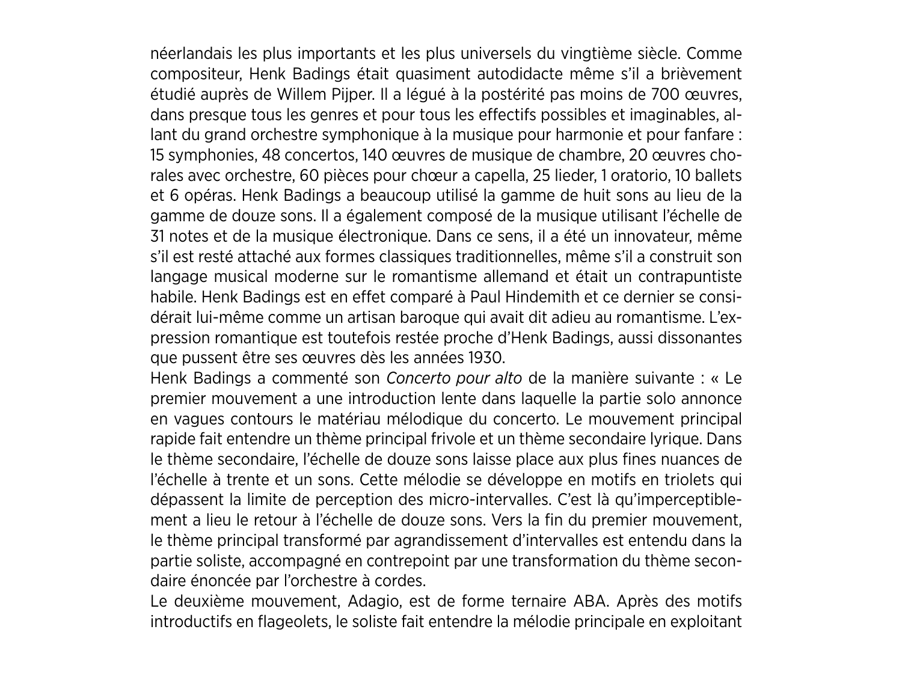néerlandais les plus importants et les plus universels du vingtième siècle. Comme compositeur, Henk Badings était quasiment autodidacte même s'il a brièvement étudié auprès de Willem Pijper. Il a légué à la postérité pas moins de 700 œuvres, dans presque tous les genres et pour tous les effectifs possibles et imaginables, allant du grand orchestre symphonique à la musique pour harmonie et pour fanfare : 15 symphonies, 48 concertos, 140 œuvres de musique de chambre, 20 œuvres chorales avec orchestre, 60 pièces pour chœur a capella, 25 lieder, 1 oratorio, 10 ballets et 6 opéras. Henk Badings a beaucoup utilisé la gamme de huit sons au lieu de la gamme de douze sons. Il a également composé de la musique utilisant l'échelle de 31 notes et de la musique électronique. Dans ce sens, il a été un innovateur, même s'il est resté attaché aux formes classiques traditionnelles, même s'il a construit son langage musical moderne sur le romantisme allemand et était un contrapuntiste habile. Henk Badings est en effet comparé à Paul Hindemith et ce dernier se considérait lui-même comme un artisan baroque qui avait dit adieu au romantisme. L'expression romantique est toutefois restée proche d'Henk Badings, aussi dissonantes que pussent être ses œuvres dès les années 1930.

Henk Badings a commenté son *Concerto pour alto* de la manière suivante : « Le premier mouvement a une introduction lente dans laquelle la partie solo annonce en vagues contours le matériau mélodique du concerto. Le mouvement principal rapide fait entendre un thème principal frivole et un thème secondaire lyrique. Dans le thème secondaire, l'échelle de douze sons laisse place aux plus fines nuances de l'échelle à trente et un sons. Cette mélodie se développe en motifs en triolets qui dépassent la limite de perception des micro-intervalles. C'est là qu'imperceptiblement a lieu le retour à l'échelle de douze sons. Vers la fin du premier mouvement, le thème principal transformé par agrandissement d'intervalles est entendu dans la partie soliste, accompagné en contrepoint par une transformation du thème secondaire énoncée par l'orchestre à cordes.

Le deuxième mouvement, Adagio, est de forme ternaire ABA. Après des motifs introductifs en flageolets, le soliste fait entendre la mélodie principale en exploitant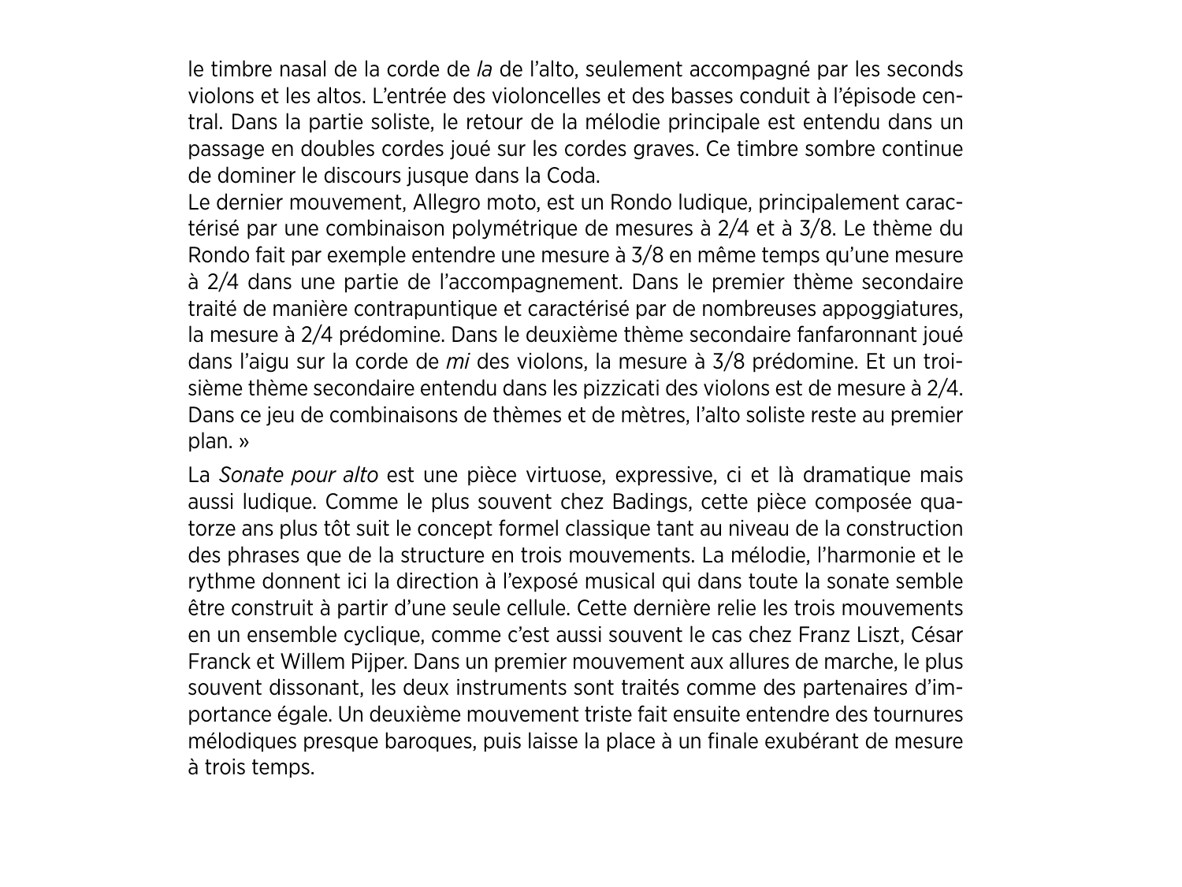le timbre nasal de la corde de *la* de l'alto, seulement accompagné par les seconds violons et les altos. L'entrée des violoncelles et des basses conduit à l'épisode central. Dans la partie soliste, le retour de la mélodie principale est entendu dans un passage en doubles cordes joué sur les cordes graves. Ce timbre sombre continue de dominer le discours jusque dans la Coda.
Le dernier mouvement, Allegro moto, est un Rondo ludique, principalement caractérisé par une combinaison polymétrique de mesures à 2/4 et à 3/8. Le thème du Rondo fait par exemple entendre une mesure à 3/8 en même temps qu'une mesure à 2/4 dans une partie de l'accompagnement. Dans le premier thème secondaire traité de manière contrapuntique et caractérisé par de nombreuses appoggiatures, la mesure à 2/4 prédomine. Dans le deuxième thème secondaire fanfaronnant joué dans l'aigu sur la corde de *mi* des violons, la mesure à 3/8 prédomine. Et un troisième thème secondaire entendu dans les pizzicati des violons est de mesure à 2/4. Dans ce jeu de combinaisons de thèmes et de mètres, l'alto soliste reste au premier plan. »

La *Sonate pour alto* est une pièce virtuose, expressive, ci et là dramatique mais aussi ludique. Comme le plus souvent chez Badings, cette pièce composée quatorze ans plus tôt suit le concept formel classique tant au niveau de la construction des phrases que de la structure en trois mouvements. La mélodie, l'harmonie et le rythme donnent ici la direction à l'exposé musical qui dans toute la sonate semble être construit à partir d'une seule cellule. Cette dernière relie les trois mouvements en un ensemble cyclique, comme c'est aussi souvent le cas chez Franz Liszt, César Franck et Willem Pijper. Dans un premier mouvement aux allures de marche, le plus souvent dissonant, les deux instruments sont traités comme des partenaires d'importance égale. Un deuxième mouvement triste fait ensuite entendre des tournures mélodiques presque baroques, puis laisse la place à un finale exubérant de mesure à trois temps.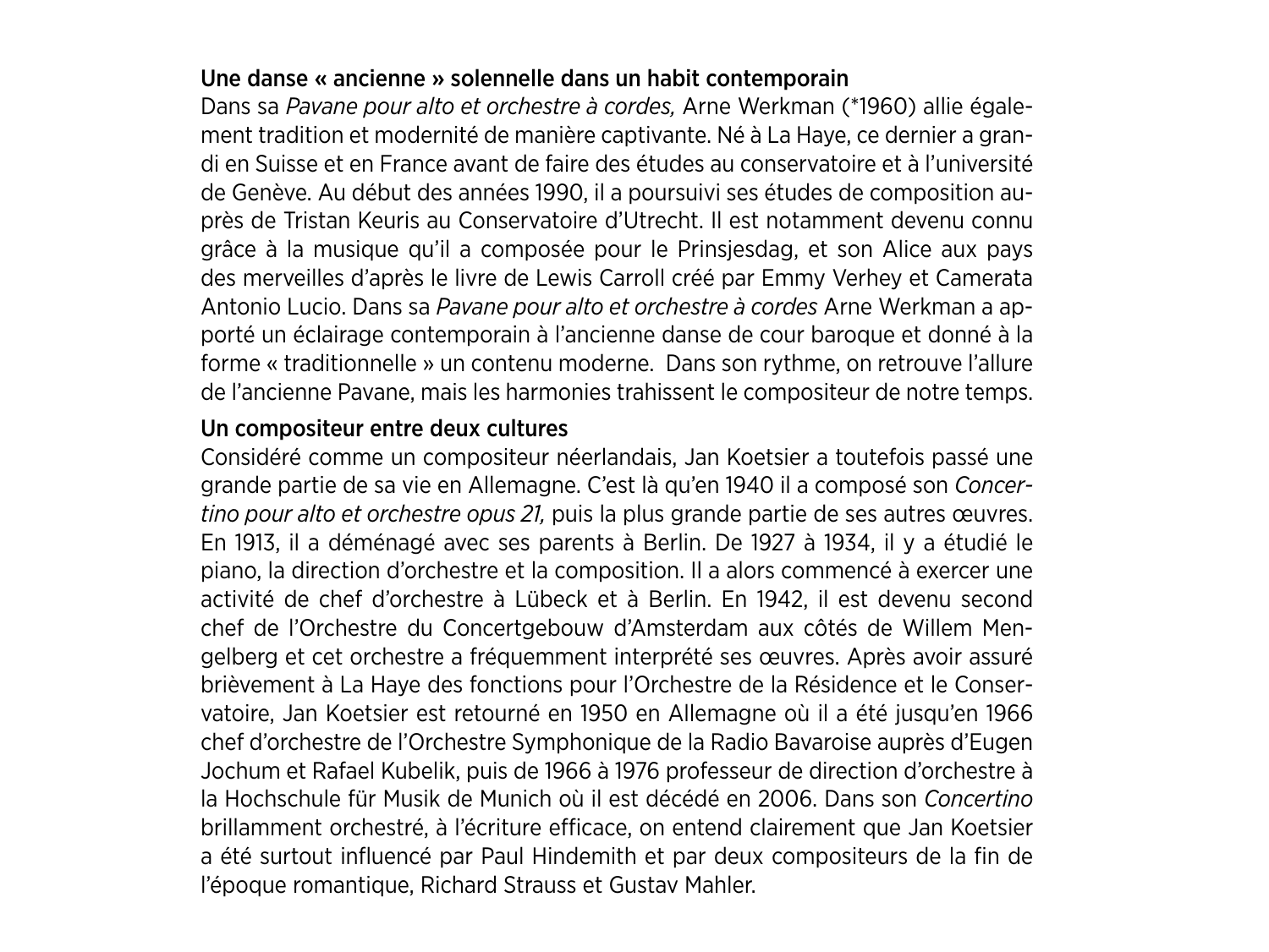### Une danse « ancienne » solennelle dans un habit contemporain

Dans sa *Pavane pour alto et orchestre à cordes,* Arne Werkman (*1960) allie également tradition et modernité de manière captivante. Né à La Haye, ce dernier a grandi en Suisse et en France avant de faire des études au conservatoire et à l'université de Genève. Au début des années 1990, il a poursuivi ses études de composition auprès de Tristan Keuris au Conservatoire d'Utrecht. Il est notamment devenu connu grâce à la musique qu'il a composée pour le Prinsjesdag, et son Alice aux pays des merveilles d'après le livre de Lewis Carroll créé par Emmy Verhey et Camerata Antonio Lucio. Dans sa *Pavane pour alto et orchestre à cordes* Arne Werkman a apporté un éclairage contemporain à l'ancienne danse de cour baroque et donné à la forme « traditionnelle » un contenu moderne. Dans son rythme, on retrouve l'allure de l'ancienne Pavane, mais les harmonies trahissent le compositeur de notre temps.

### Un compositeur entre deux cultures

Considéré comme un compositeur néerlandais, Jan Koetsier a toutefois passé une grande partie de sa vie en Allemagne. C'est là qu'en 1940 il a composé son *Concertino pour alto et orchestre opus 21,* puis la plus grande partie de ses autres œuvres. En 1913, il a déménagé avec ses parents à Berlin. De 1927 à 1934, il y a étudié le piano, la direction d'orchestre et la composition. Il a alors commencé à exercer une activité de chef d'orchestre à Lübeck et à Berlin. En 1942, il est devenu second chef de l'Orchestre du Concertgebouw d'Amsterdam aux côtés de Willem Mengelberg et cet orchestre a fréquemment interprété ses œuvres. Après avoir assuré brièvement à La Haye des fonctions pour l'Orchestre de la Résidence et le Conservatoire, Jan Koetsier est retourné en 1950 en Allemagne où il a été jusqu'en 1966 chef d'orchestre de l'Orchestre Symphonique de la Radio Bavaroise auprès d'Eugen Jochum et Rafael Kubelik, puis de 1966 à 1976 professeur de direction d'orchestre à la Hochschule für Musik de Munich où il est décédé en 2006. Dans son *Concertino* brillamment orchestré, à l'écriture efficace, on entend clairement que Jan Koetsier a été surtout influencé par Paul Hindemith et par deux compositeurs de la fin de l'époque romantique, Richard Strauss et Gustav Mahler.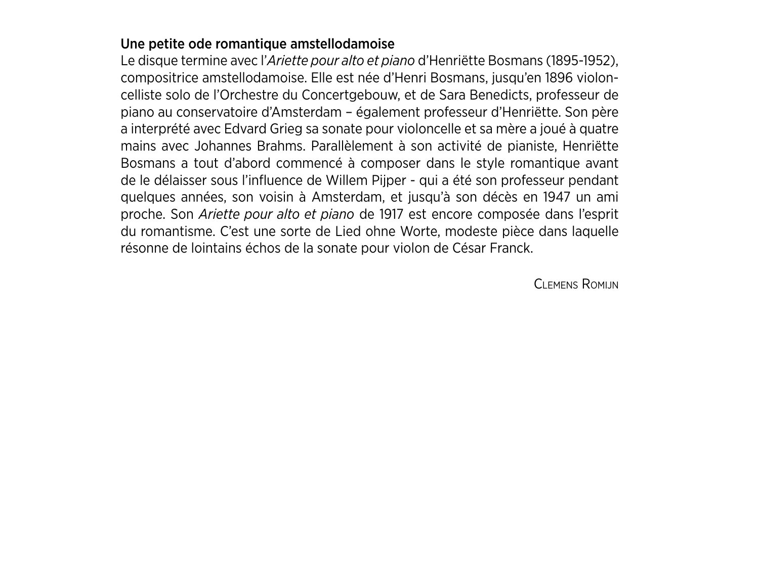**Une petite ode romantique amstellodamoise**

Le disque termine avec l'*Ariette pour alto et piano* d'Henriëtte Bosmans (1895-1952), compositrice amstellodamoise. Elle est née d'Henri Bosmans, jusqu'en 1896 violoncelliste solo de l'Orchestre du Concertgebouw, et de Sara Benedicts, professeur de piano au conservatoire d'Amsterdam – également professeur d'Henriëtte. Son père a interprété avec Edvard Grieg sa sonate pour violoncelle et sa mère a joué à quatre mains avec Johannes Brahms. Parallèlement à son activité de pianiste, Henriëtte Bosmans a tout d'abord commencé à composer dans le style romantique avant de le délaisser sous l'influence de Willem Pijper - qui a été son professeur pendant quelques années, son voisin à Amsterdam, et jusqu'à son décès en 1947 un ami proche. Son *Ariette pour alto et piano* de 1917 est encore composée dans l'esprit du romantisme. C'est une sorte de Lied ohne Worte, modeste pièce dans laquelle résonne de lointains échos de la sonate pour violon de César Franck.

Clemens Romijn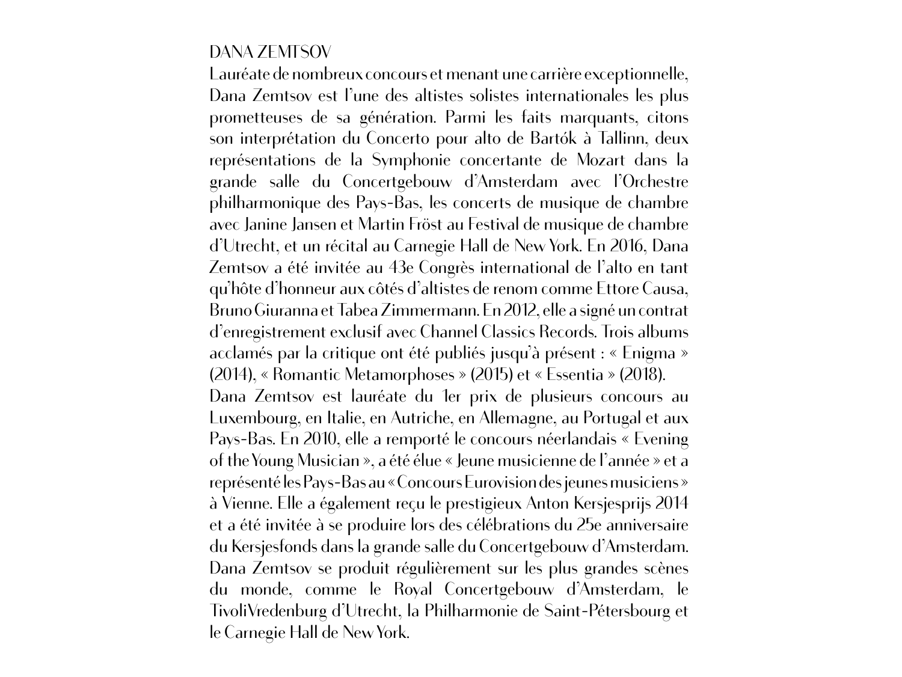## DANA ZEMTSOV

Lauréate de nombreux concours et menant une carrière exceptionnelle, Dana Zemtsov est l'une des altistes solistes internationales les plus prometteuses de sa génération. Parmi les faits marquants, citons son interprétation du Concerto pour alto de Bartók à Tallinn, deux représentations de la Symphonie concertante de Mozart dans la grande salle du Concertgebouw d'Amsterdam avec l'Orchestre philharmonique des Pays-Bas, les concerts de musique de chambre avec Janine Jansen et Martin Fröst au Festival de musique de chambre d'Utrecht, et un récital au Carnegie Hall de New York. En 2016, Dana Zemtsov a été invitée au 43e Congrès international de l'alto en tant qu'hôte d'honneur aux côtés d'altistes de renom comme Ettore Causa, Bruno Giuranna et Tabea Zimmermann. En 2012, elle a signé un contrat d'enregistrement exclusif avec Channel Classics Records. Trois albums acclamés par la critique ont été publiés jusqu'à présent : « Enigma » (2014), « Romantic Metamorphoses » (2015) et « Essentia » (2018).

Dana Zemtsov est lauréate du 1er prix de plusieurs concours au Luxembourg, en Italie, en Autriche, en Allemagne, au Portugal et aux Pays-Bas. En 2010, elle a remporté le concours néerlandais « Evening of the Young Musician », a été élue « Jeune musicienne de l'année » et a représenté les Pays-Bas au « Concours Eurovision des jeunes musiciens » à Vienne. Elle a également reçu le prestigieux Anton Kersjesprijs 2014 et a été invitée à se produire lors des célébrations du 25e anniversaire du Kersjesfonds dans la grande salle du Concertgebouw d'Amsterdam. Dana Zemtsov se produit régulièrement sur les plus grandes scènes du monde, comme le Royal Concertgebouw d'Amsterdam, le TivoliVredenburg d'Utrecht, la Philharmonie de Saint-Pétersbourg et le Carnegie Hall de New York.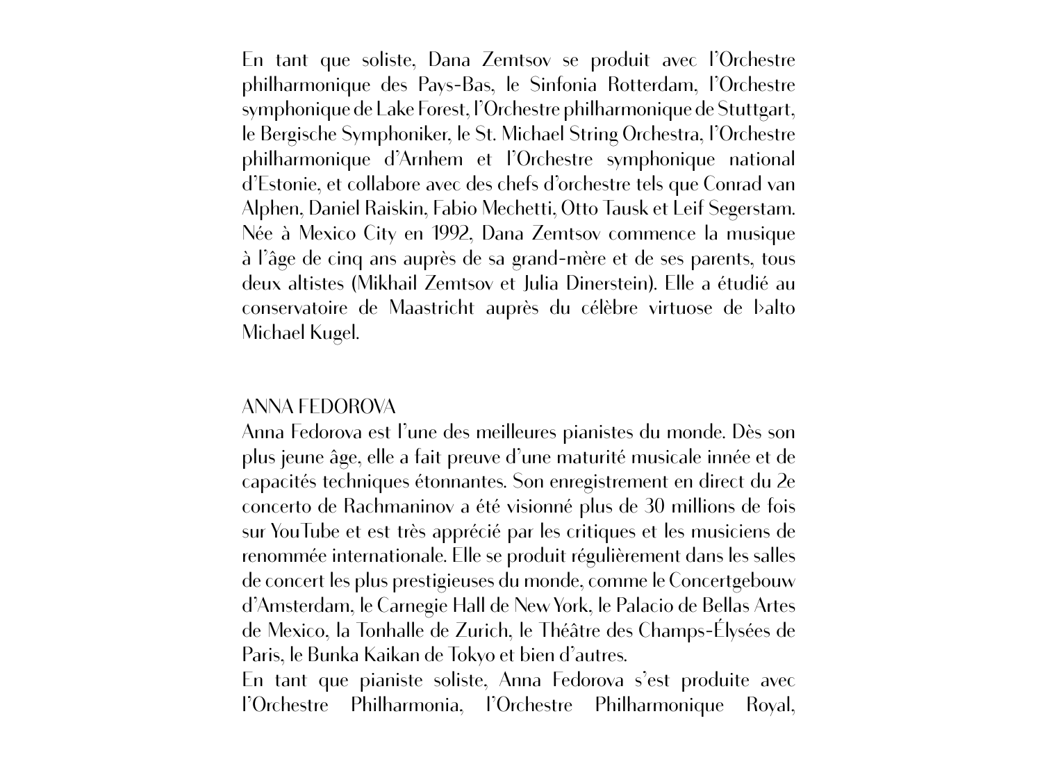En tant que soliste, Dana Zemtsov se produit avec l'Orchestre philharmonique des Pays-Bas, le Sinfonia Rotterdam, l'Orchestre symphonique de Lake Forest, l'Orchestre philharmonique de Stuttgart, le Bergische Symphoniker, le St. Michael String Orchestra, l'Orchestre philharmonique d'Arnhem et l'Orchestre symphonique national d'Estonie, et collabore avec des chefs d'orchestre tels que Conrad van Alphen, Daniel Raiskin, Fabio Mechetti, Otto Tausk et Leif Segerstam. Née à Mexico City en 1992, Dana Zemtsov commence la musique à l'âge de cinq ans auprès de sa grand-mère et de ses parents, tous deux altistes (Mikhail Zemtsov et Julia Dinerstein). Elle a étudié au conservatoire de Maastricht auprès du célèbre virtuose de l›alto Michael Kugel.

ANNA FEDOROVA

Anna Fedorova est l'une des meilleures pianistes du monde. Dès son plus jeune âge, elle a fait preuve d'une maturité musicale innée et de capacités techniques étonnantes. Son enregistrement en direct du 2e concerto de Rachmaninov a été visionné plus de 30 millions de fois sur YouTube et est très apprécié par les critiques et les musiciens de renommée internationale. Elle se produit régulièrement dans les salles de concert les plus prestigieuses du monde, comme le Concertgebouw d'Amsterdam, le Carnegie Hall de New York, le Palacio de Bellas Artes de Mexico, la Tonhalle de Zurich, le Théâtre des Champs-Élysées de Paris, le Bunka Kaikan de Tokyo et bien d'autres.

En tant que pianiste soliste, Anna Fedorova s'est produite avec l'Orchestre Philharmonia, l'Orchestre Philharmonique Royal,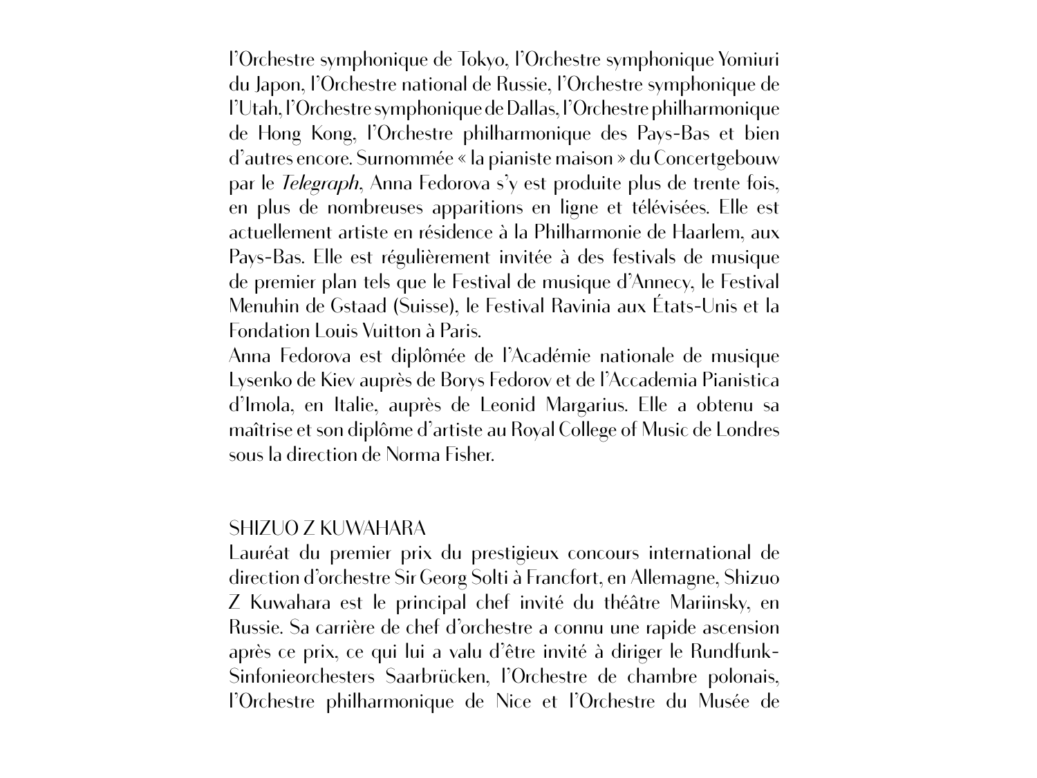l'Orchestre symphonique de Tokyo, l'Orchestre symphonique Yomiuri du Japon, l'Orchestre national de Russie, l'Orchestre symphonique de l'Utah, l'Orchestre symphonique de Dallas, l'Orchestre philharmonique de Hong Kong, l'Orchestre philharmonique des Pays-Bas et bien d'autres encore. Surnommée « la pianiste maison » du Concertgebouw par le *Telegraph*, Anna Fedorova s'y est produite plus de trente fois, en plus de nombreuses apparitions en ligne et télévisées. Elle est actuellement artiste en résidence à la Philharmonie de Haarlem, aux Pays-Bas. Elle est régulièrement invitée à des festivals de musique de premier plan tels que le Festival de musique d'Annecy, le Festival Menuhin de Gstaad (Suisse), le Festival Ravinia aux États-Unis et la Fondation Louis Vuitton à Paris.
Anna Fedorova est diplômée de l'Académie nationale de musique Lysenko de Kiev auprès de Borys Fedorov et de l'Accademia Pianistica d'Imola, en Italie, auprès de Leonid Margarius. Elle a obtenu sa maîtrise et son diplôme d'artiste au Royal College of Music de Londres sous la direction de Norma Fisher.

## SHIZUO Z KUWAHARA

Lauréat du premier prix du prestigieux concours international de direction d'orchestre Sir Georg Solti à Francfort, en Allemagne, Shizuo Z Kuwahara est le principal chef invité du théâtre Mariinsky, en Russie. Sa carrière de chef d'orchestre a connu une rapide ascension après ce prix, ce qui lui a valu d'être invité à diriger le Rundfunk-Sinfonieorchesters Saarbrücken, l'Orchestre de chambre polonais, l'Orchestre philharmonique de Nice et l'Orchestre du Musée de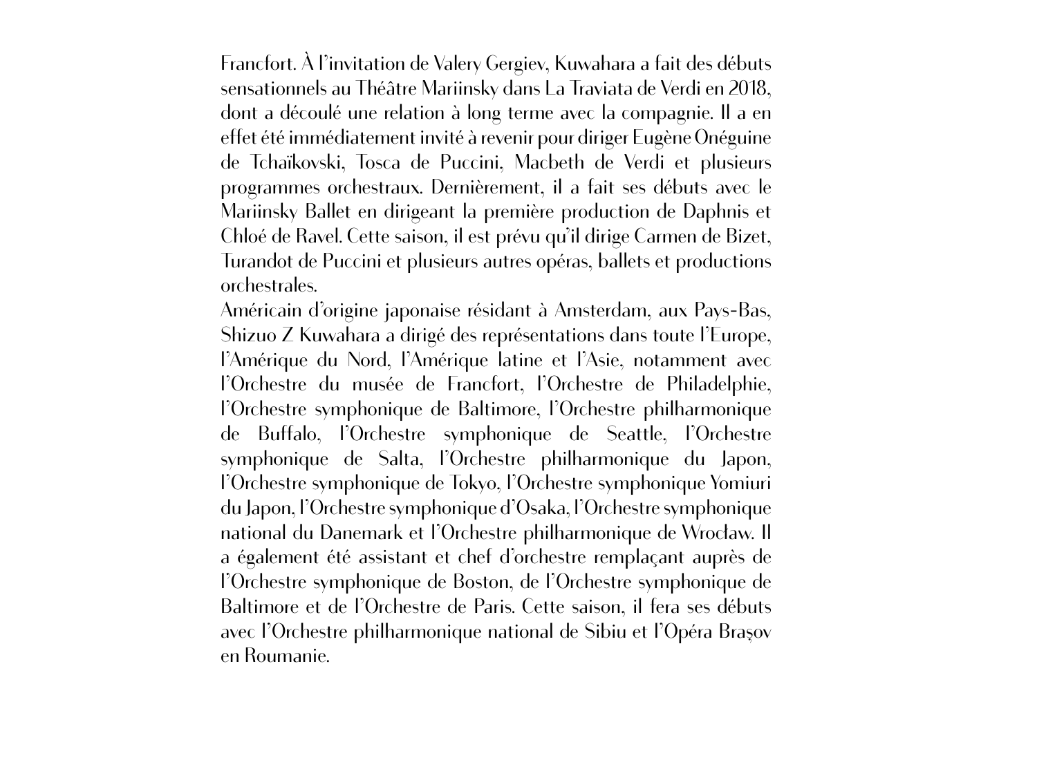Francfort. À l'invitation de Valery Gergiev, Kuwahara a fait des débuts sensationnels au Théâtre Mariinsky dans La Traviata de Verdi en 2018, dont a découlé une relation à long terme avec la compagnie. Il a en effet été immédiatement invité à revenir pour diriger Eugène Onéguine de Tchaïkovski, Tosca de Puccini, Macbeth de Verdi et plusieurs programmes orchestraux. Dernièrement, il a fait ses débuts avec le Mariinsky Ballet en dirigeant la première production de Daphnis et Chloé de Ravel. Cette saison, il est prévu qu'il dirige Carmen de Bizet, Turandot de Puccini et plusieurs autres opéras, ballets et productions orchestrales.

Américain d'origine japonaise résidant à Amsterdam, aux Pays-Bas, Shizuo Z Kuwahara a dirigé des représentations dans toute l'Europe, l'Amérique du Nord, l'Amérique latine et l'Asie, notamment avec l'Orchestre du musée de Francfort, l'Orchestre de Philadelphie, l'Orchestre symphonique de Baltimore, l'Orchestre philharmonique de Buffalo, l'Orchestre symphonique de Seattle, l'Orchestre symphonique de Salta, l'Orchestre philharmonique du Japon, l'Orchestre symphonique de Tokyo, l'Orchestre symphonique Yomiuri du Japon, l'Orchestre symphonique d'Osaka, l'Orchestre symphonique national du Danemark et l'Orchestre philharmonique de Wrocław. Il a également été assistant et chef d'orchestre remplaçant auprès de l'Orchestre symphonique de Boston, de l'Orchestre symphonique de Baltimore et de l'Orchestre de Paris. Cette saison, il fera ses débuts avec l'Orchestre philharmonique national de Sibiu et l'Opéra Brașov en Roumanie.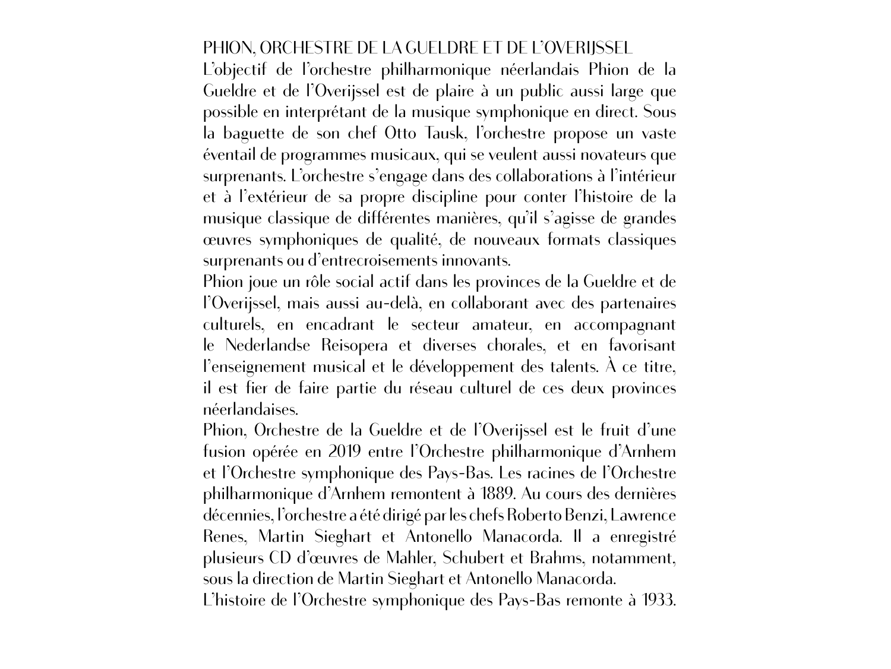## PHION, ORCHESTRE DE LA GUELDRE ET DE L'OVERIJSSEL

L'objectif de l'orchestre philharmonique néerlandais Phion de la Gueldre et de l'Overijssel est de plaire à un public aussi large que possible en interprétant de la musique symphonique en direct. Sous la baguette de son chef Otto Tausk, l'orchestre propose un vaste éventail de programmes musicaux, qui se veulent aussi novateurs que surprenants. L'orchestre s'engage dans des collaborations à l'intérieur et à l'extérieur de sa propre discipline pour conter l'histoire de la musique classique de différentes manières, qu'il s'agisse de grandes œuvres symphoniques de qualité, de nouveaux formats classiques surprenants ou d'entrecroisements innovants.

Phion joue un rôle social actif dans les provinces de la Gueldre et de l'Overijssel, mais aussi au-delà, en collaborant avec des partenaires culturels, en encadrant le secteur amateur, en accompagnant le Nederlandse Reisopera et diverses chorales, et en favorisant l'enseignement musical et le développement des talents. À ce titre, il est fier de faire partie du réseau culturel de ces deux provinces néerlandaises.

Phion, Orchestre de la Gueldre et de l'Overijssel est le fruit d'une fusion opérée en 2019 entre l'Orchestre philharmonique d'Arnhem et l'Orchestre symphonique des Pays-Bas. Les racines de l'Orchestre philharmonique d'Arnhem remontent à 1889. Au cours des dernières décennies, l'orchestre a été dirigé par les chefs Roberto Benzi, Lawrence Renes, Martin Sieghart et Antonello Manacorda. Il a enregistré plusieurs CD d'œuvres de Mahler, Schubert et Brahms, notamment, sous la direction de Martin Sieghart et Antonello Manacorda.

L'histoire de l'Orchestre symphonique des Pays-Bas remonte à 1933.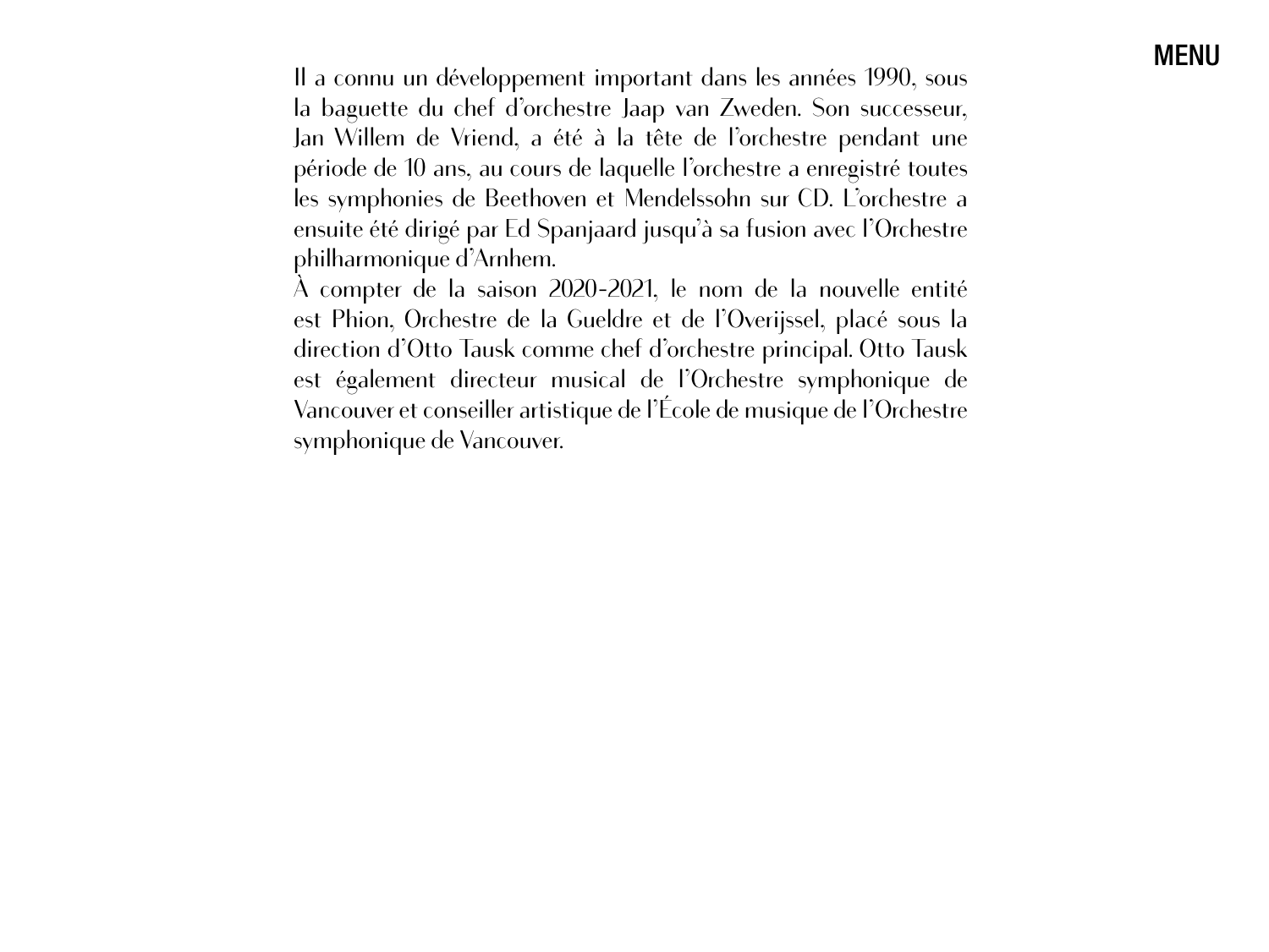Il a connu un développement important dans les années 1990, sous la baguette du chef d'orchestre Jaap van Zweden. Son successeur, Jan Willem de Vriend, a été à la tête de l'orchestre pendant une période de 10 ans, au cours de laquelle l'orchestre a enregistré toutes les symphonies de Beethoven et Mendelssohn sur CD. L'orchestre a ensuite été dirigé par Ed Spanjaard jusqu'à sa fusion avec l'Orchestre philharmonique d'Arnhem.
À compter de la saison 2020-2021, le nom de la nouvelle entité est Phion, Orchestre de la Gueldre et de l'Overijssel, placé sous la direction d'Otto Tausk comme chef d'orchestre principal. Otto Tausk est également directeur musical de l'Orchestre symphonique de Vancouver et conseiller artistique de l'École de musique de l'Orchestre symphonique de Vancouver.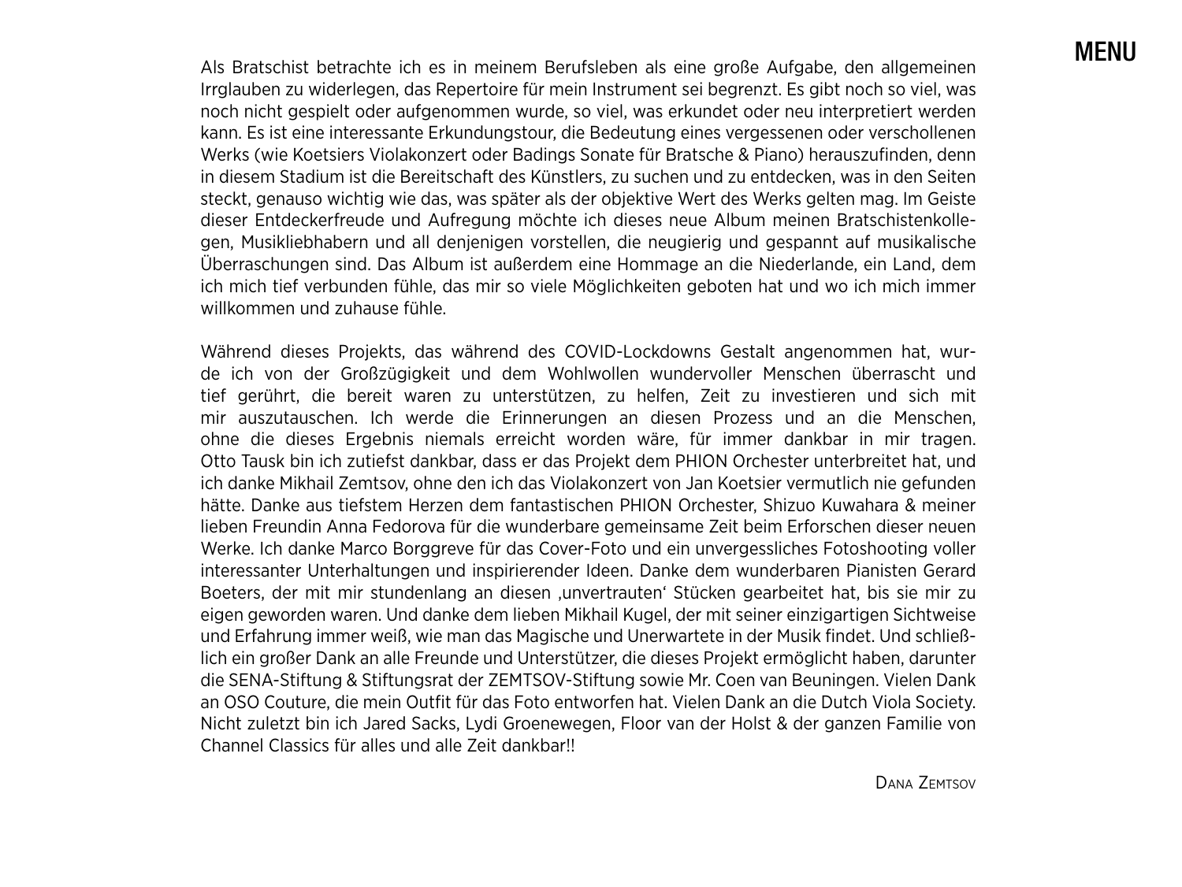Als Bratschist betrachte ich es in meinem Berufsleben als eine große Aufgabe, den allgemeinen Irrglauben zu widerlegen, das Repertoire für mein Instrument sei begrenzt. Es gibt noch so viel, was noch nicht gespielt oder aufgenommen wurde, so viel, was erkundet oder neu interpretiert werden kann. Es ist eine interessante Erkundungstour, die Bedeutung eines vergessenen oder verschollenen Werks (wie Koetsiers Violakonzert oder Badings Sonate für Bratsche & Piano) herauszufinden, denn in diesem Stadium ist die Bereitschaft des Künstlers, zu suchen und zu entdecken, was in den Seiten steckt, genauso wichtig wie das, was später als der objektive Wert des Werks gelten mag. Im Geiste dieser Entdeckerfreude und Aufregung möchte ich dieses neue Album meinen Bratschistenkollegen, Musikliebhabern und all denjenigen vorstellen, die neugierig und gespannt auf musikalische Überraschungen sind. Das Album ist außerdem eine Hommage an die Niederlande, ein Land, dem ich mich tief verbunden fühle, das mir so viele Möglichkeiten geboten hat und wo ich mich immer willkommen und zuhause fühle.

Während dieses Projekts, das während des COVID-Lockdowns Gestalt angenommen hat, wurde ich von der Großzügigkeit und dem Wohlwollen wundervoller Menschen überrascht und tief gerührt, die bereit waren zu unterstützen, zu helfen, Zeit zu investieren und sich mit mir auszutauschen. Ich werde die Erinnerungen an diesen Prozess und an die Menschen, ohne die dieses Ergebnis niemals erreicht worden wäre, für immer dankbar in mir tragen. Otto Tausk bin ich zutiefst dankbar, dass er das Projekt dem PHION Orchester unterbreitet hat, und ich danke Mikhail Zemtsov, ohne den ich das Violakonzert von Jan Koetsier vermutlich nie gefunden hätte. Danke aus tiefstem Herzen dem fantastischen PHION Orchester, Shizuo Kuwahara & meiner lieben Freundin Anna Fedorova für die wunderbare gemeinsame Zeit beim Erforschen dieser neuen Werke. Ich danke Marco Borggreve für das Cover-Foto und ein unvergessliches Fotoshooting voller interessanter Unterhaltungen und inspirierender Ideen. Danke dem wunderbaren Pianisten Gerard Boeters, der mit mir stundenlang an diesen ‚unvertrauten' Stücken gearbeitet hat, bis sie mir zu eigen geworden waren. Und danke dem lieben Mikhail Kugel, der mit seiner einzigartigen Sichtweise und Erfahrung immer weiß, wie man das Magische und Unerwartete in der Musik findet. Und schließlich ein großer Dank an alle Freunde und Unterstützer, die dieses Projekt ermöglicht haben, darunter die SENA-Stiftung & Stiftungsrat der ZEMTSOV-Stiftung sowie Mr. Coen van Beuningen. Vielen Dank an OSO Couture, die mein Outfit für das Foto entworfen hat. Vielen Dank an die Dutch Viola Society. Nicht zuletzt bin ich Jared Sacks, Lydi Groenewegen, Floor van der Holst & der ganzen Familie von Channel Classics für alles und alle Zeit dankbar!!

Dana Zemtsov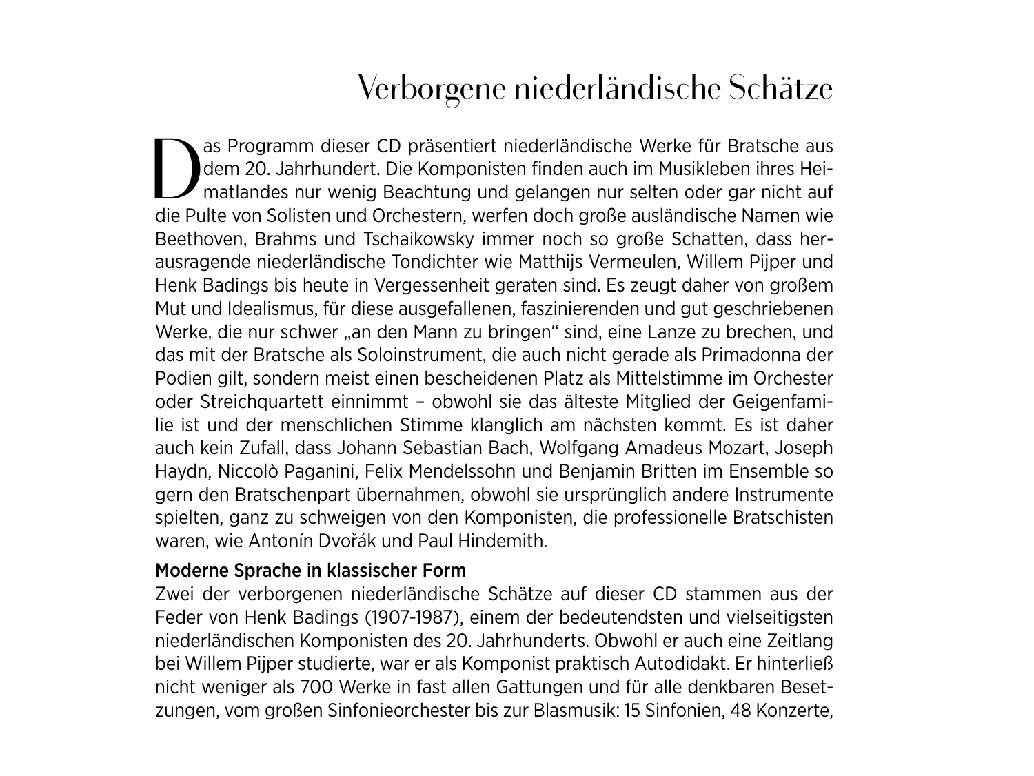# Verborgene niederländische Schätze

Das Programm dieser CD präsentiert niederländische Werke für Bratsche aus dem 20. Jahrhundert. Die Komponisten finden auch im Musikleben ihres Heimatlandes nur wenig Beachtung und gelangen nur selten oder gar nicht auf die Pulte von Solisten und Orchestern, werfen doch große ausländische Namen wie Beethoven, Brahms und Tschaikowsky immer noch so große Schatten, dass herausragende niederländische Tondichter wie Matthijs Vermeulen, Willem Pijper und Henk Badings bis heute in Vergessenheit geraten sind. Es zeugt daher von großem Mut und Idealismus, für diese ausgefallenen, faszinierenden und gut geschriebenen Werke, die nur schwer „an den Mann zu bringen" sind, eine Lanze zu brechen, und das mit der Bratsche als Soloinstrument, die auch nicht gerade als Primadonna der Podien gilt, sondern meist einen bescheidenen Platz als Mittelstimme im Orchester oder Streichquartett einnimmt – obwohl sie das älteste Mitglied der Geigenfamilie ist und der menschlichen Stimme klanglich am nächsten kommt. Es ist daher auch kein Zufall, dass Johann Sebastian Bach, Wolfgang Amadeus Mozart, Joseph Haydn, Niccolò Paganini, Felix Mendelssohn und Benjamin Britten im Ensemble so gern den Bratschenpart übernahmen, obwohl sie ursprünglich andere Instrumente spielten, ganz zu schweigen von den Komponisten, die professionelle Bratschisten waren, wie Antonín Dvořák und Paul Hindemith.

**Moderne Sprache in klassischer Form**

Zwei der verborgenen niederländische Schätze auf dieser CD stammen aus der Feder von Henk Badings (1907-1987), einem der bedeutendsten und vielseitigsten niederländischen Komponisten des 20. Jahrhunderts. Obwohl er auch eine Zeitlang bei Willem Pijper studierte, war er als Komponist praktisch Autodidakt. Er hinterließ nicht weniger als 700 Werke in fast allen Gattungen und für alle denkbaren Besetzungen, vom großen Sinfonieorchester bis zur Blasmusik: 15 Sinfonien, 48 Konzerte,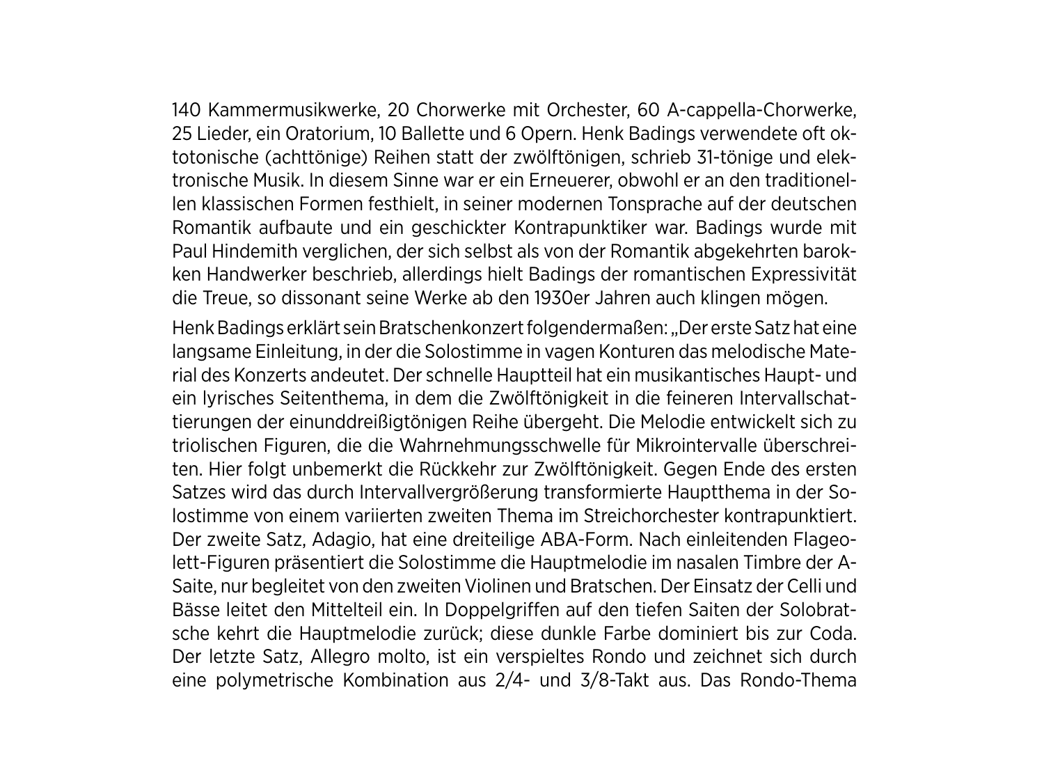140 Kammermusikwerke, 20 Chorwerke mit Orchester, 60 A-cappella-Chorwerke, 25 Lieder, ein Oratorium, 10 Ballette und 6 Opern. Henk Badings verwendete oft oktotonische (achttönige) Reihen statt der zwölftönigen, schrieb 31-tönige und elektronische Musik. In diesem Sinne war er ein Erneuerer, obwohl er an den traditionellen klassischen Formen festhielt, in seiner modernen Tonsprache auf der deutschen Romantik aufbaute und ein geschickter Kontrapunktiker war. Badings wurde mit Paul Hindemith verglichen, der sich selbst als von der Romantik abgekehrten barokken Handwerker beschrieb, allerdings hielt Badings der romantischen Expressivität die Treue, so dissonant seine Werke ab den 1930er Jahren auch klingen mögen.

Henk Badings erklärt sein Bratschenkonzert folgendermaßen: „Der erste Satz hat eine langsame Einleitung, in der die Solostimme in vagen Konturen das melodische Material des Konzerts andeutet. Der schnelle Hauptteil hat ein musikantisches Haupt- und ein lyrisches Seitenthema, in dem die Zwölftönigkeit in die feineren Intervallschattierungen der einunddreißigtönigen Reihe übergeht. Die Melodie entwickelt sich zu triolischen Figuren, die die Wahrnehmungsschwelle für Mikrointervalle überschreiten. Hier folgt unbemerkt die Rückkehr zur Zwölftönigkeit. Gegen Ende des ersten Satzes wird das durch Intervallvergrößerung transformierte Hauptthema in der Solostimme von einem variierten zweiten Thema im Streichorchester kontrapunktiert. Der zweite Satz, Adagio, hat eine dreiteilige ABA-Form. Nach einleitenden Flageolett-Figuren präsentiert die Solostimme die Hauptmelodie im nasalen Timbre der A-Saite, nur begleitet von den zweiten Violinen und Bratschen. Der Einsatz der Celli und Bässe leitet den Mittelteil ein. In Doppelgriffen auf den tiefen Saiten der Solobratsche kehrt die Hauptmelodie zurück; diese dunkle Farbe dominiert bis zur Coda. Der letzte Satz, Allegro molto, ist ein verspieltes Rondo und zeichnet sich durch eine polymetrische Kombination aus 2/4- und 3/8-Takt aus. Das Rondo-Thema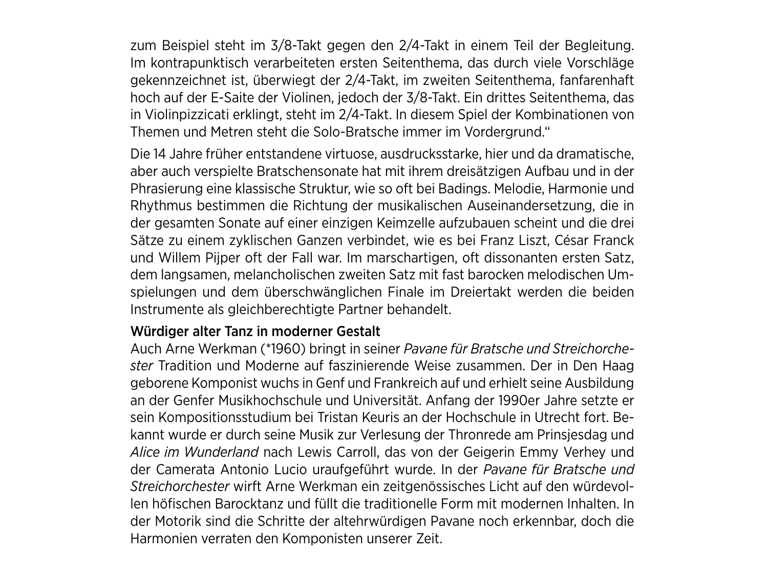zum Beispiel steht im 3/8-Takt gegen den 2/4-Takt in einem Teil der Begleitung. Im kontrapunktisch verarbeiteten ersten Seitenthema, das durch viele Vorschläge gekennzeichnet ist, überwiegt der 2/4-Takt, im zweiten Seitenthema, fanfarenhaft hoch auf der E-Saite der Violinen, jedoch der 3/8-Takt. Ein drittes Seitenthema, das in Violinpizzicati erklingt, steht im 2/4-Takt. In diesem Spiel der Kombinationen von Themen und Metren steht die Solo-Bratsche immer im Vordergrund."

Die 14 Jahre früher entstandene virtuose, ausdrucksstarke, hier und da dramatische, aber auch verspielte Bratschensonate hat mit ihrem dreisätzigen Aufbau und in der Phrasierung eine klassische Struktur, wie so oft bei Badings. Melodie, Harmonie und Rhythmus bestimmen die Richtung der musikalischen Auseinandersetzung, die in der gesamten Sonate auf einer einzigen Keimzelle aufzubauen scheint und die drei Sätze zu einem zyklischen Ganzen verbindet, wie es bei Franz Liszt, César Franck und Willem Pijper oft der Fall war. Im marschartigen, oft dissonanten ersten Satz, dem langsamen, melancholischen zweiten Satz mit fast barocken melodischen Umspielungen und dem überschwänglichen Finale im Dreiertakt werden die beiden Instrumente als gleichberechtigte Partner behandelt.

**Würdiger alter Tanz in moderner Gestalt**

Auch Arne Werkman (*1960) bringt in seiner *Pavane für Bratsche und Streichorchester* Tradition und Moderne auf faszinierende Weise zusammen. Der in Den Haag geborene Komponist wuchs in Genf und Frankreich auf und erhielt seine Ausbildung an der Genfer Musikhochschule und Universität. Anfang der 1990er Jahre setzte er sein Kompositionsstudium bei Tristan Keuris an der Hochschule in Utrecht fort. Bekannt wurde er durch seine Musik zur Verlesung der Thronrede am Prinsjesdag und *Alice im Wunderland* nach Lewis Carroll, das von der Geigerin Emmy Verhey und der Camerata Antonio Lucio uraufgeführt wurde. In der *Pavane für Bratsche und Streichorchester* wirft Arne Werkman ein zeitgenössisches Licht auf den würdevollen höfischen Barocktanz und füllt die traditionelle Form mit modernen Inhalten. In der Motorik sind die Schritte der altehrwürdigen Pavane noch erkennbar, doch die Harmonien verraten den Komponisten unserer Zeit.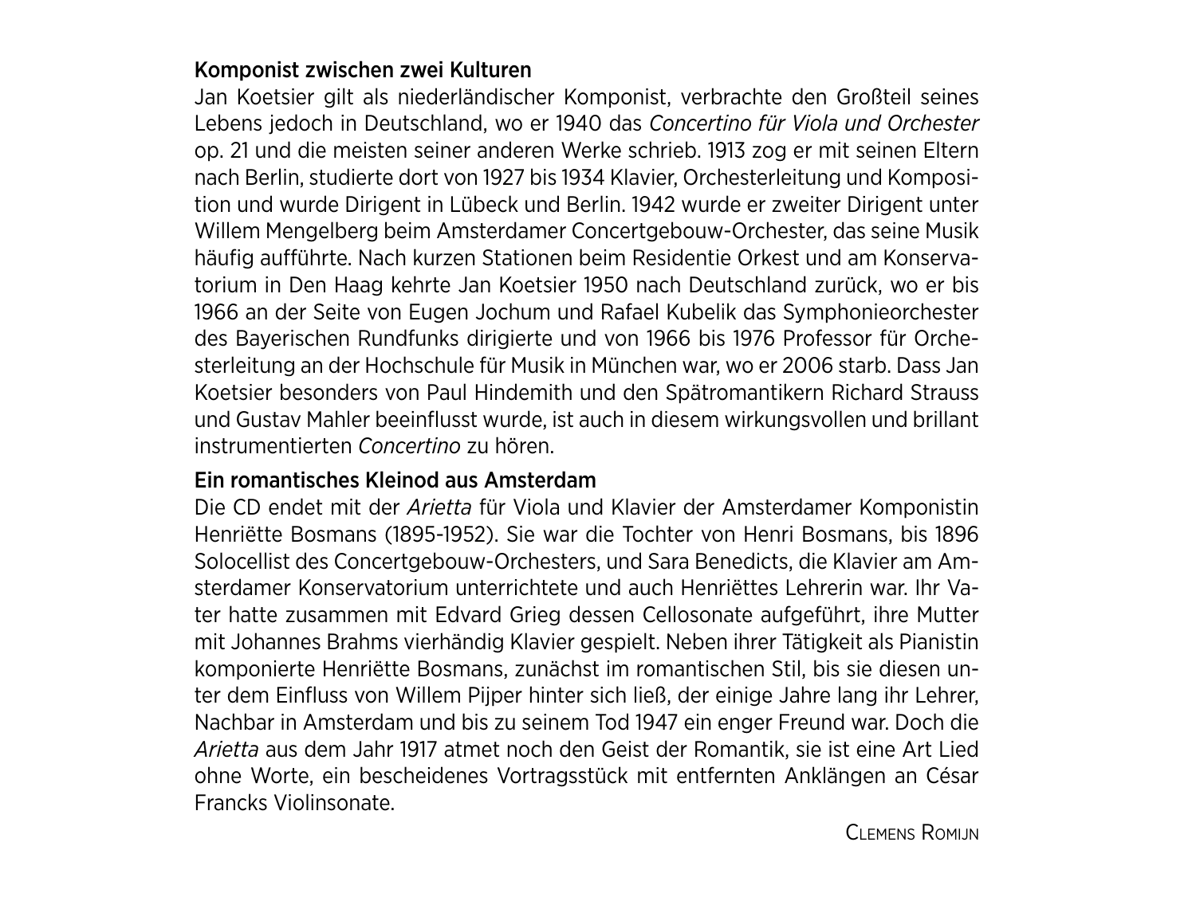### Komponist zwischen zwei Kulturen

Jan Koetsier gilt als niederländischer Komponist, verbrachte den Großteil seines Lebens jedoch in Deutschland, wo er 1940 das *Concertino für Viola und Orchester* op. 21 und die meisten seiner anderen Werke schrieb. 1913 zog er mit seinen Eltern nach Berlin, studierte dort von 1927 bis 1934 Klavier, Orchesterleitung und Komposition und wurde Dirigent in Lübeck und Berlin. 1942 wurde er zweiter Dirigent unter Willem Mengelberg beim Amsterdamer Concertgebouw-Orchester, das seine Musik häufig aufführte. Nach kurzen Stationen beim Residentie Orkest und am Konservatorium in Den Haag kehrte Jan Koetsier 1950 nach Deutschland zurück, wo er bis 1966 an der Seite von Eugen Jochum und Rafael Kubelik das Symphonieorchester des Bayerischen Rundfunks dirigierte und von 1966 bis 1976 Professor für Orchesterleitung an der Hochschule für Musik in München war, wo er 2006 starb. Dass Jan Koetsier besonders von Paul Hindemith und den Spätromantikern Richard Strauss und Gustav Mahler beeinflusst wurde, ist auch in diesem wirkungsvollen und brillant instrumentierten *Concertino* zu hören.

### Ein romantisches Kleinod aus Amsterdam

Die CD endet mit der *Arietta* für Viola und Klavier der Amsterdamer Komponistin Henriëtte Bosmans (1895-1952). Sie war die Tochter von Henri Bosmans, bis 1896 Solocellist des Concertgebouw-Orchesters, und Sara Benedicts, die Klavier am Amsterdamer Konservatorium unterrichtete und auch Henriëttes Lehrerin war. Ihr Vater hatte zusammen mit Edvard Grieg dessen Cellosonate aufgeführt, ihre Mutter mit Johannes Brahms vierhändig Klavier gespielt. Neben ihrer Tätigkeit als Pianistin komponierte Henriëtte Bosmans, zunächst im romantischen Stil, bis sie diesen unter dem Einfluss von Willem Pijper hinter sich ließ, der einige Jahre lang ihr Lehrer, Nachbar in Amsterdam und bis zu seinem Tod 1947 ein enger Freund war. Doch die *Arietta* aus dem Jahr 1917 atmet noch den Geist der Romantik, sie ist eine Art Lied ohne Worte, ein bescheidenes Vortragsstück mit entfernten Anklängen an César Francks Violinsonate.

Clemens Romijn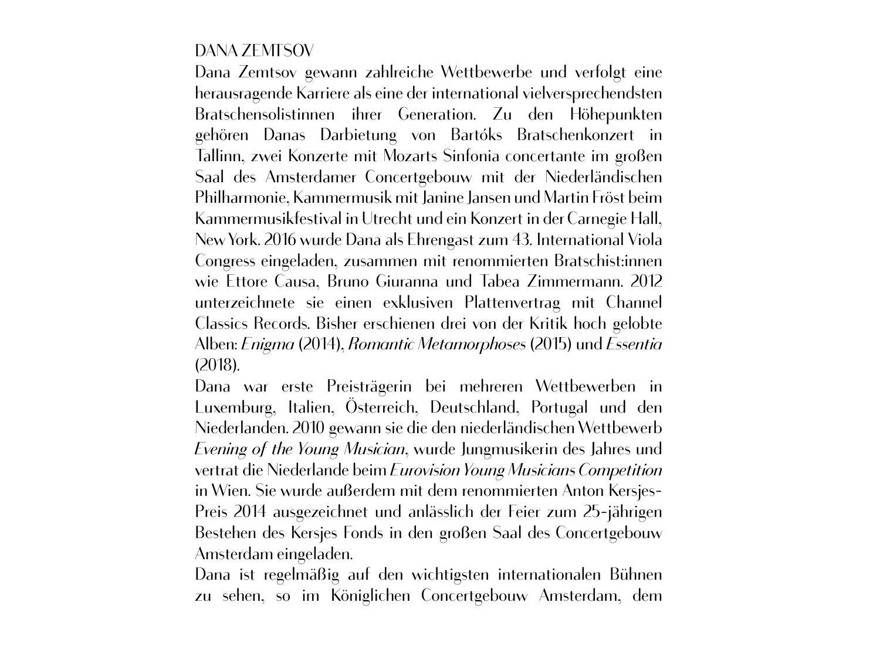DANA ZEMTSOV

Dana Zemtsov gewann zahlreiche Wettbewerbe und verfolgt eine herausragende Karriere als eine der international vielversprechendsten Bratschensolistinnen ihrer Generation. Zu den Höhepunkten gehören Danas Darbietung von Bartóks Bratschenkonzert in Tallinn, zwei Konzerte mit Mozarts Sinfonia concertante im großen Saal des Amsterdamer Concertgebouw mit der Niederländischen Philharmonie, Kammermusik mit Janine Jansen und Martin Fröst beim Kammermusikfestival in Utrecht und ein Konzert in der Carnegie Hall, New York. 2016 wurde Dana als Ehrengast zum 43. International Viola Congress eingeladen, zusammen mit renommierten Bratschist:innen wie Ettore Causa, Bruno Giuranna und Tabea Zimmermann. 2012 unterzeichnete sie einen exklusiven Plattenvertrag mit Channel Classics Records. Bisher erschienen drei von der Kritik hoch gelobte Alben: *Enigma* (2014), *Romantic Metamorphoses* (2015) und *Essentia* (2018).

Dana war erste Preisträgerin bei mehreren Wettbewerben in Luxemburg, Italien, Österreich, Deutschland, Portugal und den Niederlanden. 2010 gewann sie die den niederländischen Wettbewerb *Evening of the Young Musician*, wurde Jungmusikerin des Jahres und vertrat die Niederlande beim *Eurovision Young Musicians Competition* in Wien. Sie wurde außerdem mit dem renommierten Anton Kersjes-Preis 2014 ausgezeichnet und anlässlich der Feier zum 25-jährigen Bestehen des Kersjes Fonds in den großen Saal des Concertgebouw Amsterdam eingeladen.

Dana ist regelmäßig auf den wichtigsten internationalen Bühnen zu sehen, so im Königlichen Concertgebouw Amsterdam, dem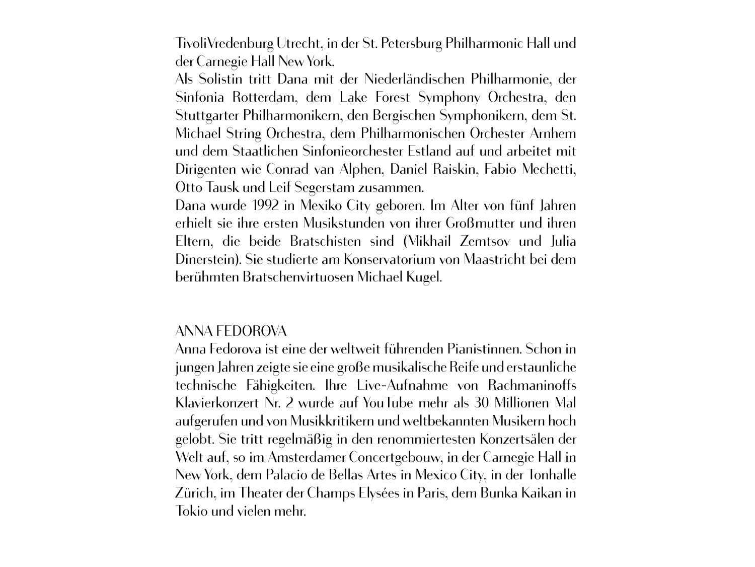TivoliVredenburg Utrecht, in der St. Petersburg Philharmonic Hall und der Carnegie Hall New York.

Als Solistin tritt Dana mit der Niederländischen Philharmonie, der Sinfonia Rotterdam, dem Lake Forest Symphony Orchestra, den Stuttgarter Philharmonikern, den Bergischen Symphonikern, dem St. Michael String Orchestra, dem Philharmonischen Orchester Arnhem und dem Staatlichen Sinfonieorchester Estland auf und arbeitet mit Dirigenten wie Conrad van Alphen, Daniel Raiskin, Fabio Mechetti, Otto Tausk und Leif Segerstam zusammen.

Dana wurde 1992 in Mexiko City geboren. Im Alter von fünf Jahren erhielt sie ihre ersten Musikstunden von ihrer Großmutter und ihren Eltern, die beide Bratschisten sind (Mikhail Zemtsov und Julia Dinerstein). Sie studierte am Konservatorium von Maastricht bei dem berühmten Bratschenvirtuosen Michael Kugel.

## ANNA FEDOROVA

Anna Fedorova ist eine der weltweit führenden Pianistinnen. Schon in jungen Jahren zeigte sie eine große musikalische Reife und erstaunliche technische Fähigkeiten. Ihre Live-Aufnahme von Rachmaninoffs Klavierkonzert Nr. 2 wurde auf YouTube mehr als 30 Millionen Mal aufgerufen und von Musikkritikern und weltbekannten Musikern hoch gelobt. Sie tritt regelmäßig in den renommiertesten Konzertsälen der Welt auf, so im Amsterdamer Concertgebouw, in der Carnegie Hall in New York, dem Palacio de Bellas Artes in Mexico City, in der Tonhalle Zürich, im Theater der Champs Elysées in Paris, dem Bunka Kaikan in Tokio und vielen mehr.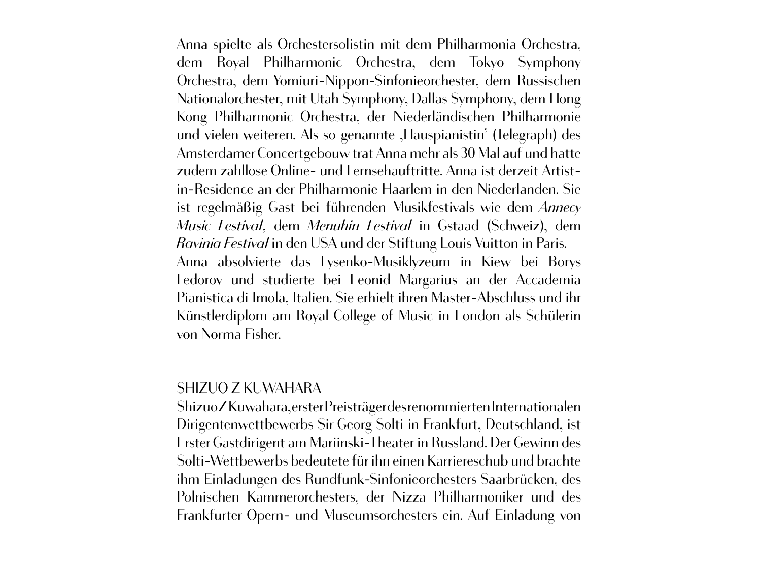Anna spielte als Orchestersolistin mit dem Philharmonia Orchestra, dem Royal Philharmonic Orchestra, dem Tokyo Symphony Orchestra, dem Yomiuri-Nippon-Sinfonieorchester, dem Russischen Nationalorchester, mit Utah Symphony, Dallas Symphony, dem Hong Kong Philharmonic Orchestra, der Niederländischen Philharmonie und vielen weiteren. Als so genannte ‚Hauspianistin' (Telegraph) des Amsterdamer Concertgebouw trat Anna mehr als 30 Mal auf und hatte zudem zahllose Online- und Fernsehauftritte. Anna ist derzeit Artist-in-Residence an der Philharmonie Haarlem in den Niederlanden. Sie ist regelmäßig Gast bei führenden Musikfestivals wie dem *Annecy Music Festival*, dem *Menuhin Festival* in Gstaad (Schweiz), dem *Ravinia Festival* in den USA und der Stiftung Louis Vuitton in Paris.
Anna absolvierte das Lysenko-Musiklyzeum in Kiew bei Borys Fedorov und studierte bei Leonid Margarius an der Accademia Pianistica di Imola, Italien. Sie erhielt ihren Master-Abschluss und ihr Künstlerdiplom am Royal College of Music in London als Schülerin von Norma Fisher.

## SHIZUO Z KUWAHARA

Shizuo Z Kuwahara, erster Preisträger des renommierten Internationalen Dirigentenwettbewerbs Sir Georg Solti in Frankfurt, Deutschland, ist Erster Gastdirigent am Mariinski-Theater in Russland. Der Gewinn des Solti-Wettbewerbs bedeutete für ihn einen Karriereschub und brachte ihm Einladungen des Rundfunk-Sinfonieorchesters Saarbrücken, des Polnischen Kammerorchesters, der Nizza Philharmoniker und des Frankfurter Opern- und Museumsorchesters ein. Auf Einladung von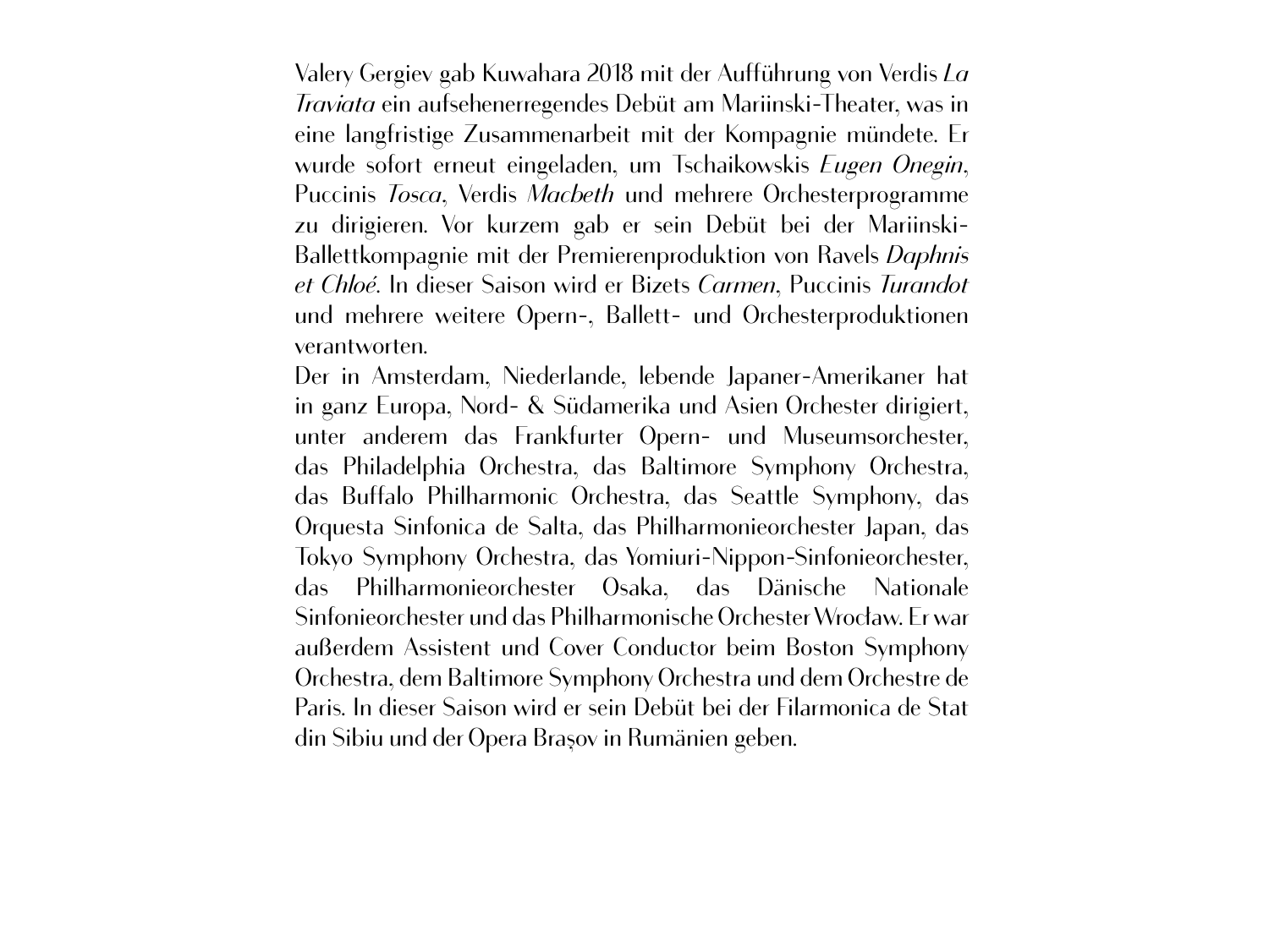Valery Gergiev gab Kuwahara 2018 mit der Aufführung von Verdis *La Traviata* ein aufsehenerregendes Debüt am Mariinski-Theater, was in eine langfristige Zusammenarbeit mit der Kompagnie mündete. Er wurde sofort erneut eingeladen, um Tschaikowskis *Eugen Onegin*, Puccinis *Tosca*, Verdis *Macbeth* und mehrere Orchesterprogramme zu dirigieren. Vor kurzem gab er sein Debüt bei der Mariinski-Ballettkompagnie mit der Premierenproduktion von Ravels *Daphnis et Chloé*. In dieser Saison wird er Bizets *Carmen*, Puccinis *Turandot* und mehrere weitere Opern-, Ballett- und Orchesterproduktionen verantworten.

Der in Amsterdam, Niederlande, lebende Japaner-Amerikaner hat in ganz Europa, Nord- & Südamerika und Asien Orchester dirigiert, unter anderem das Frankfurter Opern- und Museumsorchester, das Philadelphia Orchestra, das Baltimore Symphony Orchestra, das Buffalo Philharmonic Orchestra, das Seattle Symphony, das Orquesta Sinfonica de Salta, das Philharmonieorchester Japan, das Tokyo Symphony Orchestra, das Yomiuri-Nippon-Sinfonieorchester, das Philharmonieorchester Osaka, das Dänische Nationale Sinfonieorchester und das Philharmonische Orchester Wrocław. Er war außerdem Assistent und Cover Conductor beim Boston Symphony Orchestra, dem Baltimore Symphony Orchestra und dem Orchestre de Paris. In dieser Saison wird er sein Debüt bei der Filarmonica de Stat din Sibiu und der Opera Brașov in Rumänien geben.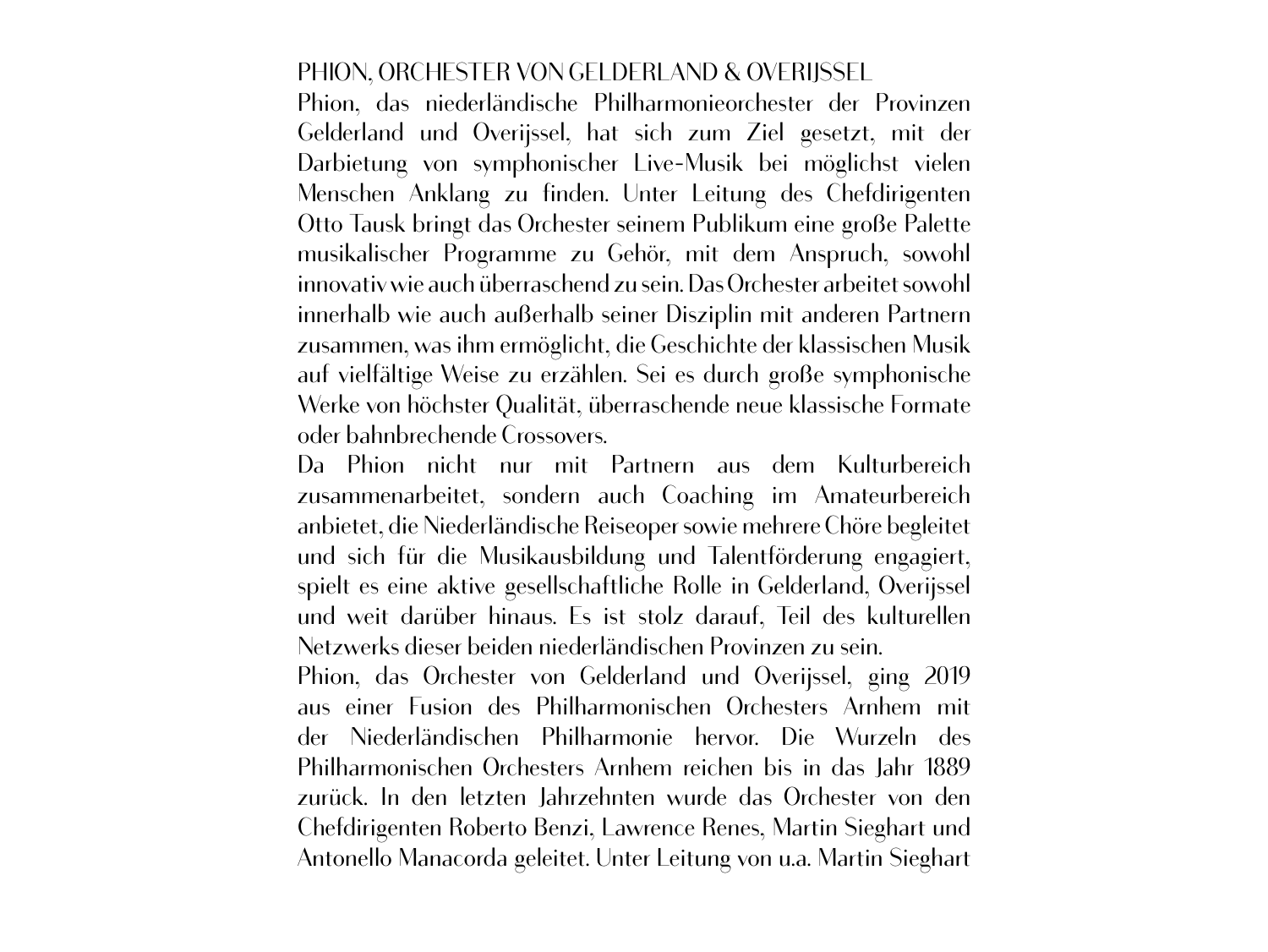## PHION, ORCHESTER VON GELDERLAND & OVERIJSSEL

Phion, das niederländische Philharmonieorchester der Provinzen Gelderland und Overijssel, hat sich zum Ziel gesetzt, mit der Darbietung von symphonischer Live-Musik bei möglichst vielen Menschen Anklang zu finden. Unter Leitung des Chefdirigenten Otto Tausk bringt das Orchester seinem Publikum eine große Palette musikalischer Programme zu Gehör, mit dem Anspruch, sowohl innovativ wie auch überraschend zu sein. Das Orchester arbeitet sowohl innerhalb wie auch außerhalb seiner Disziplin mit anderen Partnern zusammen, was ihm ermöglicht, die Geschichte der klassischen Musik auf vielfältige Weise zu erzählen. Sei es durch große symphonische Werke von höchster Qualität, überraschende neue klassische Formate oder bahnbrechende Crossovers.

Da Phion nicht nur mit Partnern aus dem Kulturbereich zusammenarbeitet, sondern auch Coaching im Amateurbereich anbietet, die Niederländische Reiseoper sowie mehrere Chöre begleitet und sich für die Musikausbildung und Talentförderung engagiert, spielt es eine aktive gesellschaftliche Rolle in Gelderland, Overijssel und weit darüber hinaus. Es ist stolz darauf, Teil des kulturellen Netzwerks dieser beiden niederländischen Provinzen zu sein.

Phion, das Orchester von Gelderland und Overijssel, ging 2019 aus einer Fusion des Philharmonischen Orchesters Arnhem mit der Niederländischen Philharmonie hervor. Die Wurzeln des Philharmonischen Orchesters Arnhem reichen bis in das Jahr 1889 zurück. In den letzten Jahrzehnten wurde das Orchester von den Chefdirigenten Roberto Benzi, Lawrence Renes, Martin Sieghart und Antonello Manacorda geleitet. Unter Leitung von u.a. Martin Sieghart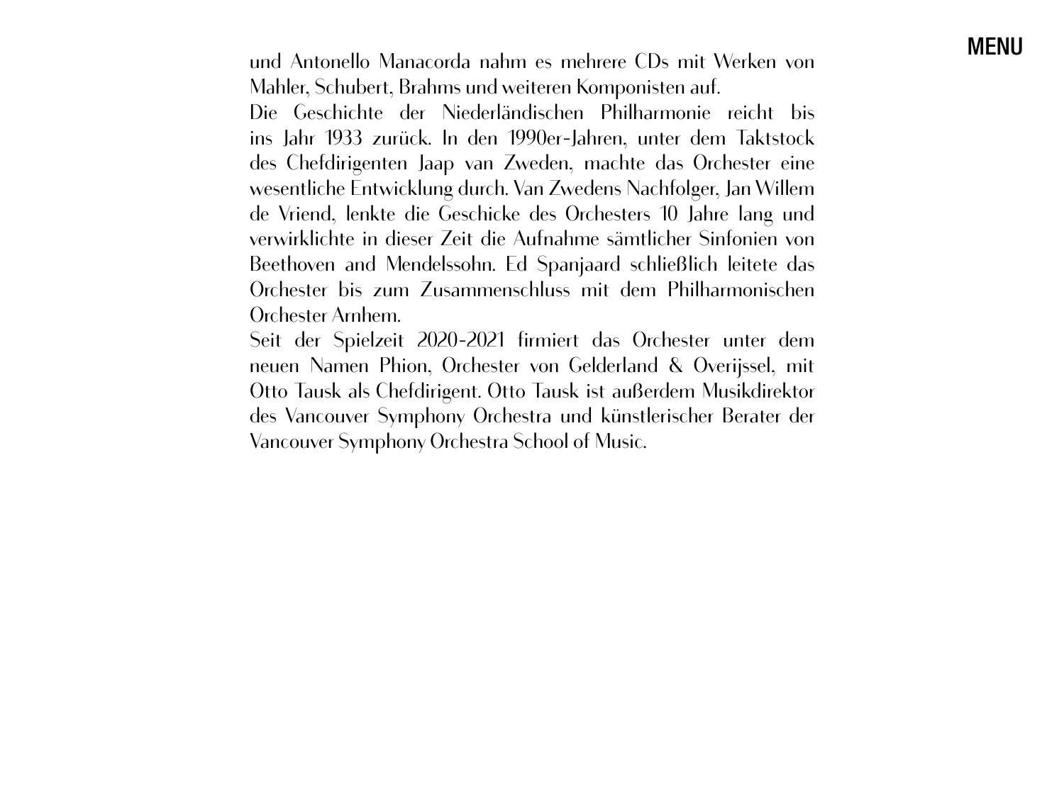und Antonello Manacorda nahm es mehrere CDs mit Werken von Mahler, Schubert, Brahms und weiteren Komponisten auf.

Die Geschichte der Niederländischen Philharmonie reicht bis ins Jahr 1933 zurück. In den 1990er-Jahren, unter dem Taktstock des Chefdirigenten Jaap van Zweden, machte das Orchester eine wesentliche Entwicklung durch. Van Zwedens Nachfolger, Jan Willem de Vriend, lenkte die Geschicke des Orchesters 10 Jahre lang und verwirklichte in dieser Zeit die Aufnahme sämtlicher Sinfonien von Beethoven and Mendelssohn. Ed Spanjaard schließlich leitete das Orchester bis zum Zusammenschluss mit dem Philharmonischen Orchester Arnhem.

Seit der Spielzeit 2020-2021 firmiert das Orchester unter dem neuen Namen Phion, Orchester von Gelderland & Overijssel, mit Otto Tausk als Chefdirigent. Otto Tausk ist außerdem Musikdirektor des Vancouver Symphony Orchestra und künstlerischer Berater der Vancouver Symphony Orchestra School of Music.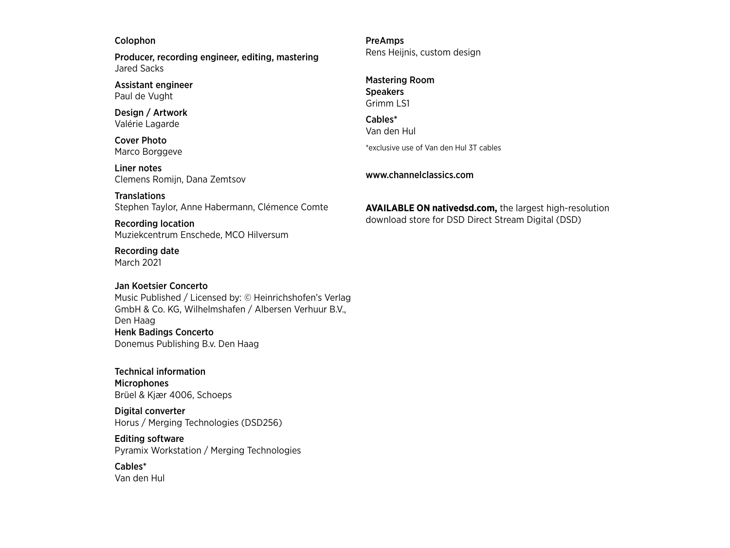Colophon

**Producer, recording engineer, editing, mastering**
Jared Sacks

**Assistant engineer**
Paul de Vught

**Design / Artwork**
Valérie Lagarde

**Cover Photo**
Marco Borggeve

**Liner notes**
Clemens Romijn, Dana Zemtsov

**Translations**
Stephen Taylor, Anne Habermann, Clémence Comte

**Recording location**
Muziekcentrum Enschede, MCO Hilversum

**Recording date**
March 2021

**Jan Koetsier Concerto**
Music Published / Licensed by: © Heinrichshofen's Verlag GmbH & Co. KG, Wilhelmshafen / Albersen Verhuur B.V., Den Haag
**Henk Badings Concerto**
Donemus Publishing B.v. Den Haag

**Technical information**
**Microphones**
Brüel & Kjær 4006, Schoeps

**Digital converter**
Horus / Merging Technologies (DSD256)

**Editing software**
Pyramix Workstation / Merging Technologies

**Cables***
Van den Hul

**PreAmps**
Rens Heijnis, custom design

**Mastering Room**
**Speakers**
Grimm LS1

**Cables***
Van den Hul

*exclusive use of Van den Hul 3T cables

www.channelclassics.com

**AVAILABLE ON nativedsd.com,** the largest high-resolution download store for DSD Direct Stream Digital (DSD)